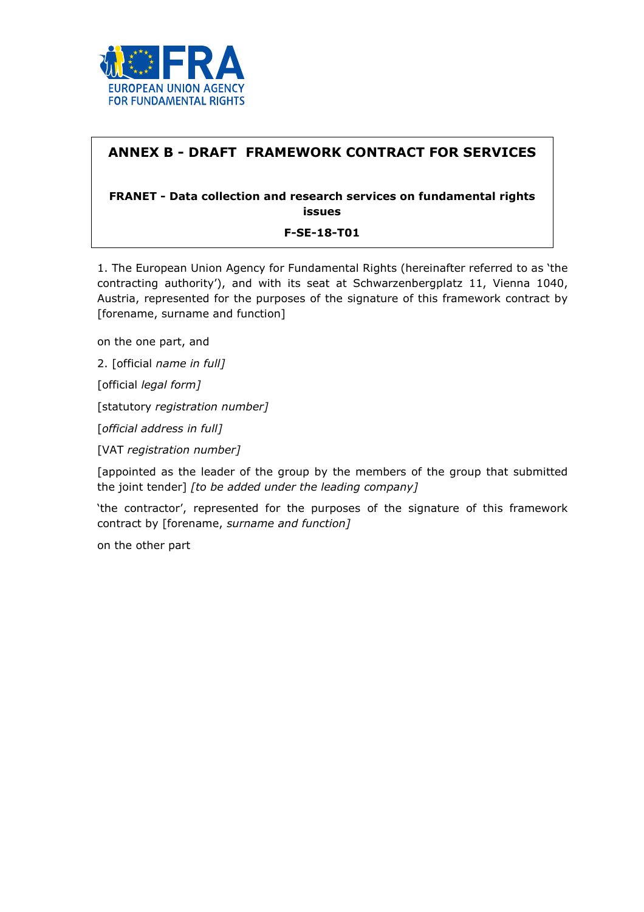# ANNEX B - DRAFT FRAMEWORK CONTRACT FOR SERVICES

**FRANET - Data collection and research services on fundamental rights issues**

**F-SE-18-T01**

1. The European Union Agency for Fundamental Rights (hereinafter referred to as 'the contracting authority'), and with its seat at Schwarzenbergplatz 11, Vienna 1040, Austria, represented for the purposes of the signature of this framework contract by [forename, surname and function]

on the one part, and

2. [official *name in full]*

[official *legal form]*

[statutory *registration number]*

[*official address in full]*

[VAT *registration number]*

[appointed as the leader of the group by the members of the group that submitted the joint tender] *[to be added under the leading company]*

'the contractor', represented for the purposes of the signature of this framework contract by [forename, *surname and function]*

on the other part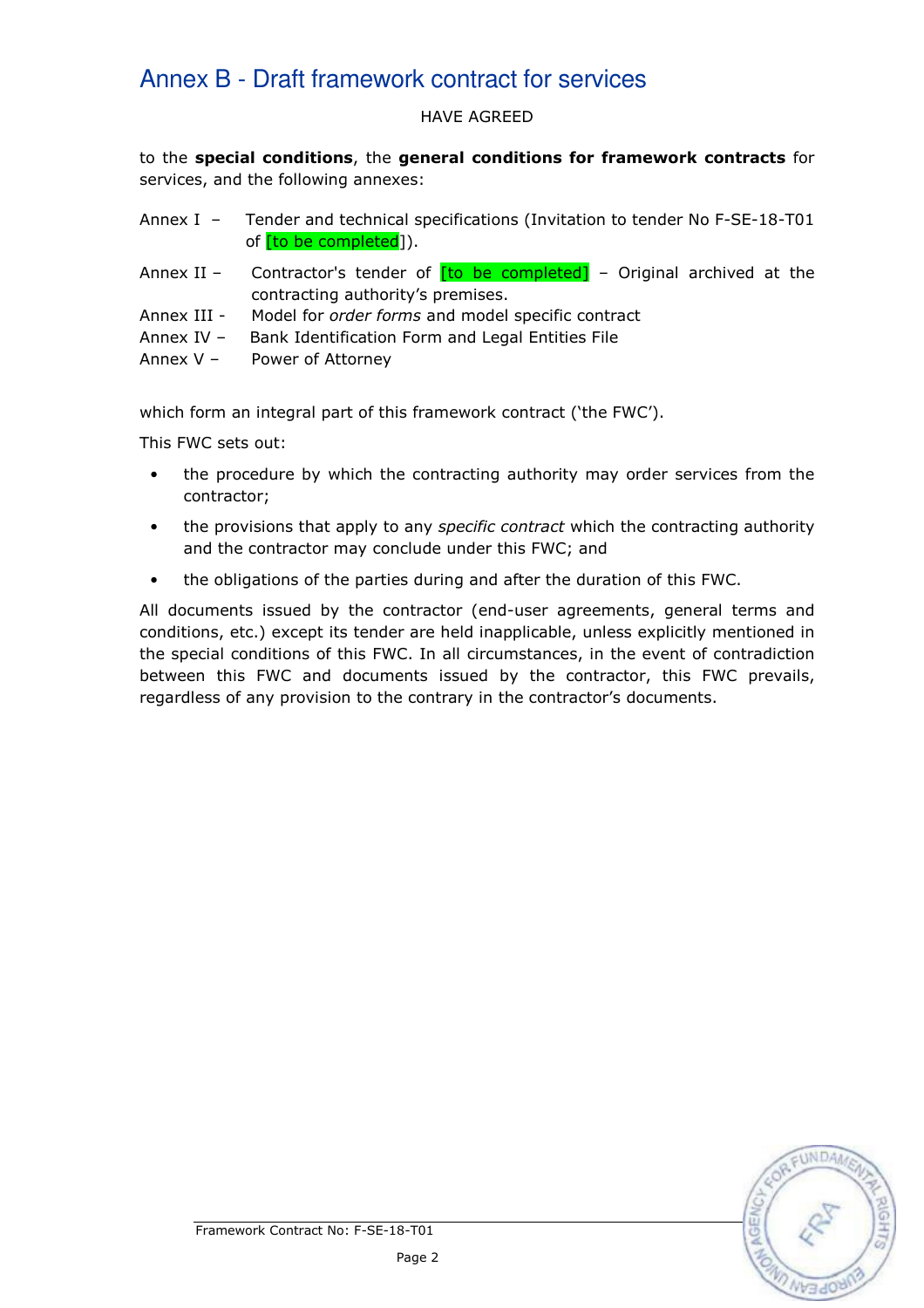# Annex B - Draft framework contract for services

HAVE AGREED

to the **special conditions**, the **general conditions for framework contracts** for services, and the following annexes:

Annex I – Tender and technical specifications (Invitation to tender No F-SE-18-T01 of [to be completed]).

Annex II – Contractor's tender of [to be completed] – Original archived at the contracting authority's premises.

Annex III - Model for *order forms* and model specific contract

Annex IV – Bank Identification Form and Legal Entities File

Annex V – Power of Attorney

which form an integral part of this framework contract ('the FWC').

This FWC sets out:

- the procedure by which the contracting authority may order services from the contractor;
- the provisions that apply to any *specific contract* which the contracting authority and the contractor may conclude under this FWC; and
- the obligations of the parties during and after the duration of this FWC.

All documents issued by the contractor (end-user agreements, general terms and conditions, etc.) except its tender are held inapplicable, unless explicitly mentioned in the special conditions of this FWC. In all circumstances, in the event of contradiction between this FWC and documents issued by the contractor, this FWC prevails, regardless of any provision to the contrary in the contractor's documents.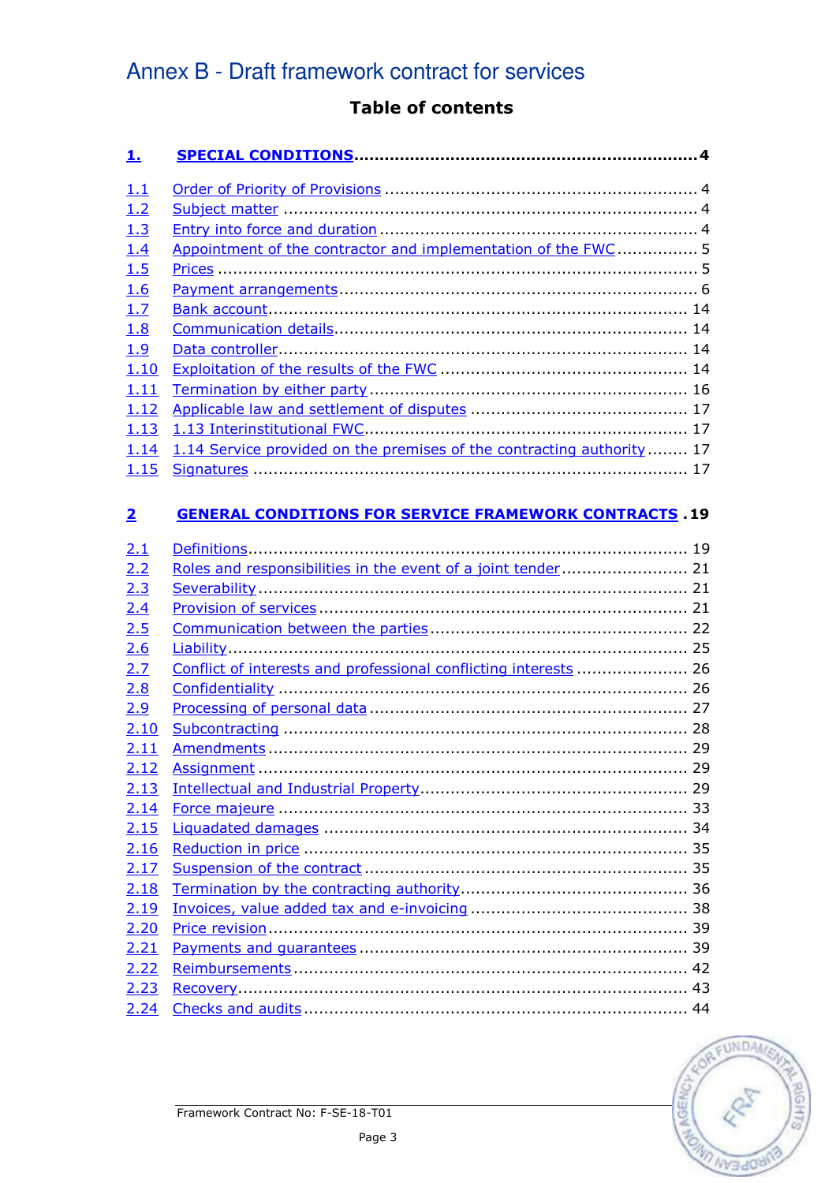# Annex B - Draft framework contract for services

## Table of contents

**1. SPECIAL CONDITIONS .................................................... 4**

1.1 Order of Priority of Provisions .................................................... 4
1.2 Subject matter .................................................... 4
1.3 Entry into force and duration .................................................... 4
1.4 Appointment of the contractor and implementation of the FWC ................ 5
1.5 Prices .................................................... 5
1.6 Payment arrangements .................................................... 6
1.7 Bank account .................................................... 14
1.8 Communication details .................................................... 14
1.9 Data controller .................................................... 14
1.10 Exploitation of the results of the FWC .................................................... 14
1.11 Termination by either party .................................................... 16
1.12 Applicable law and settlement of disputes .................................................... 17
1.13 1.13 Interinstitutional FWC .................................................... 17
1.14 1.14 Service provided on the premises of the contracting authority ........ 17
1.15 Signatures .................................................... 17

**2 GENERAL CONDITIONS FOR SERVICE FRAMEWORK CONTRACTS . 19**

2.1 Definitions .................................................... 19
2.2 Roles and responsibilities in the event of a joint tender .......................... 21
2.3 Severability .................................................... 21
2.4 Provision of services .................................................... 21
2.5 Communication between the parties .................................................... 22
2.6 Liability .................................................... 25
2.7 Conflict of interests and professional conflicting interests ...................... 26
2.8 Confidentiality .................................................... 26
2.9 Processing of personal data .................................................... 27
2.10 Subcontracting .................................................... 28
2.11 Amendments .................................................... 29
2.12 Assignment .................................................... 29
2.13 Intellectual and Industrial Property .................................................... 29
2.14 Force majeure .................................................... 33
2.15 Liquadated damages .................................................... 34
2.16 Reduction in price .................................................... 35
2.17 Suspension of the contract .................................................... 35
2.18 Termination by the contracting authority .................................................... 36
2.19 Invoices, value added tax and e-invoicing .................................................... 38
2.20 Price revision .................................................... 39
2.21 Payments and guarantees .................................................... 39
2.22 Reimbursements .................................................... 42
2.23 Recovery .................................................... 43
2.24 Checks and audits .................................................... 44

Framework Contract No: F-SE-18-T01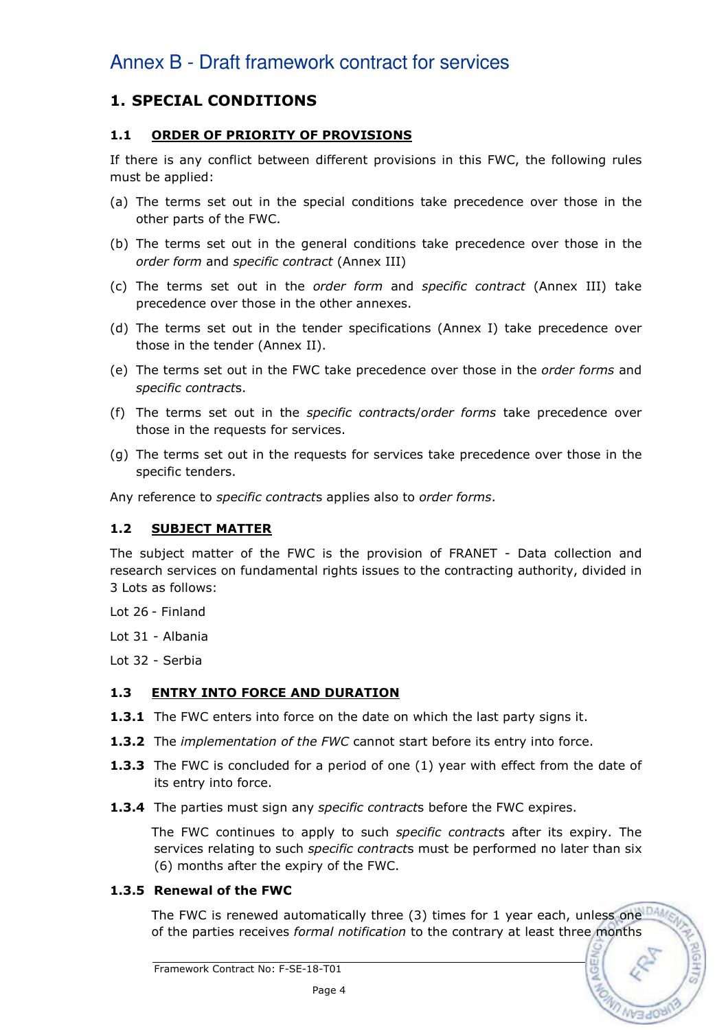# Annex B - Draft framework contract for services

## 1. SPECIAL CONDITIONS

### 1.1 ORDER OF PRIORITY OF PROVISIONS

If there is any conflict between different provisions in this FWC, the following rules must be applied:

(a) The terms set out in the special conditions take precedence over those in the other parts of the FWC.

(b) The terms set out in the general conditions take precedence over those in the *order form* and *specific contract* (Annex III)

(c) The terms set out in the *order form* and *specific contract* (Annex III) take precedence over those in the other annexes.

(d) The terms set out in the tender specifications (Annex I) take precedence over those in the tender (Annex II).

(e) The terms set out in the FWC take precedence over those in the *order forms* and *specific contract*s.

(f) The terms set out in the *specific contract*s/*order forms* take precedence over those in the requests for services.

(g) The terms set out in the requests for services take precedence over those in the specific tenders.

Any reference to *specific contract*s applies also to *order forms*.

### 1.2 SUBJECT MATTER

The subject matter of the FWC is the provision of FRANET - Data collection and research services on fundamental rights issues to the contracting authority, divided in 3 Lots as follows:

Lot 26 - Finland

Lot 31 - Albania

Lot 32 - Serbia

### 1.3 ENTRY INTO FORCE AND DURATION

**1.3.1** The FWC enters into force on the date on which the last party signs it.

**1.3.2** The *implementation of the FWC* cannot start before its entry into force.

**1.3.3** The FWC is concluded for a period of one (1) year with effect from the date of its entry into force.

**1.3.4** The parties must sign any *specific contract*s before the FWC expires.

The FWC continues to apply to such *specific contract*s after its expiry. The services relating to such *specific contract*s must be performed no later than six (6) months after the expiry of the FWC.

**1.3.5 Renewal of the FWC**

The FWC is renewed automatically three (3) times for 1 year each, unless one of the parties receives *formal notification* to the contrary at least three months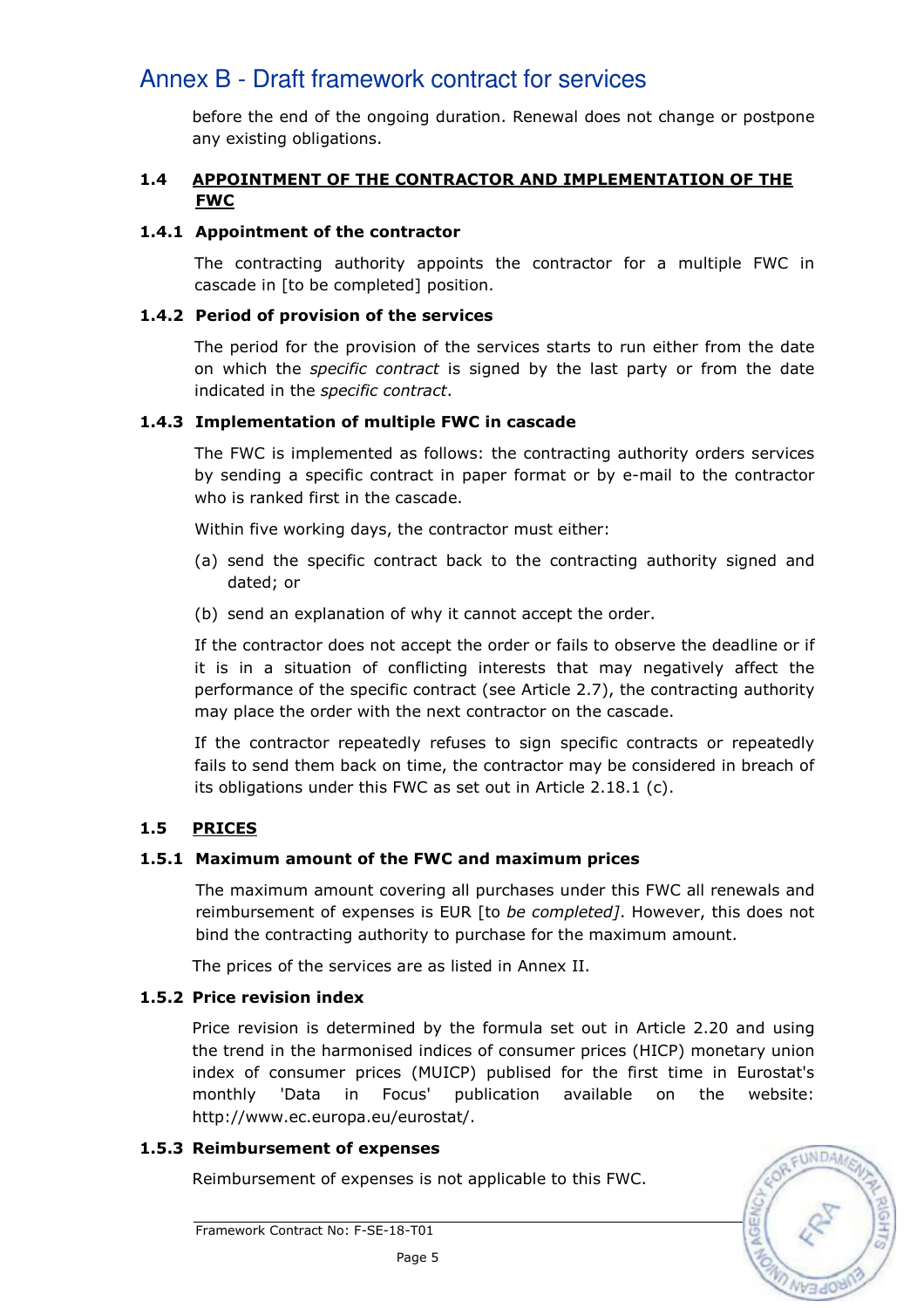before the end of the ongoing duration. Renewal does not change or postpone any existing obligations.

## 1.4 APPOINTMENT OF THE CONTRACTOR AND IMPLEMENTATION OF THE FWC

### 1.4.1 Appointment of the contractor

The contracting authority appoints the contractor for a multiple FWC in cascade in [to be completed] position.

### 1.4.2 Period of provision of the services

The period for the provision of the services starts to run either from the date on which the *specific contract* is signed by the last party or from the date indicated in the *specific contract*.

### 1.4.3 Implementation of multiple FWC in cascade

The FWC is implemented as follows: the contracting authority orders services by sending a specific contract in paper format or by e-mail to the contractor who is ranked first in the cascade.

Within five working days, the contractor must either:

(a) send the specific contract back to the contracting authority signed and dated; or

(b) send an explanation of why it cannot accept the order.

If the contractor does not accept the order or fails to observe the deadline or if it is in a situation of conflicting interests that may negatively affect the performance of the specific contract (see Article 2.7), the contracting authority may place the order with the next contractor on the cascade.

If the contractor repeatedly refuses to sign specific contracts or repeatedly fails to send them back on time, the contractor may be considered in breach of its obligations under this FWC as set out in Article 2.18.1 (c).

## 1.5 PRICES

### 1.5.1 Maximum amount of the FWC and maximum prices

The maximum amount covering all purchases under this FWC all renewals and reimbursement of expenses is EUR [to *be completed]*. However, this does not bind the contracting authority to purchase for the maximum amount.

The prices of the services are as listed in Annex II.

### 1.5.2 Price revision index

Price revision is determined by the formula set out in Article 2.20 and using the trend in the harmonised indices of consumer prices (HICP) monetary union index of consumer prices (MUICP) publised for the first time in Eurostat's monthly 'Data in Focus' publication available on the website: http://www.ec.europa.eu/eurostat/.

### 1.5.3 Reimbursement of expenses

Reimbursement of expenses is not applicable to this FWC.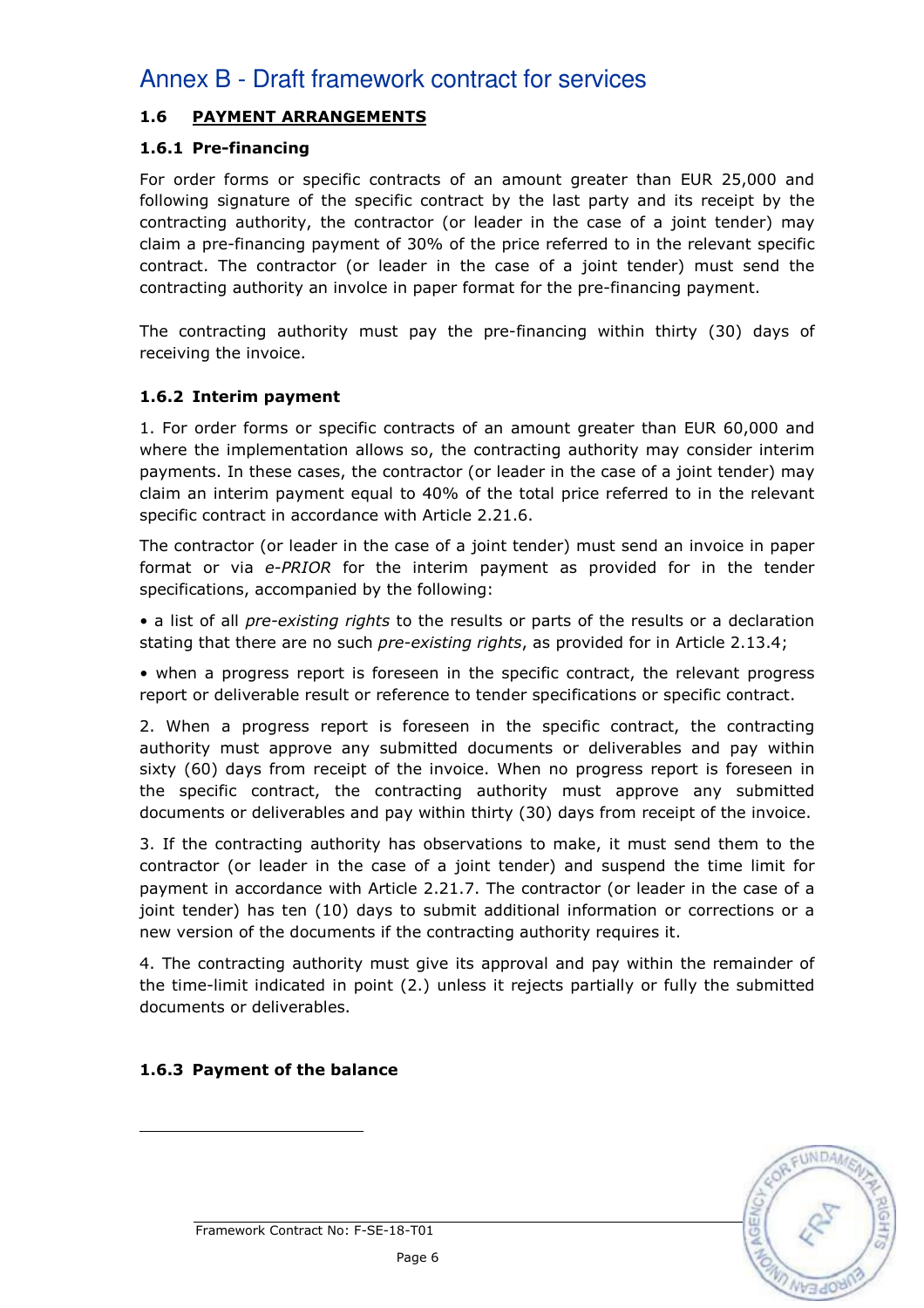# Annex B - Draft framework contract for services

## 1.6 PAYMENT ARRANGEMENTS

### 1.6.1 Pre-financing

For order forms or specific contracts of an amount greater than EUR 25,000 and following signature of the specific contract by the last party and its receipt by the contracting authority, the contractor (or leader in the case of a joint tender) may claim a pre-financing payment of 30% of the price referred to in the relevant specific contract. The contractor (or leader in the case of a joint tender) must send the contracting authority an invoice in paper format for the pre-financing payment.

The contracting authority must pay the pre-financing within thirty (30) days of receiving the invoice.

### 1.6.2 Interim payment

1. For order forms or specific contracts of an amount greater than EUR 60,000 and where the implementation allows so, the contracting authority may consider interim payments. In these cases, the contractor (or leader in the case of a joint tender) may claim an interim payment equal to 40% of the total price referred to in the relevant specific contract in accordance with Article 2.21.6.

The contractor (or leader in the case of a joint tender) must send an invoice in paper format or via *e-PRIOR* for the interim payment as provided for in the tender specifications, accompanied by the following:

- a list of all *pre-existing rights* to the results or parts of the results or a declaration stating that there are no such *pre-existing rights*, as provided for in Article 2.13.4;
- when a progress report is foreseen in the specific contract, the relevant progress report or deliverable result or reference to tender specifications or specific contract.

2. When a progress report is foreseen in the specific contract, the contracting authority must approve any submitted documents or deliverables and pay within sixty (60) days from receipt of the invoice. When no progress report is foreseen in the specific contract, the contracting authority must approve any submitted documents or deliverables and pay within thirty (30) days from receipt of the invoice.

3. If the contracting authority has observations to make, it must send them to the contractor (or leader in the case of a joint tender) and suspend the time limit for payment in accordance with Article 2.21.7. The contractor (or leader in the case of a joint tender) has ten (10) days to submit additional information or corrections or a new version of the documents if the contracting authority requires it.

4. The contracting authority must give its approval and pay within the remainder of the time-limit indicated in point (2.) unless it rejects partially or fully the submitted documents or deliverables.

### 1.6.3 Payment of the balance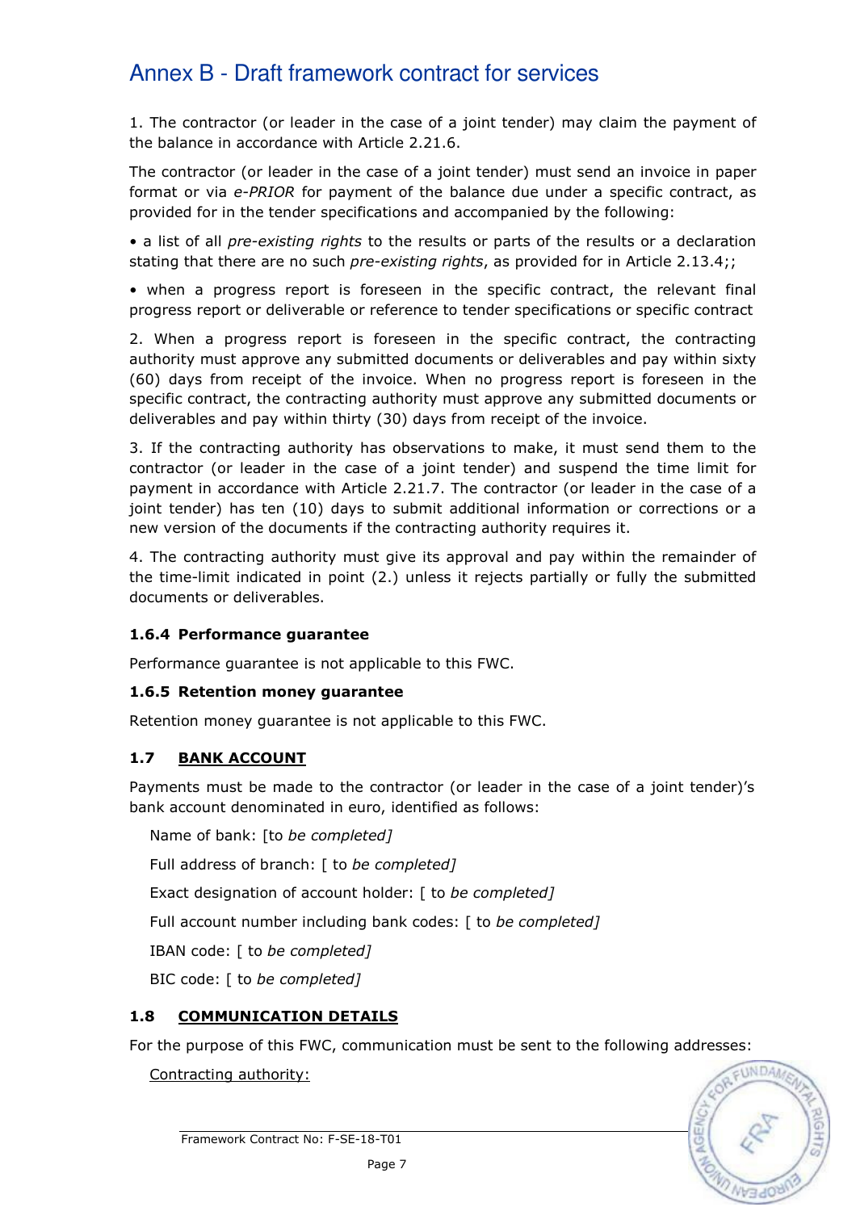# Annex B - Draft framework contract for services

1. The contractor (or leader in the case of a joint tender) may claim the payment of the balance in accordance with Article 2.21.6.

The contractor (or leader in the case of a joint tender) must send an invoice in paper format or via *e-PRIOR* for payment of the balance due under a specific contract, as provided for in the tender specifications and accompanied by the following:

- a list of all *pre-existing rights* to the results or parts of the results or a declaration stating that there are no such *pre-existing rights*, as provided for in Article 2.13.4;;
- when a progress report is foreseen in the specific contract, the relevant final progress report or deliverable or reference to tender specifications or specific contract

2. When a progress report is foreseen in the specific contract, the contracting authority must approve any submitted documents or deliverables and pay within sixty (60) days from receipt of the invoice. When no progress report is foreseen in the specific contract, the contracting authority must approve any submitted documents or deliverables and pay within thirty (30) days from receipt of the invoice.

3. If the contracting authority has observations to make, it must send them to the contractor (or leader in the case of a joint tender) and suspend the time limit for payment in accordance with Article 2.21.7. The contractor (or leader in the case of a joint tender) has ten (10) days to submit additional information or corrections or a new version of the documents if the contracting authority requires it.

4. The contracting authority must give its approval and pay within the remainder of the time-limit indicated in point (2.) unless it rejects partially or fully the submitted documents or deliverables.

### 1.6.4 Performance guarantee

Performance guarantee is not applicable to this FWC.

### 1.6.5 Retention money guarantee

Retention money guarantee is not applicable to this FWC.

## 1.7 BANK ACCOUNT

Payments must be made to the contractor (or leader in the case of a joint tender)'s bank account denominated in euro, identified as follows:

Name of bank: [to *be completed]*

Full address of branch: [ to *be completed]*

Exact designation of account holder: [ to *be completed]*

Full account number including bank codes: [ to *be completed]*

IBAN code: [ to *be completed]*

BIC code: [ to *be completed]*

## 1.8 COMMUNICATION DETAILS

For the purpose of this FWC, communication must be sent to the following addresses:

Contracting authority: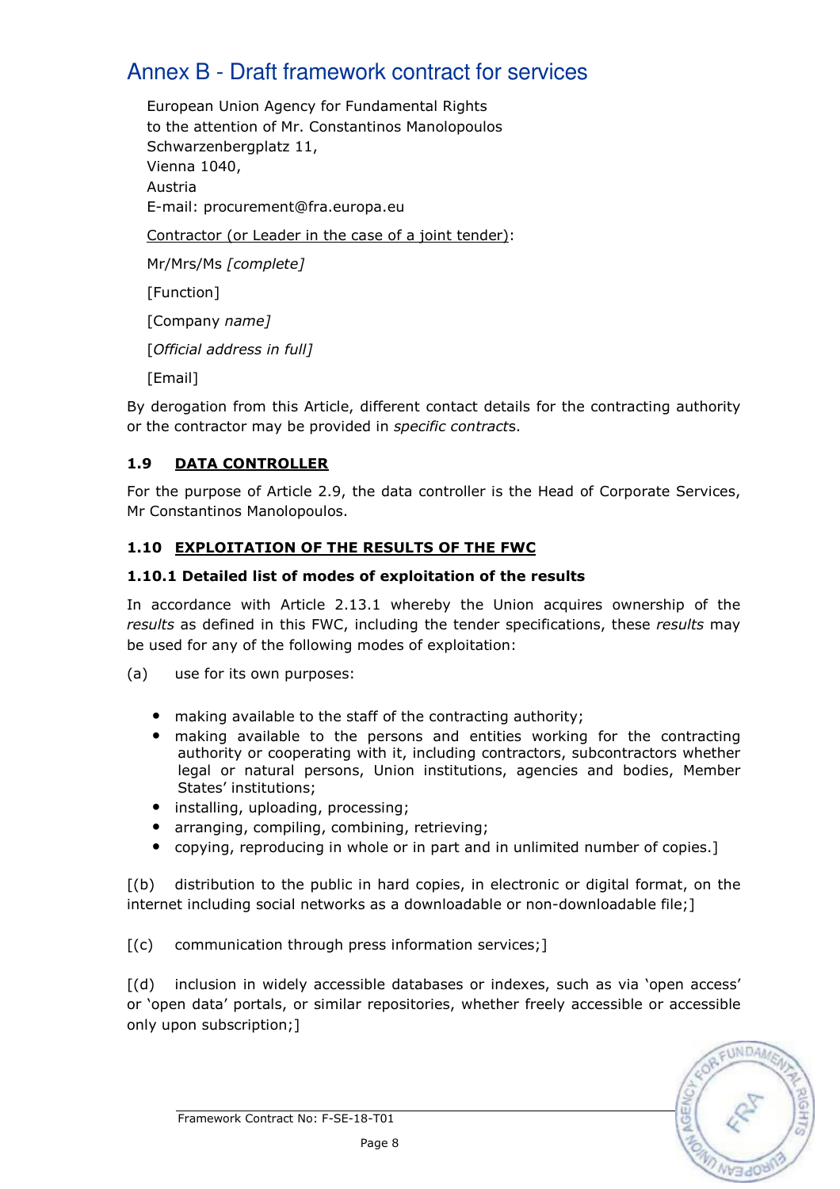# Annex B - Draft framework contract for services

European Union Agency for Fundamental Rights
to the attention of Mr. Constantinos Manolopoulos
Schwarzenbergplatz 11,
Vienna 1040,
Austria
E-mail: procurement@fra.europa.eu

Contractor (or Leader in the case of a joint tender):

Mr/Mrs/Ms *[complete]*

[Function]

[Company *name]*

[*Official address in full]*

[Email]

By derogation from this Article, different contact details for the contracting authority or the contractor may be provided in *specific contracts*.

### 1.9 DATA CONTROLLER

For the purpose of Article 2.9, the data controller is the Head of Corporate Services, Mr Constantinos Manolopoulos.

### 1.10 EXPLOITATION OF THE RESULTS OF THE FWC

#### 1.10.1 Detailed list of modes of exploitation of the results

In accordance with Article 2.13.1 whereby the Union acquires ownership of the *results* as defined in this FWC, including the tender specifications, these *results* may be used for any of the following modes of exploitation:

(a) use for its own purposes:

- making available to the staff of the contracting authority;
- making available to the persons and entities working for the contracting authority or cooperating with it, including contractors, subcontractors whether legal or natural persons, Union institutions, agencies and bodies, Member States' institutions;
- installing, uploading, processing;
- arranging, compiling, combining, retrieving;
- copying, reproducing in whole or in part and in unlimited number of copies.]

[(b) distribution to the public in hard copies, in electronic or digital format, on the internet including social networks as a downloadable or non-downloadable file;]

[(c) communication through press information services;]

[(d) inclusion in widely accessible databases or indexes, such as via 'open access' or 'open data' portals, or similar repositories, whether freely accessible or accessible only upon subscription;]

Framework Contract No: F-SE-18-T01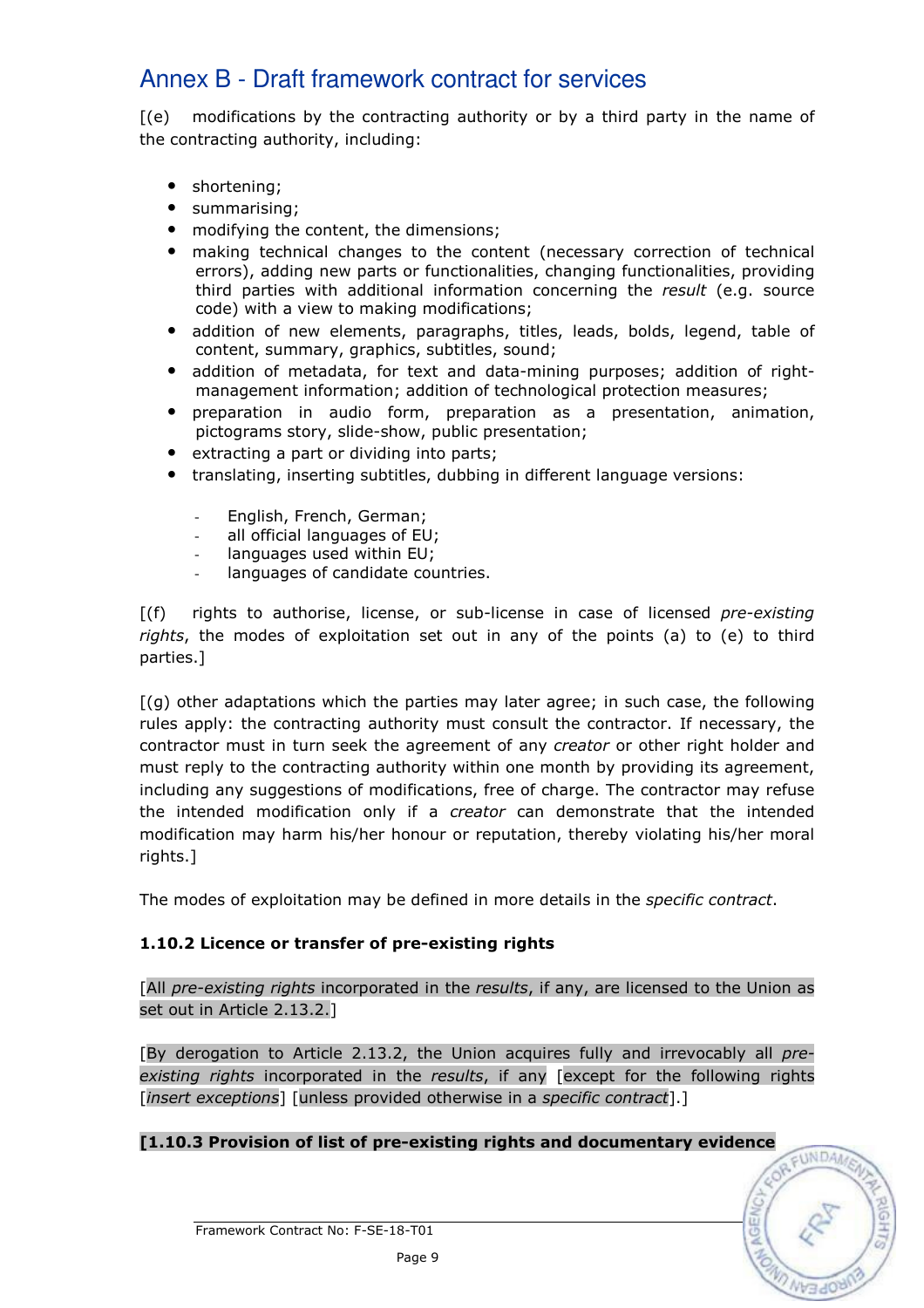## Annex B - Draft framework contract for services

[(e) modifications by the contracting authority or by a third party in the name of the contracting authority, including:

- shortening;
- summarising;
- modifying the content, the dimensions;
- making technical changes to the content (necessary correction of technical errors), adding new parts or functionalities, changing functionalities, providing third parties with additional information concerning the *result* (e.g. source code) with a view to making modifications;
- addition of new elements, paragraphs, titles, leads, bolds, legend, table of content, summary, graphics, subtitles, sound;
- addition of metadata, for text and data-mining purposes; addition of right-management information; addition of technological protection measures;
- preparation in audio form, preparation as a presentation, animation, pictograms story, slide-show, public presentation;
- extracting a part or dividing into parts;
- translating, inserting subtitles, dubbing in different language versions:
  - English, French, German;
  - all official languages of EU;
  - languages used within EU;
  - languages of candidate countries.

[(f) rights to authorise, license, or sub-license in case of licensed *pre-existing rights*, the modes of exploitation set out in any of the points (a) to (e) to third parties.]

[(g) other adaptations which the parties may later agree; in such case, the following rules apply: the contracting authority must consult the contractor. If necessary, the contractor must in turn seek the agreement of any *creator* or other right holder and must reply to the contracting authority within one month by providing its agreement, including any suggestions of modifications, free of charge. The contractor may refuse the intended modification only if a *creator* can demonstrate that the intended modification may harm his/her honour or reputation, thereby violating his/her moral rights.]

The modes of exploitation may be defined in more details in the *specific contract*.

### 1.10.2 Licence or transfer of pre-existing rights

[All *pre-existing rights* incorporated in the *results*, if any, are licensed to the Union as set out in Article 2.13.2.]

[By derogation to Article 2.13.2, the Union acquires fully and irrevocably all *pre-existing rights* incorporated in the *results*, if any [except for the following rights [*insert exceptions*] [unless provided otherwise in a *specific contract*].]

### [1.10.3 Provision of list of pre-existing rights and documentary evidence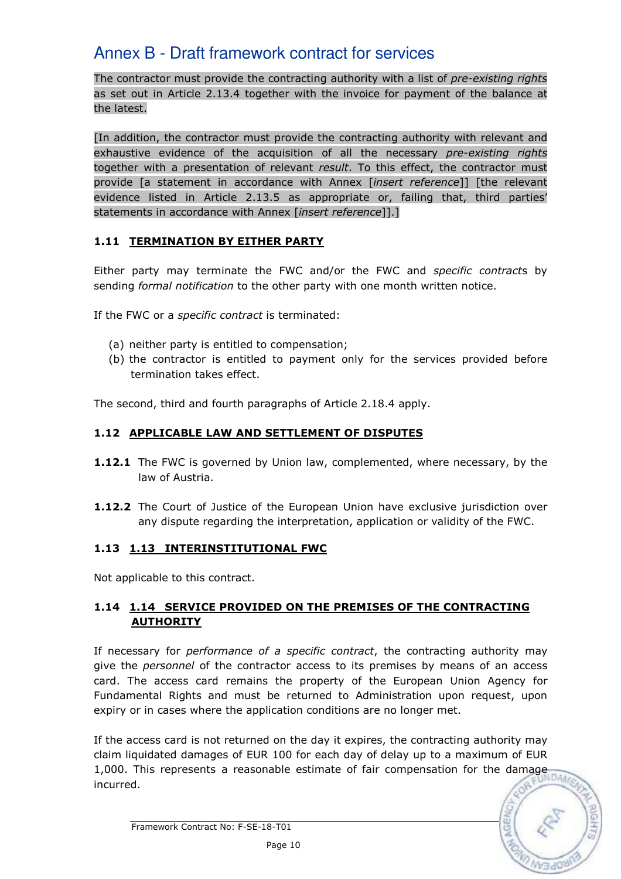The contractor must provide the contracting authority with a list of *pre-existing rights* as set out in Article 2.13.4 together with the invoice for payment of the balance at the latest.

[In addition, the contractor must provide the contracting authority with relevant and exhaustive evidence of the acquisition of all the necessary *pre-existing rights* together with a presentation of relevant *result*. To this effect, the contractor must provide [a statement in accordance with Annex [*insert reference*]] [the relevant evidence listed in Article 2.13.5 as appropriate or, failing that, third parties' statements in accordance with Annex [*insert reference*]].]

### 1.11 TERMINATION BY EITHER PARTY

Either party may terminate the FWC and/or the FWC and *specific contract*s by sending *formal notification* to the other party with one month written notice.

If the FWC or a *specific contract* is terminated:

(a) neither party is entitled to compensation;
(b) the contractor is entitled to payment only for the services provided before termination takes effect.

The second, third and fourth paragraphs of Article 2.18.4 apply.

### 1.12 APPLICABLE LAW AND SETTLEMENT OF DISPUTES

**1.12.1** The FWC is governed by Union law, complemented, where necessary, by the law of Austria.

**1.12.2** The Court of Justice of the European Union have exclusive jurisdiction over any dispute regarding the interpretation, application or validity of the FWC.

### 1.13 1.13 INTERINSTITUTIONAL FWC

Not applicable to this contract.

### 1.14 1.14 SERVICE PROVIDED ON THE PREMISES OF THE CONTRACTING AUTHORITY

If necessary for *performance of a specific contract*, the contracting authority may give the *personnel* of the contractor access to its premises by means of an access card. The access card remains the property of the European Union Agency for Fundamental Rights and must be returned to Administration upon request, upon expiry or in cases where the application conditions are no longer met.

If the access card is not returned on the day it expires, the contracting authority may claim liquidated damages of EUR 100 for each day of delay up to a maximum of EUR 1,000. This represents a reasonable estimate of fair compensation for the damage incurred.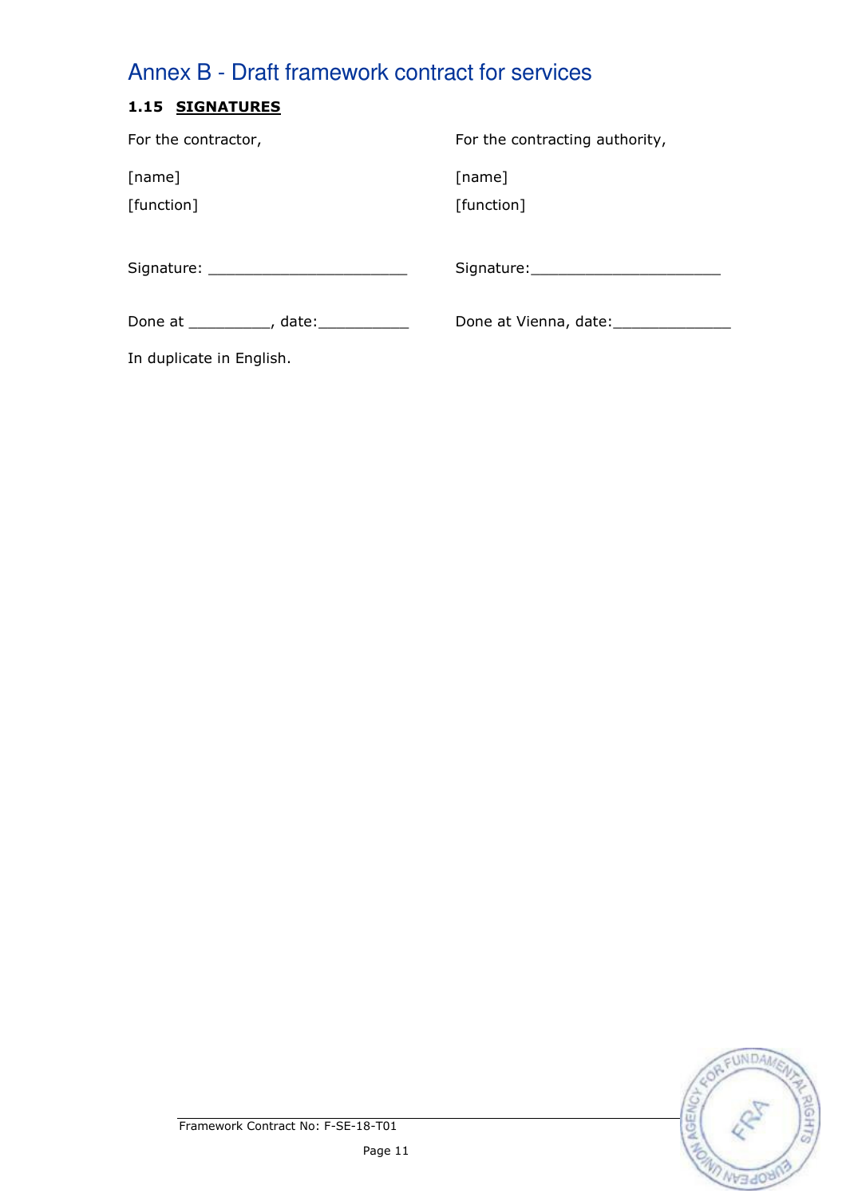# Annex B - Draft framework contract for services

## 1.15 **SIGNATURES**

| For the contractor, | For the contracting authority, |
|---|---|
| [name] | [name] |
| [function] | [function] |
| Signature: _______________________ | Signature:_____________________ |
| Done at _________, date:__________ | Done at Vienna, date:_____________ |

In duplicate in English.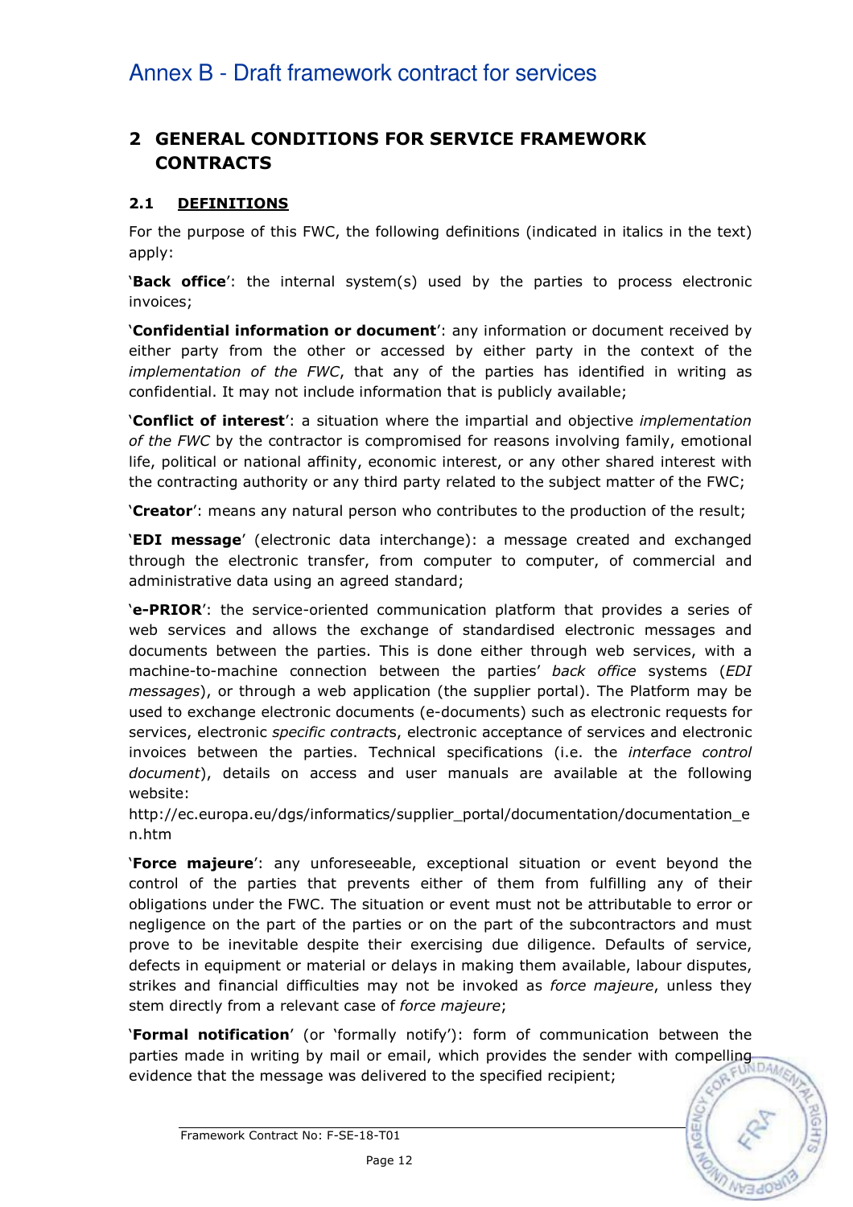# Annex B - Draft framework contract for services

## 2 GENERAL CONDITIONS FOR SERVICE FRAMEWORK CONTRACTS

### 2.1 DEFINITIONS

For the purpose of this FWC, the following definitions (indicated in italics in the text) apply:

'**Back office**': the internal system(s) used by the parties to process electronic invoices;

'**Confidential information or document**': any information or document received by either party from the other or accessed by either party in the context of the *implementation of the FWC*, that any of the parties has identified in writing as confidential. It may not include information that is publicly available;

'**Conflict of interest**': a situation where the impartial and objective *implementation of the FWC* by the contractor is compromised for reasons involving family, emotional life, political or national affinity, economic interest, or any other shared interest with the contracting authority or any third party related to the subject matter of the FWC;

'**Creator**': means any natural person who contributes to the production of the result;

'**EDI message**' (electronic data interchange): a message created and exchanged through the electronic transfer, from computer to computer, of commercial and administrative data using an agreed standard;

'**e-PRIOR**': the service-oriented communication platform that provides a series of web services and allows the exchange of standardised electronic messages and documents between the parties. This is done either through web services, with a machine-to-machine connection between the parties' *back office* systems (*EDI messages*), or through a web application (the supplier portal). The Platform may be used to exchange electronic documents (e-documents) such as electronic requests for services, electronic *specific contract*s, electronic acceptance of services and electronic invoices between the parties. Technical specifications (i.e. the *interface control document*), details on access and user manuals are available at the following website:
http://ec.europa.eu/dgs/informatics/supplier_portal/documentation/documentation_en.htm

'**Force majeure**': any unforeseeable, exceptional situation or event beyond the control of the parties that prevents either of them from fulfilling any of their obligations under the FWC. The situation or event must not be attributable to error or negligence on the part of the parties or on the part of the subcontractors and must prove to be inevitable despite their exercising due diligence. Defaults of service, defects in equipment or material or delays in making them available, labour disputes, strikes and financial difficulties may not be invoked as *force majeure*, unless they stem directly from a relevant case of *force majeure*;

'**Formal notification**' (or 'formally notify'): form of communication between the parties made in writing by mail or email, which provides the sender with compelling evidence that the message was delivered to the specified recipient;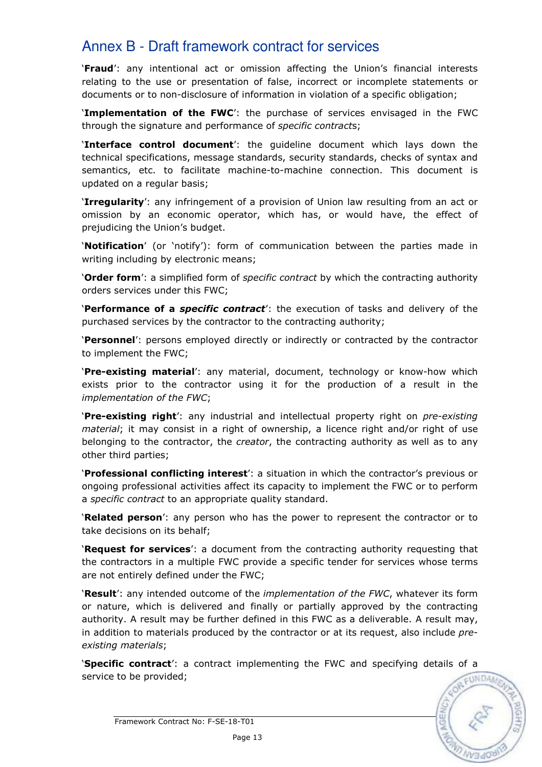# Annex B - Draft framework contract for services

'**Fraud**': any intentional act or omission affecting the Union's financial interests relating to the use or presentation of false, incorrect or incomplete statements or documents or to non-disclosure of information in violation of a specific obligation;

'**Implementation of the FWC**': the purchase of services envisaged in the FWC through the signature and performance of *specific contract*s;

'**Interface control document**': the guideline document which lays down the technical specifications, message standards, security standards, checks of syntax and semantics, etc. to facilitate machine-to-machine connection. This document is updated on a regular basis;

'**Irregularity**': any infringement of a provision of Union law resulting from an act or omission by an economic operator, which has, or would have, the effect of prejudicing the Union's budget.

'**Notification**' (or 'notify'): form of communication between the parties made in writing including by electronic means;

'**Order form**': a simplified form of *specific contract* by which the contracting authority orders services under this FWC;

'**Performance of a *specific contract***': the execution of tasks and delivery of the purchased services by the contractor to the contracting authority;

'**Personnel**': persons employed directly or indirectly or contracted by the contractor to implement the FWC;

'**Pre-existing material**': any material, document, technology or know-how which exists prior to the contractor using it for the production of a result in the *implementation of the FWC*;

'**Pre-existing right**': any industrial and intellectual property right on *pre-existing material*; it may consist in a right of ownership, a licence right and/or right of use belonging to the contractor, the *creator*, the contracting authority as well as to any other third parties;

'**Professional conflicting interest**': a situation in which the contractor's previous or ongoing professional activities affect its capacity to implement the FWC or to perform a *specific contract* to an appropriate quality standard.

'**Related person**': any person who has the power to represent the contractor or to take decisions on its behalf;

'**Request for services**': a document from the contracting authority requesting that the contractors in a multiple FWC provide a specific tender for services whose terms are not entirely defined under the FWC;

'**Result**': any intended outcome of the *implementation of the FWC*, whatever its form or nature, which is delivered and finally or partially approved by the contracting authority. A result may be further defined in this FWC as a deliverable. A result may, in addition to materials produced by the contractor or at its request, also include *pre-existing materials*;

'**Specific contract**': a contract implementing the FWC and specifying details of a service to be provided;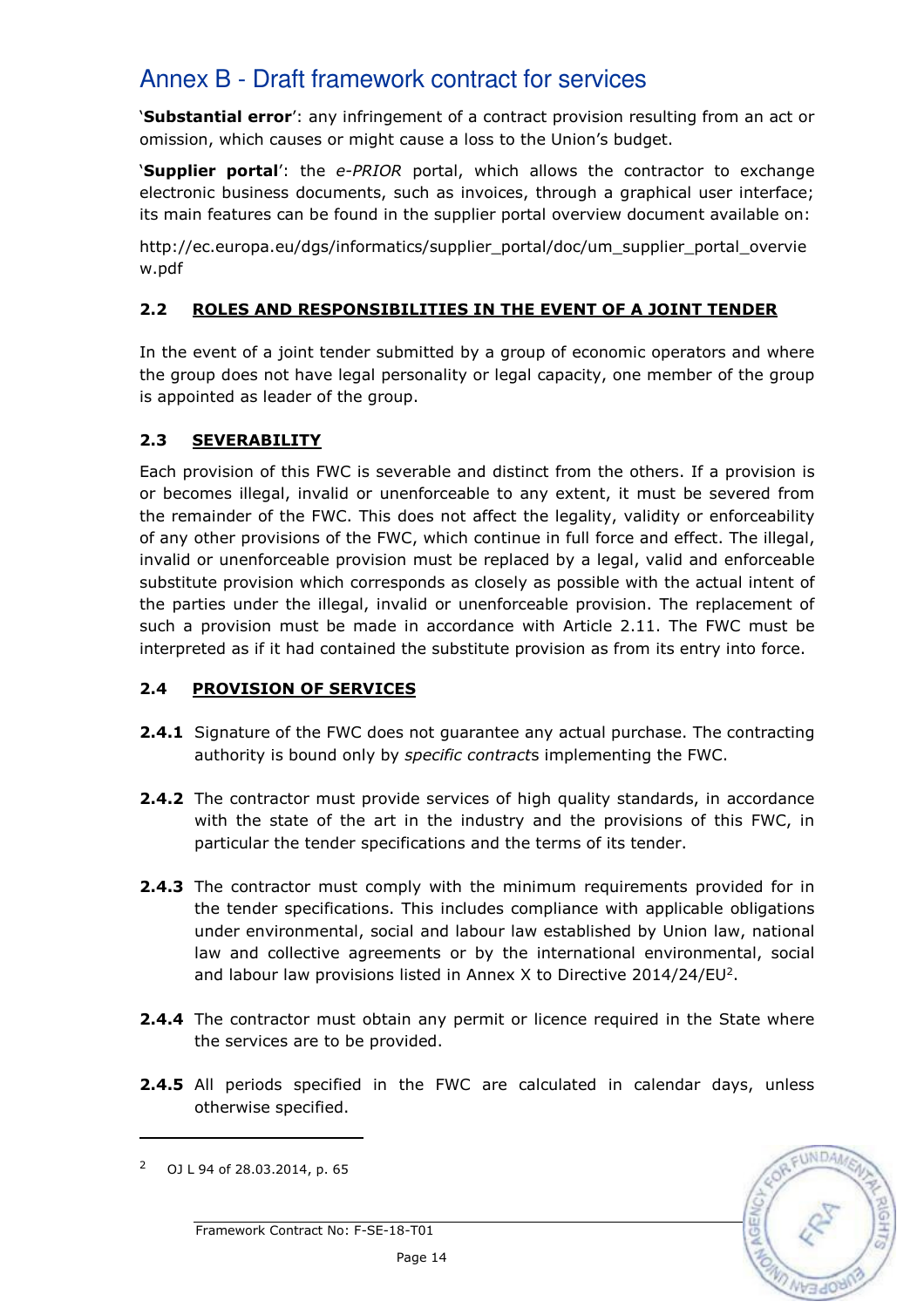# Annex B - Draft framework contract for services

'**Substantial error**': any infringement of a contract provision resulting from an act or omission, which causes or might cause a loss to the Union's budget.

'**Supplier portal**': the *e-PRIOR* portal, which allows the contractor to exchange electronic business documents, such as invoices, through a graphical user interface; its main features can be found in the supplier portal overview document available on:

http://ec.europa.eu/dgs/informatics/supplier_portal/doc/um_supplier_portal_overview.pdf

### 2.2 ROLES AND RESPONSIBILITIES IN THE EVENT OF A JOINT TENDER

In the event of a joint tender submitted by a group of economic operators and where the group does not have legal personality or legal capacity, one member of the group is appointed as leader of the group.

### 2.3 SEVERABILITY

Each provision of this FWC is severable and distinct from the others. If a provision is or becomes illegal, invalid or unenforceable to any extent, it must be severed from the remainder of the FWC. This does not affect the legality, validity or enforceability of any other provisions of the FWC, which continue in full force and effect. The illegal, invalid or unenforceable provision must be replaced by a legal, valid and enforceable substitute provision which corresponds as closely as possible with the actual intent of the parties under the illegal, invalid or unenforceable provision. The replacement of such a provision must be made in accordance with Article 2.11. The FWC must be interpreted as if it had contained the substitute provision as from its entry into force.

### 2.4 PROVISION OF SERVICES

**2.4.1** Signature of the FWC does not guarantee any actual purchase. The contracting authority is bound only by *specific contract*s implementing the FWC.

**2.4.2** The contractor must provide services of high quality standards, in accordance with the state of the art in the industry and the provisions of this FWC, in particular the tender specifications and the terms of its tender.

**2.4.3** The contractor must comply with the minimum requirements provided for in the tender specifications. This includes compliance with applicable obligations under environmental, social and labour law established by Union law, national law and collective agreements or by the international environmental, social and labour law provisions listed in Annex X to Directive 2014/24/EU[2].

**2.4.4** The contractor must obtain any permit or licence required in the State where the services are to be provided.

**2.4.5** All periods specified in the FWC are calculated in calendar days, unless otherwise specified.

---

[2] OJ L 94 of 28.03.2014, p. 65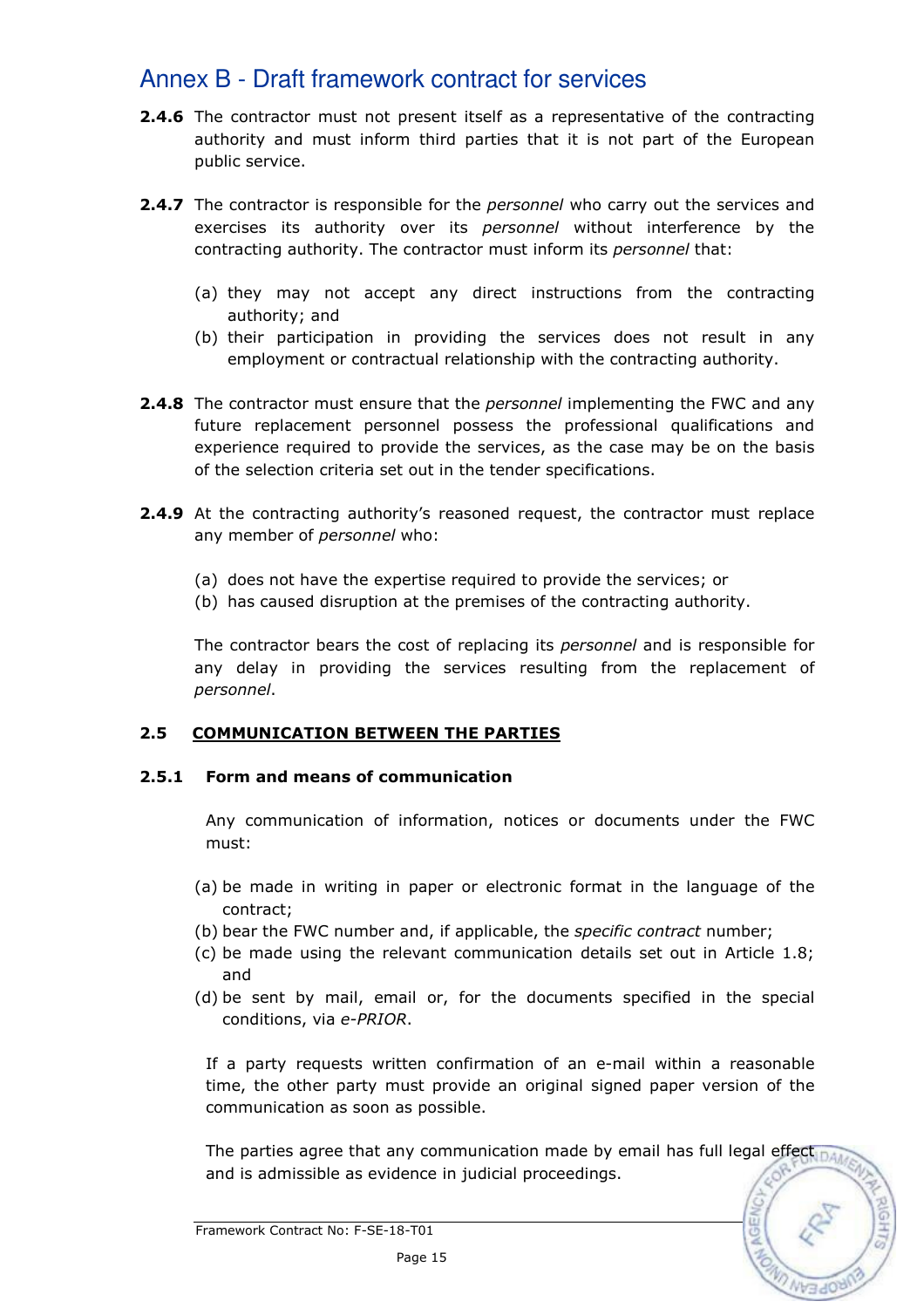**2.4.6** The contractor must not present itself as a representative of the contracting authority and must inform third parties that it is not part of the European public service.

**2.4.7** The contractor is responsible for the *personnel* who carry out the services and exercises its authority over its *personnel* without interference by the contracting authority. The contractor must inform its *personnel* that:

(a) they may not accept any direct instructions from the contracting authority; and
(b) their participation in providing the services does not result in any employment or contractual relationship with the contracting authority.

**2.4.8** The contractor must ensure that the *personnel* implementing the FWC and any future replacement personnel possess the professional qualifications and experience required to provide the services, as the case may be on the basis of the selection criteria set out in the tender specifications.

**2.4.9** At the contracting authority's reasoned request, the contractor must replace any member of *personnel* who:

(a) does not have the expertise required to provide the services; or
(b) has caused disruption at the premises of the contracting authority.

The contractor bears the cost of replacing its *personnel* and is responsible for any delay in providing the services resulting from the replacement of *personnel*.

## 2.5 COMMUNICATION BETWEEN THE PARTIES

### 2.5.1 Form and means of communication

Any communication of information, notices or documents under the FWC must:

(a) be made in writing in paper or electronic format in the language of the contract;
(b) bear the FWC number and, if applicable, the *specific contract* number;
(c) be made using the relevant communication details set out in Article 1.8; and
(d) be sent by mail, email or, for the documents specified in the special conditions, via *e-PRIOR*.

If a party requests written confirmation of an e-mail within a reasonable time, the other party must provide an original signed paper version of the communication as soon as possible.

The parties agree that any communication made by email has full legal effect and is admissible as evidence in judicial proceedings.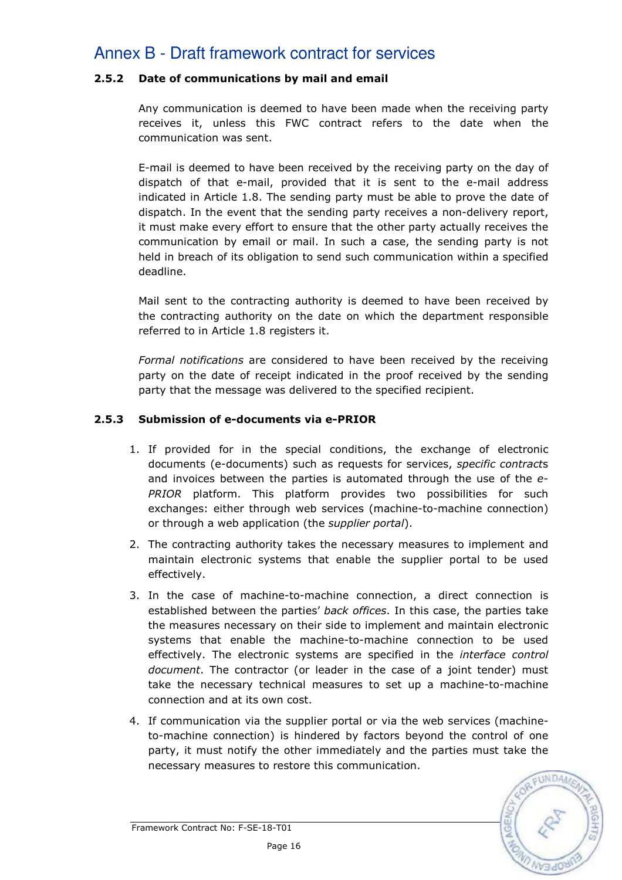# Annex B - Draft framework contract for services

### 2.5.2 Date of communications by mail and email

Any communication is deemed to have been made when the receiving party receives it, unless this FWC contract refers to the date when the communication was sent.

E-mail is deemed to have been received by the receiving party on the day of dispatch of that e-mail, provided that it is sent to the e-mail address indicated in Article 1.8. The sending party must be able to prove the date of dispatch. In the event that the sending party receives a non-delivery report, it must make every effort to ensure that the other party actually receives the communication by email or mail. In such a case, the sending party is not held in breach of its obligation to send such communication within a specified deadline.

Mail sent to the contracting authority is deemed to have been received by the contracting authority on the date on which the department responsible referred to in Article 1.8 registers it.

*Formal notifications* are considered to have been received by the receiving party on the date of receipt indicated in the proof received by the sending party that the message was delivered to the specified recipient.

### 2.5.3 Submission of e-documents via e-PRIOR

1. If provided for in the special conditions, the exchange of electronic documents (e-documents) such as requests for services, *specific contract*s and invoices between the parties is automated through the use of the *e-PRIOR* platform. This platform provides two possibilities for such exchanges: either through web services (machine-to-machine connection) or through a web application (the *supplier portal*).
2. The contracting authority takes the necessary measures to implement and maintain electronic systems that enable the supplier portal to be used effectively.
3. In the case of machine-to-machine connection, a direct connection is established between the parties' *back offices*. In this case, the parties take the measures necessary on their side to implement and maintain electronic systems that enable the machine-to-machine connection to be used effectively. The electronic systems are specified in the *interface control document*. The contractor (or leader in the case of a joint tender) must take the necessary technical measures to set up a machine-to-machine connection and at its own cost.
4. If communication via the supplier portal or via the web services (machine-to-machine connection) is hindered by factors beyond the control of one party, it must notify the other immediately and the parties must take the necessary measures to restore this communication.

Framework Contract No: F-SE-18-T01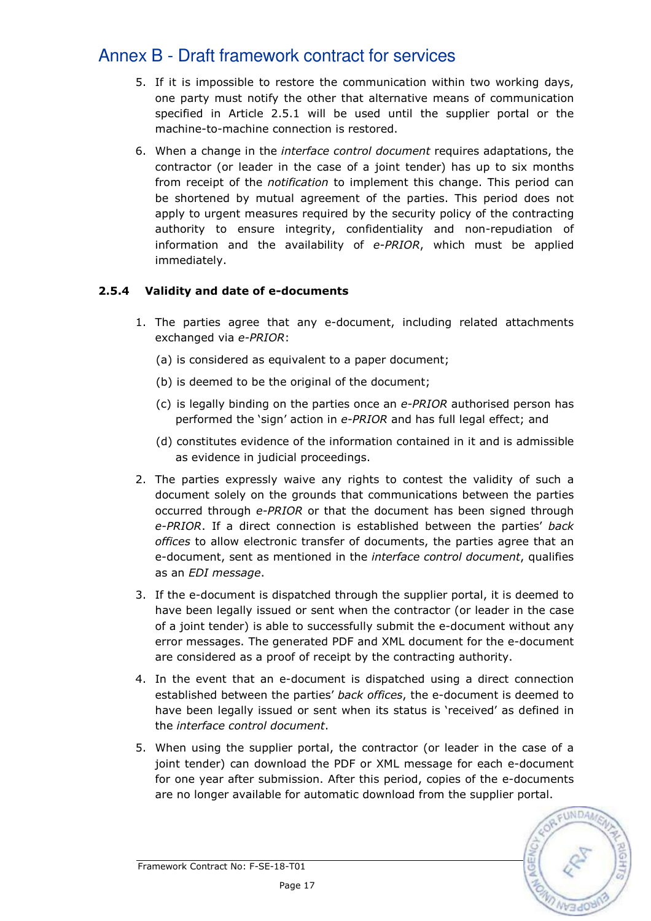5. If it is impossible to restore the communication within two working days, one party must notify the other that alternative means of communication specified in Article 2.5.1 will be used until the supplier portal or the machine-to-machine connection is restored.

6. When a change in the *interface control document* requires adaptations, the contractor (or leader in the case of a joint tender) has up to six months from receipt of the *notification* to implement this change. This period can be shortened by mutual agreement of the parties. This period does not apply to urgent measures required by the security policy of the contracting authority to ensure integrity, confidentiality and non-repudiation of information and the availability of *e-PRIOR*, which must be applied immediately.

### 2.5.4 Validity and date of e-documents

1. The parties agree that any e-document, including related attachments exchanged via *e-PRIOR*:

   (a) is considered as equivalent to a paper document;

   (b) is deemed to be the original of the document;

   (c) is legally binding on the parties once an *e-PRIOR* authorised person has performed the 'sign' action in *e-PRIOR* and has full legal effect; and

   (d) constitutes evidence of the information contained in it and is admissible as evidence in judicial proceedings.

2. The parties expressly waive any rights to contest the validity of such a document solely on the grounds that communications between the parties occurred through *e-PRIOR* or that the document has been signed through *e-PRIOR*. If a direct connection is established between the parties' *back offices* to allow electronic transfer of documents, the parties agree that an e-document, sent as mentioned in the *interface control document*, qualifies as an *EDI message*.

3. If the e-document is dispatched through the supplier portal, it is deemed to have been legally issued or sent when the contractor (or leader in the case of a joint tender) is able to successfully submit the e-document without any error messages. The generated PDF and XML document for the e-document are considered as a proof of receipt by the contracting authority.

4. In the event that an e-document is dispatched using a direct connection established between the parties' *back offices*, the e-document is deemed to have been legally issued or sent when its status is 'received' as defined in the *interface control document*.

5. When using the supplier portal, the contractor (or leader in the case of a joint tender) can download the PDF or XML message for each e-document for one year after submission. After this period, copies of the e-documents are no longer available for automatic download from the supplier portal.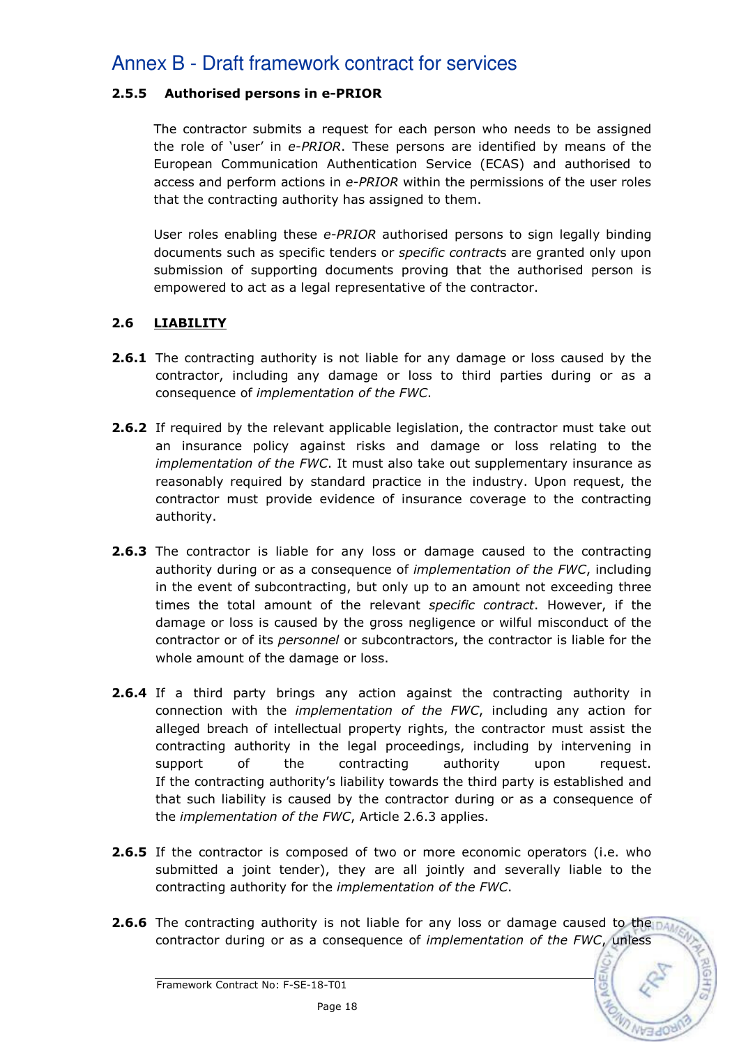#### 2.5.5 Authorised persons in e-PRIOR

The contractor submits a request for each person who needs to be assigned the role of 'user' in *e-PRIOR*. These persons are identified by means of the European Communication Authentication Service (ECAS) and authorised to access and perform actions in *e-PRIOR* within the permissions of the user roles that the contracting authority has assigned to them.

User roles enabling these *e-PRIOR* authorised persons to sign legally binding documents such as specific tenders or *specific contract*s are granted only upon submission of supporting documents proving that the authorised person is empowered to act as a legal representative of the contractor.

### 2.6 LIABILITY

**2.6.1** The contracting authority is not liable for any damage or loss caused by the contractor, including any damage or loss to third parties during or as a consequence of *implementation of the FWC*.

**2.6.2** If required by the relevant applicable legislation, the contractor must take out an insurance policy against risks and damage or loss relating to the *implementation of the FWC*. It must also take out supplementary insurance as reasonably required by standard practice in the industry. Upon request, the contractor must provide evidence of insurance coverage to the contracting authority.

**2.6.3** The contractor is liable for any loss or damage caused to the contracting authority during or as a consequence of *implementation of the FWC*, including in the event of subcontracting, but only up to an amount not exceeding three times the total amount of the relevant *specific contract*. However, if the damage or loss is caused by the gross negligence or wilful misconduct of the contractor or of its *personnel* or subcontractors, the contractor is liable for the whole amount of the damage or loss.

**2.6.4** If a third party brings any action against the contracting authority in connection with the *implementation of the FWC*, including any action for alleged breach of intellectual property rights, the contractor must assist the contracting authority in the legal proceedings, including by intervening in support of the contracting authority upon request. If the contracting authority's liability towards the third party is established and that such liability is caused by the contractor during or as a consequence of the *implementation of the FWC*, Article 2.6.3 applies.

**2.6.5** If the contractor is composed of two or more economic operators (i.e. who submitted a joint tender), they are all jointly and severally liable to the contracting authority for the *implementation of the FWC*.

**2.6.6** The contracting authority is not liable for any loss or damage caused to the contractor during or as a consequence of *implementation of the FWC*, unless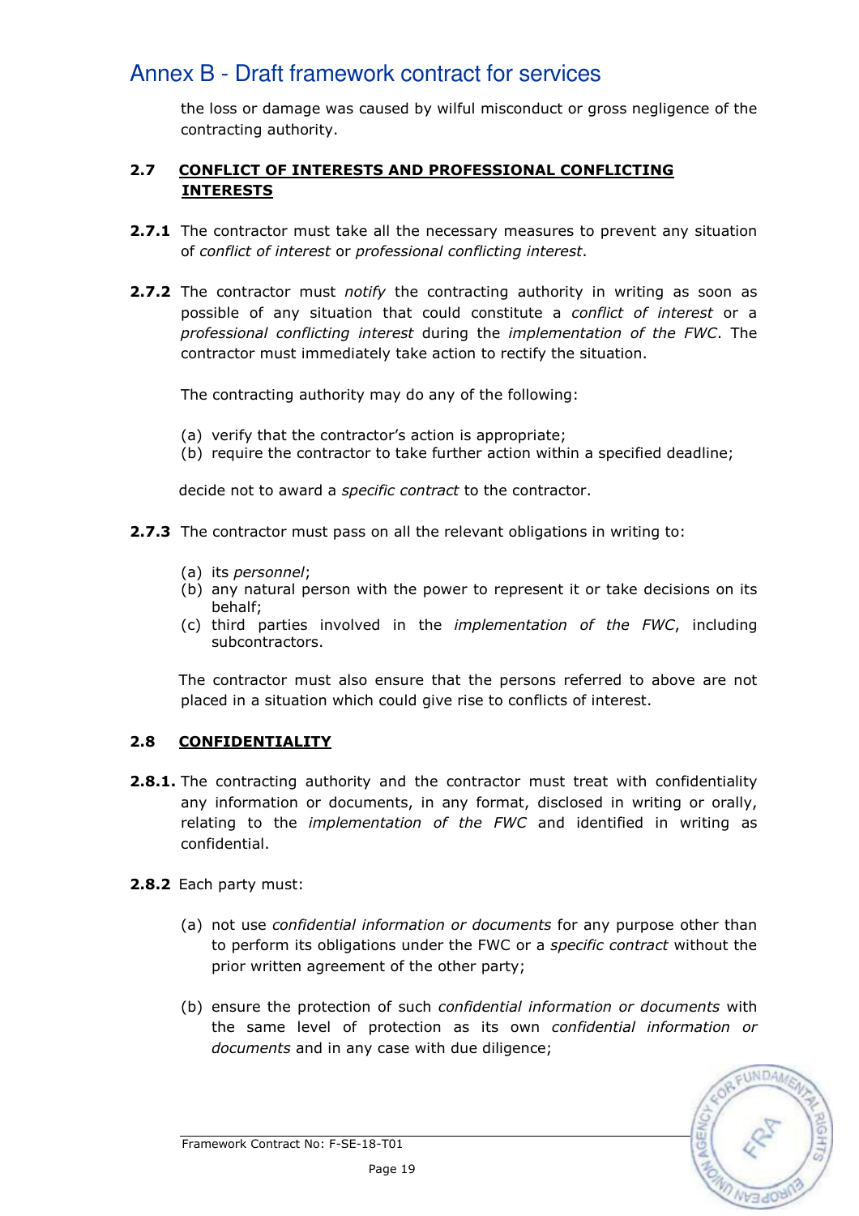the loss or damage was caused by wilful misconduct or gross negligence of the contracting authority.

### 2.7 CONFLICT OF INTERESTS AND PROFESSIONAL CONFLICTING INTERESTS

**2.7.1** The contractor must take all the necessary measures to prevent any situation of *conflict of interest* or *professional conflicting interest*.

**2.7.2** The contractor must *notify* the contracting authority in writing as soon as possible of any situation that could constitute a *conflict of interest* or a *professional conflicting interest* during the *implementation of the FWC*. The contractor must immediately take action to rectify the situation.

The contracting authority may do any of the following:

(a) verify that the contractor's action is appropriate;
(b) require the contractor to take further action within a specified deadline;

decide not to award a *specific contract* to the contractor.

**2.7.3** The contractor must pass on all the relevant obligations in writing to:

(a) its *personnel*;
(b) any natural person with the power to represent it or take decisions on its behalf;
(c) third parties involved in the *implementation of the FWC*, including subcontractors.

The contractor must also ensure that the persons referred to above are not placed in a situation which could give rise to conflicts of interest.

### 2.8 CONFIDENTIALITY

**2.8.1.** The contracting authority and the contractor must treat with confidentiality any information or documents, in any format, disclosed in writing or orally, relating to the *implementation of the FWC* and identified in writing as confidential.

**2.8.2** Each party must:

(a) not use *confidential information or documents* for any purpose other than to perform its obligations under the FWC or a *specific contract* without the prior written agreement of the other party;

(b) ensure the protection of such *confidential information or documents* with the same level of protection as its own *confidential information or documents* and in any case with due diligence;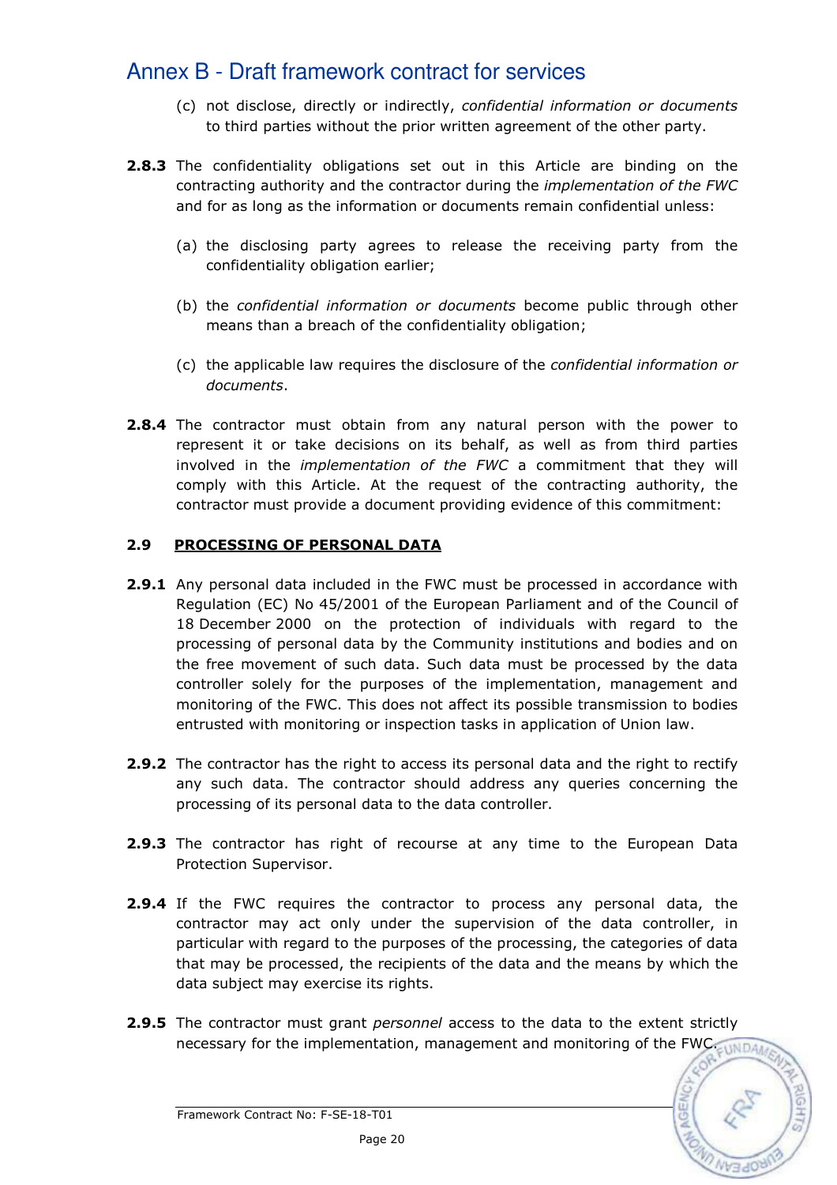(c) not disclose, directly or indirectly, *confidential information or documents* to third parties without the prior written agreement of the other party.

**2.8.3** The confidentiality obligations set out in this Article are binding on the contracting authority and the contractor during the *implementation of the FWC* and for as long as the information or documents remain confidential unless:

(a) the disclosing party agrees to release the receiving party from the confidentiality obligation earlier;

(b) the *confidential information or documents* become public through other means than a breach of the confidentiality obligation;

(c) the applicable law requires the disclosure of the *confidential information or documents*.

**2.8.4** The contractor must obtain from any natural person with the power to represent it or take decisions on its behalf, as well as from third parties involved in the *implementation of the FWC* a commitment that they will comply with this Article. At the request of the contracting authority, the contractor must provide a document providing evidence of this commitment:

### 2.9 PROCESSING OF PERSONAL DATA

**2.9.1** Any personal data included in the FWC must be processed in accordance with Regulation (EC) No 45/2001 of the European Parliament and of the Council of 18 December 2000 on the protection of individuals with regard to the processing of personal data by the Community institutions and bodies and on the free movement of such data. Such data must be processed by the data controller solely for the purposes of the implementation, management and monitoring of the FWC. This does not affect its possible transmission to bodies entrusted with monitoring or inspection tasks in application of Union law.

**2.9.2** The contractor has the right to access its personal data and the right to rectify any such data. The contractor should address any queries concerning the processing of its personal data to the data controller.

**2.9.3** The contractor has right of recourse at any time to the European Data Protection Supervisor.

**2.9.4** If the FWC requires the contractor to process any personal data, the contractor may act only under the supervision of the data controller, in particular with regard to the purposes of the processing, the categories of data that may be processed, the recipients of the data and the means by which the data subject may exercise its rights.

**2.9.5** The contractor must grant *personnel* access to the data to the extent strictly necessary for the implementation, management and monitoring of the FWC.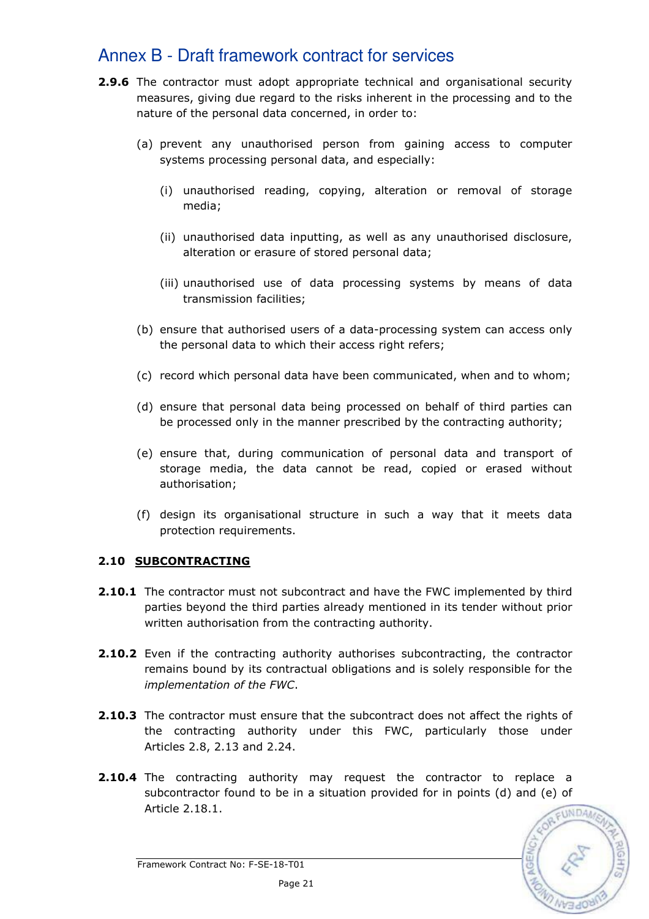**2.9.6** The contractor must adopt appropriate technical and organisational security measures, giving due regard to the risks inherent in the processing and to the nature of the personal data concerned, in order to:

(a) prevent any unauthorised person from gaining access to computer systems processing personal data, and especially:

(i) unauthorised reading, copying, alteration or removal of storage media;

(ii) unauthorised data inputting, as well as any unauthorised disclosure, alteration or erasure of stored personal data;

(iii) unauthorised use of data processing systems by means of data transmission facilities;

(b) ensure that authorised users of a data-processing system can access only the personal data to which their access right refers;

(c) record which personal data have been communicated, when and to whom;

(d) ensure that personal data being processed on behalf of third parties can be processed only in the manner prescribed by the contracting authority;

(e) ensure that, during communication of personal data and transport of storage media, the data cannot be read, copied or erased without authorisation;

(f) design its organisational structure in such a way that it meets data protection requirements.

## 2.10 SUBCONTRACTING

**2.10.1** The contractor must not subcontract and have the FWC implemented by third parties beyond the third parties already mentioned in its tender without prior written authorisation from the contracting authority.

**2.10.2** Even if the contracting authority authorises subcontracting, the contractor remains bound by its contractual obligations and is solely responsible for the *implementation of the FWC*.

**2.10.3** The contractor must ensure that the subcontract does not affect the rights of the contracting authority under this FWC, particularly those under Articles 2.8, 2.13 and 2.24.

**2.10.4** The contracting authority may request the contractor to replace a subcontractor found to be in a situation provided for in points (d) and (e) of Article 2.18.1.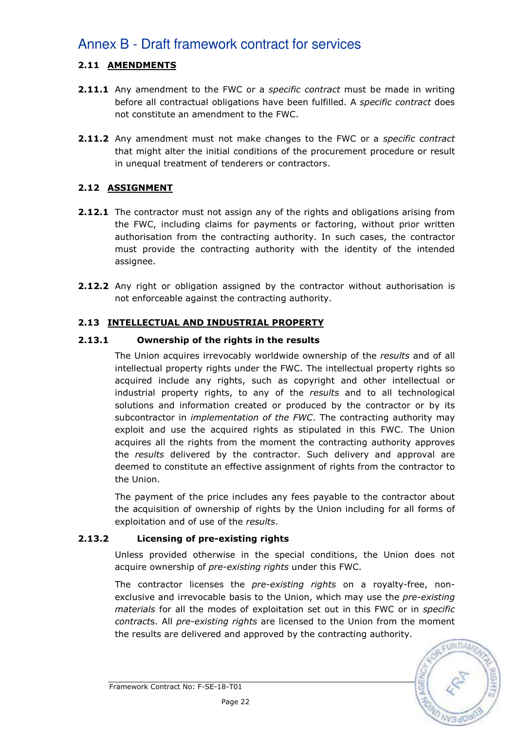# Annex B - Draft framework contract for services

## 2.11 AMENDMENTS

**2.11.1** Any amendment to the FWC or a *specific contract* must be made in writing before all contractual obligations have been fulfilled. A *specific contract* does not constitute an amendment to the FWC.

**2.11.2** Any amendment must not make changes to the FWC or a *specific contract* that might alter the initial conditions of the procurement procedure or result in unequal treatment of tenderers or contractors.

## 2.12 ASSIGNMENT

**2.12.1** The contractor must not assign any of the rights and obligations arising from the FWC, including claims for payments or factoring, without prior written authorisation from the contracting authority. In such cases, the contractor must provide the contracting authority with the identity of the intended assignee.

**2.12.2** Any right or obligation assigned by the contractor without authorisation is not enforceable against the contracting authority.

## 2.13 INTELLECTUAL AND INDUSTRIAL PROPERTY

### 2.13.1 Ownership of the rights in the results

The Union acquires irrevocably worldwide ownership of the *results* and of all intellectual property rights under the FWC. The intellectual property rights so acquired include any rights, such as copyright and other intellectual or industrial property rights, to any of the *results* and to all technological solutions and information created or produced by the contractor or by its subcontractor in *implementation of the FWC*. The contracting authority may exploit and use the acquired rights as stipulated in this FWC. The Union acquires all the rights from the moment the contracting authority approves the *results* delivered by the contractor. Such delivery and approval are deemed to constitute an effective assignment of rights from the contractor to the Union.

The payment of the price includes any fees payable to the contractor about the acquisition of ownership of rights by the Union including for all forms of exploitation and of use of the *results*.

### 2.13.2 Licensing of pre-existing rights

Unless provided otherwise in the special conditions, the Union does not acquire ownership of *pre-existing rights* under this FWC.

The contractor licenses the *pre-existing rights* on a royalty-free, non-exclusive and irrevocable basis to the Union, which may use the *pre-existing materials* for all the modes of exploitation set out in this FWC or in *specific contract*s. All *pre-existing rights* are licensed to the Union from the moment the results are delivered and approved by the contracting authority.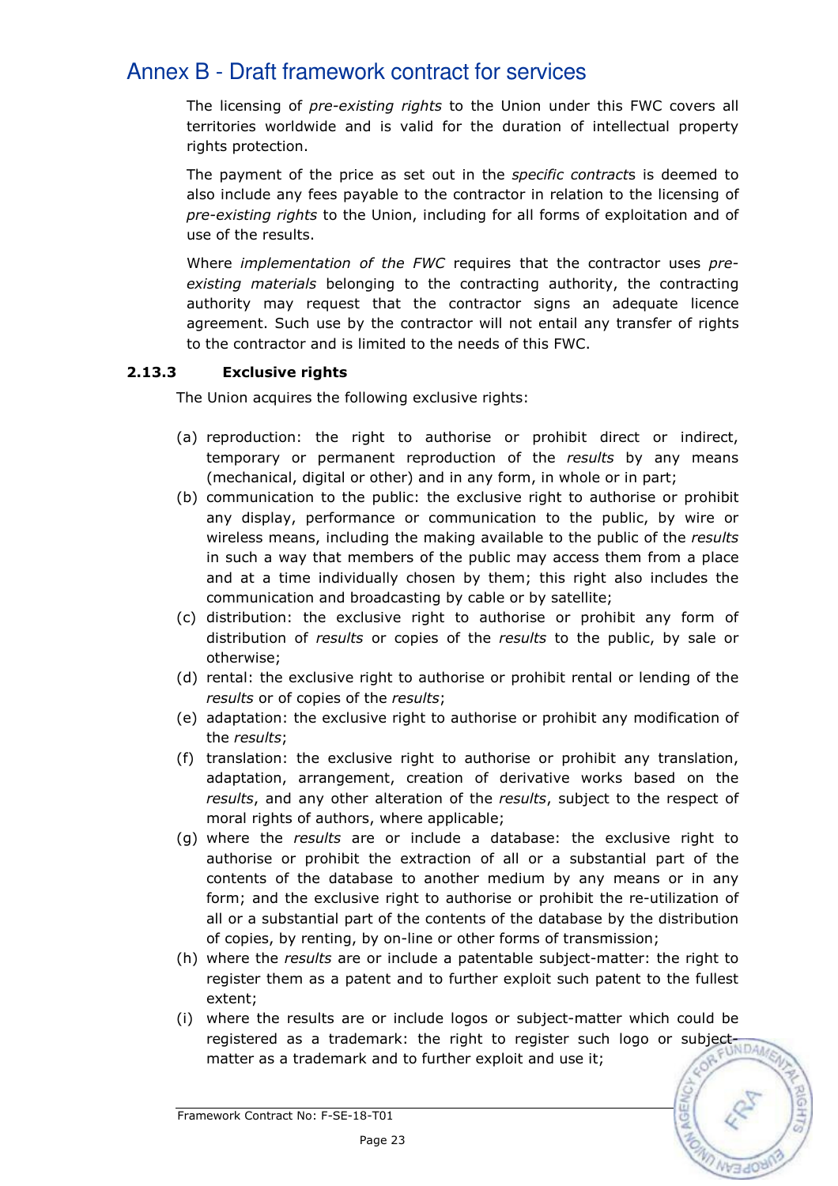The licensing of *pre-existing rights* to the Union under this FWC covers all territories worldwide and is valid for the duration of intellectual property rights protection.

The payment of the price as set out in the *specific contract*s is deemed to also include any fees payable to the contractor in relation to the licensing of *pre-existing rights* to the Union, including for all forms of exploitation and of use of the results.

Where *implementation of the FWC* requires that the contractor uses *pre-existing materials* belonging to the contracting authority, the contracting authority may request that the contractor signs an adequate licence agreement. Such use by the contractor will not entail any transfer of rights to the contractor and is limited to the needs of this FWC.

#### 2.13.3 Exclusive rights

The Union acquires the following exclusive rights:

(a) reproduction: the right to authorise or prohibit direct or indirect, temporary or permanent reproduction of the *results* by any means (mechanical, digital or other) and in any form, in whole or in part;

(b) communication to the public: the exclusive right to authorise or prohibit any display, performance or communication to the public, by wire or wireless means, including the making available to the public of the *results* in such a way that members of the public may access them from a place and at a time individually chosen by them; this right also includes the communication and broadcasting by cable or by satellite;

(c) distribution: the exclusive right to authorise or prohibit any form of distribution of *results* or copies of the *results* to the public, by sale or otherwise;

(d) rental: the exclusive right to authorise or prohibit rental or lending of the *results* or of copies of the *results*;

(e) adaptation: the exclusive right to authorise or prohibit any modification of the *results*;

(f) translation: the exclusive right to authorise or prohibit any translation, adaptation, arrangement, creation of derivative works based on the *results*, and any other alteration of the *results*, subject to the respect of moral rights of authors, where applicable;

(g) where the *results* are or include a database: the exclusive right to authorise or prohibit the extraction of all or a substantial part of the contents of the database to another medium by any means or in any form; and the exclusive right to authorise or prohibit the re-utilization of all or a substantial part of the contents of the database by the distribution of copies, by renting, by on-line or other forms of transmission;

(h) where the *results* are or include a patentable subject-matter: the right to register them as a patent and to further exploit such patent to the fullest extent;

(i) where the results are or include logos or subject-matter which could be registered as a trademark: the right to register such logo or subject-matter as a trademark and to further exploit and use it;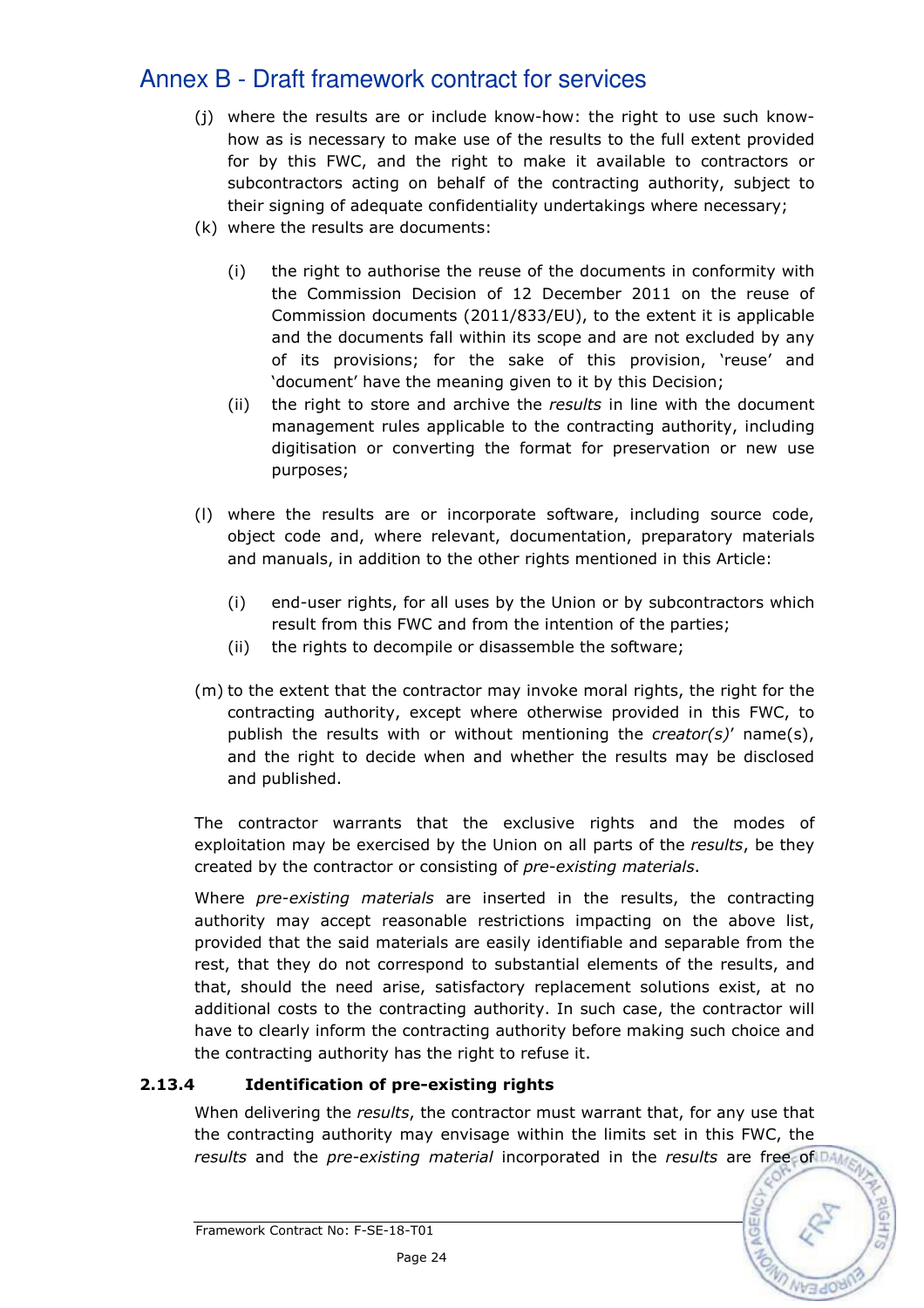(j) where the results are or include know-how: the right to use such know-how as is necessary to make use of the results to the full extent provided for by this FWC, and the right to make it available to contractors or subcontractors acting on behalf of the contracting authority, subject to their signing of adequate confidentiality undertakings where necessary;

(k) where the results are documents:

   (i) the right to authorise the reuse of the documents in conformity with the Commission Decision of 12 December 2011 on the reuse of Commission documents (2011/833/EU), to the extent it is applicable and the documents fall within its scope and are not excluded by any of its provisions; for the sake of this provision, 'reuse' and 'document' have the meaning given to it by this Decision;

   (ii) the right to store and archive the *results* in line with the document management rules applicable to the contracting authority, including digitisation or converting the format for preservation or new use purposes;

(l) where the results are or incorporate software, including source code, object code and, where relevant, documentation, preparatory materials and manuals, in addition to the other rights mentioned in this Article:

   (i) end-user rights, for all uses by the Union or by subcontractors which result from this FWC and from the intention of the parties;

   (ii) the rights to decompile or disassemble the software;

(m) to the extent that the contractor may invoke moral rights, the right for the contracting authority, except where otherwise provided in this FWC, to publish the results with or without mentioning the *creator(s)*' name(s), and the right to decide when and whether the results may be disclosed and published.

The contractor warrants that the exclusive rights and the modes of exploitation may be exercised by the Union on all parts of the *results*, be they created by the contractor or consisting of *pre-existing materials*.

Where *pre-existing materials* are inserted in the results, the contracting authority may accept reasonable restrictions impacting on the above list, provided that the said materials are easily identifiable and separable from the rest, that they do not correspond to substantial elements of the results, and that, should the need arise, satisfactory replacement solutions exist, at no additional costs to the contracting authority. In such case, the contractor will have to clearly inform the contracting authority before making such choice and the contracting authority has the right to refuse it.

### 2.13.4 Identification of pre-existing rights

When delivering the *results*, the contractor must warrant that, for any use that the contracting authority may envisage within the limits set in this FWC, the *results* and the *pre-existing material* incorporated in the *results* are free of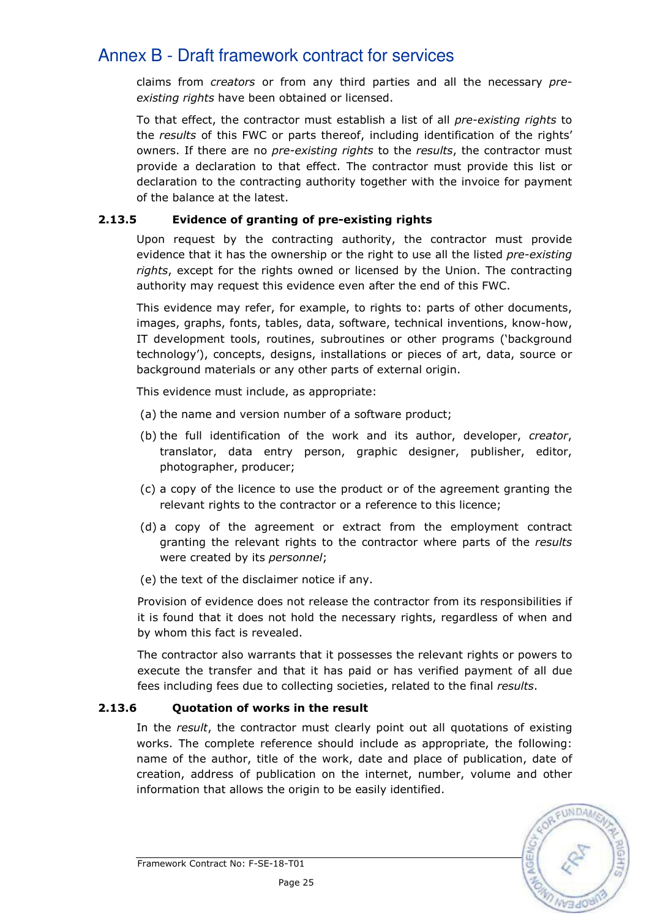claims from *creators* or from any third parties and all the necessary *pre-existing rights* have been obtained or licensed.

To that effect, the contractor must establish a list of all *pre-existing rights* to the *results* of this FWC or parts thereof, including identification of the rights' owners. If there are no *pre-existing rights* to the *results*, the contractor must provide a declaration to that effect. The contractor must provide this list or declaration to the contracting authority together with the invoice for payment of the balance at the latest.

#### 2.13.5 Evidence of granting of pre-existing rights

Upon request by the contracting authority, the contractor must provide evidence that it has the ownership or the right to use all the listed *pre-existing rights*, except for the rights owned or licensed by the Union. The contracting authority may request this evidence even after the end of this FWC.

This evidence may refer, for example, to rights to: parts of other documents, images, graphs, fonts, tables, data, software, technical inventions, know-how, IT development tools, routines, subroutines or other programs ('background technology'), concepts, designs, installations or pieces of art, data, source or background materials or any other parts of external origin.

This evidence must include, as appropriate:

(a) the name and version number of a software product;

(b) the full identification of the work and its author, developer, *creator*, translator, data entry person, graphic designer, publisher, editor, photographer, producer;

(c) a copy of the licence to use the product or of the agreement granting the relevant rights to the contractor or a reference to this licence;

(d) a copy of the agreement or extract from the employment contract granting the relevant rights to the contractor where parts of the *results* were created by its *personnel*;

(e) the text of the disclaimer notice if any.

Provision of evidence does not release the contractor from its responsibilities if it is found that it does not hold the necessary rights, regardless of when and by whom this fact is revealed.

The contractor also warrants that it possesses the relevant rights or powers to execute the transfer and that it has paid or has verified payment of all due fees including fees due to collecting societies, related to the final *results*.

#### 2.13.6 Quotation of works in the result

In the *result*, the contractor must clearly point out all quotations of existing works. The complete reference should include as appropriate, the following: name of the author, title of the work, date and place of publication, date of creation, address of publication on the internet, number, volume and other information that allows the origin to be easily identified.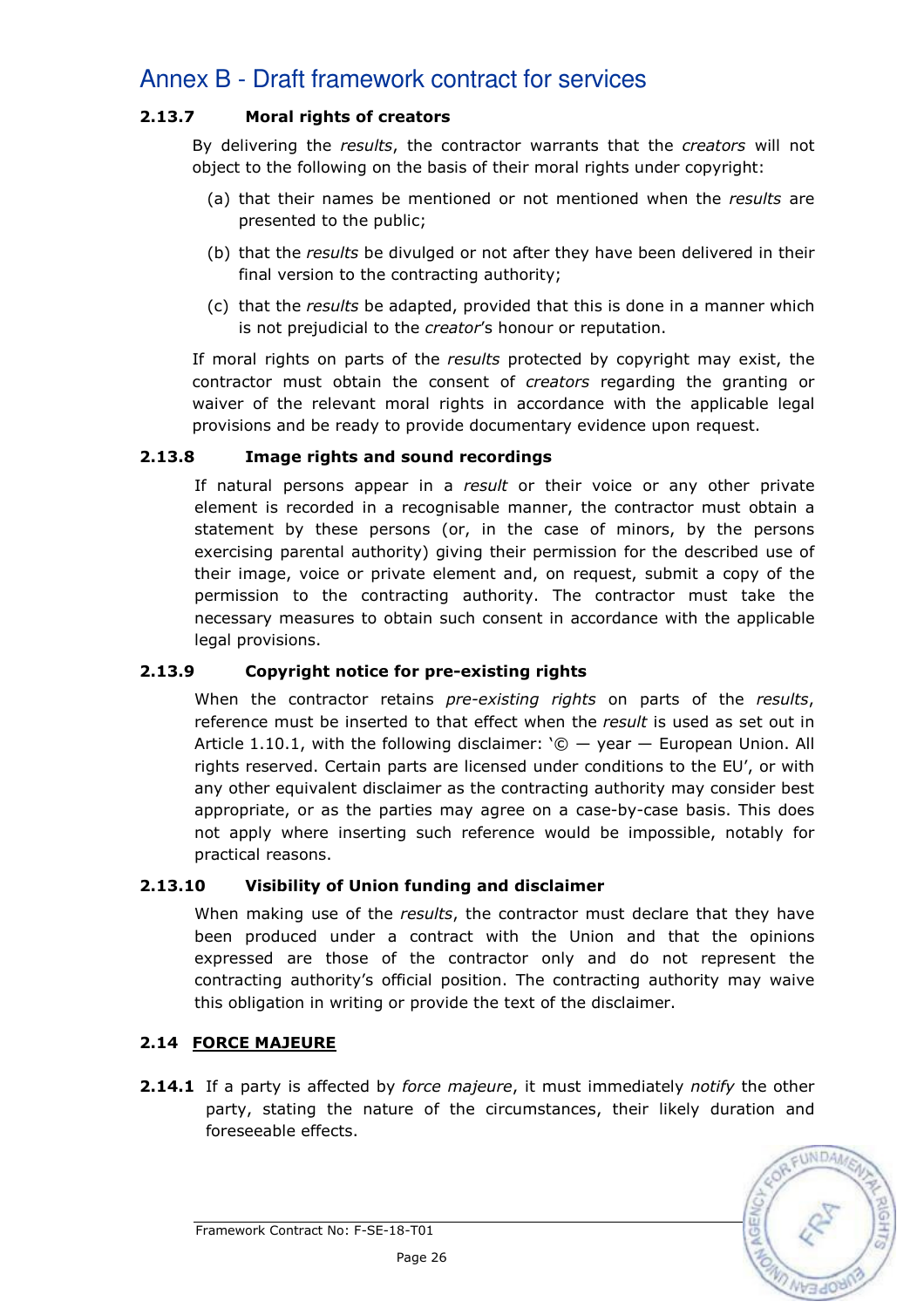# Annex B - Draft framework contract for services

**2.13.7 Moral rights of creators**

By delivering the *results*, the contractor warrants that the *creators* will not object to the following on the basis of their moral rights under copyright:

(a) that their names be mentioned or not mentioned when the *results* are presented to the public;

(b) that the *results* be divulged or not after they have been delivered in their final version to the contracting authority;

(c) that the *results* be adapted, provided that this is done in a manner which is not prejudicial to the *creator*'s honour or reputation.

If moral rights on parts of the *results* protected by copyright may exist, the contractor must obtain the consent of *creators* regarding the granting or waiver of the relevant moral rights in accordance with the applicable legal provisions and be ready to provide documentary evidence upon request.

**2.13.8 Image rights and sound recordings**

If natural persons appear in a *result* or their voice or any other private element is recorded in a recognisable manner, the contractor must obtain a statement by these persons (or, in the case of minors, by the persons exercising parental authority) giving their permission for the described use of their image, voice or private element and, on request, submit a copy of the permission to the contracting authority. The contractor must take the necessary measures to obtain such consent in accordance with the applicable legal provisions.

**2.13.9 Copyright notice for pre-existing rights**

When the contractor retains *pre-existing rights* on parts of the *results*, reference must be inserted to that effect when the *result* is used as set out in Article 1.10.1, with the following disclaimer: '© — year — European Union. All rights reserved. Certain parts are licensed under conditions to the EU', or with any other equivalent disclaimer as the contracting authority may consider best appropriate, or as the parties may agree on a case-by-case basis. This does not apply where inserting such reference would be impossible, notably for practical reasons.

**2.13.10 Visibility of Union funding and disclaimer**

When making use of the *results*, the contractor must declare that they have been produced under a contract with the Union and that the opinions expressed are those of the contractor only and do not represent the contracting authority's official position. The contracting authority may waive this obligation in writing or provide the text of the disclaimer.

**2.14 <u>FORCE MAJEURE</u>**

**2.14.1** If a party is affected by *force majeure*, it must immediately *notify* the other party, stating the nature of the circumstances, their likely duration and foreseeable effects.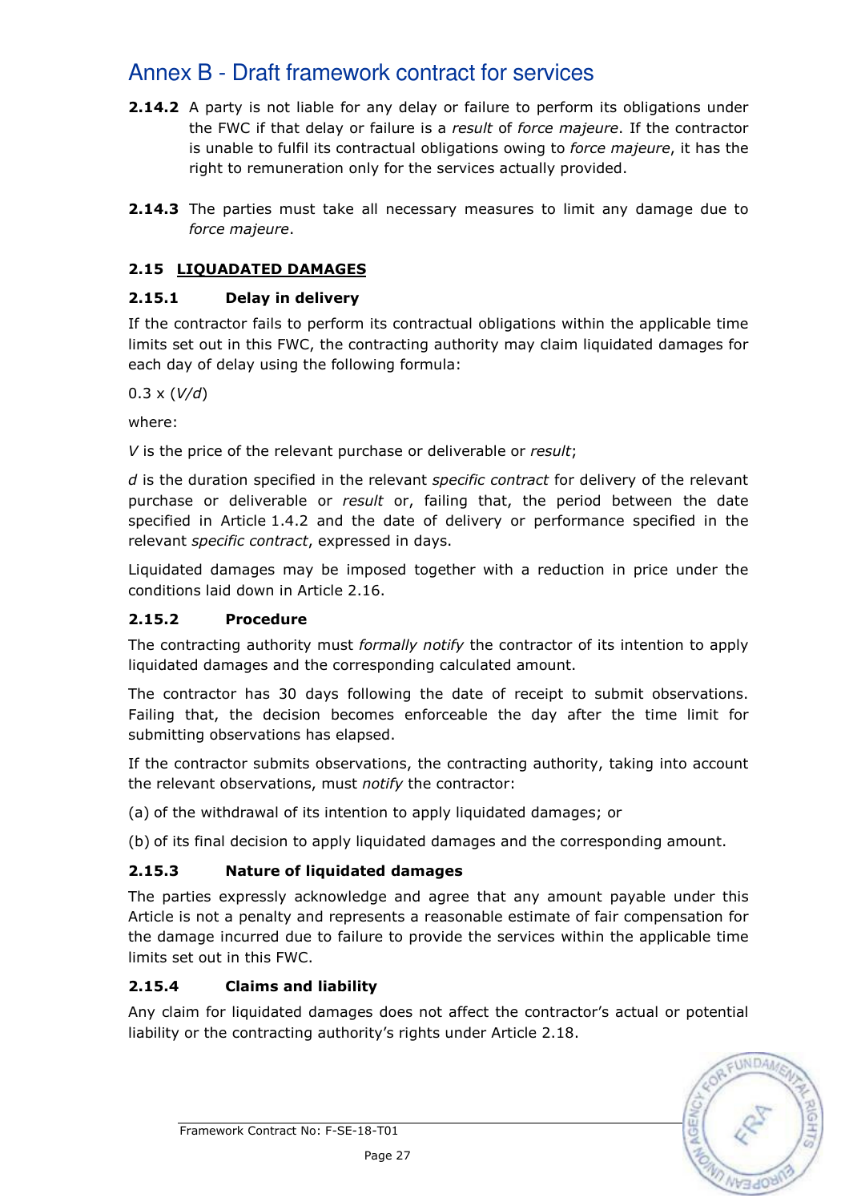# Annex B - Draft framework contract for services

**2.14.2** A party is not liable for any delay or failure to perform its obligations under the FWC if that delay or failure is a *result* of *force majeure*. If the contractor is unable to fulfil its contractual obligations owing to *force majeure*, it has the right to remuneration only for the services actually provided.

**2.14.3** The parties must take all necessary measures to limit any damage due to *force majeure*.

### 2.15 LIQUADATED DAMAGES

#### 2.15.1 Delay in delivery

If the contractor fails to perform its contractual obligations within the applicable time limits set out in this FWC, the contracting authority may claim liquidated damages for each day of delay using the following formula:

$0.3 \times (V/d)$

where:

*V* is the price of the relevant purchase or deliverable or *result*;

*d* is the duration specified in the relevant *specific contract* for delivery of the relevant purchase or deliverable or *result* or, failing that, the period between the date specified in Article 1.4.2 and the date of delivery or performance specified in the relevant *specific contract*, expressed in days.

Liquidated damages may be imposed together with a reduction in price under the conditions laid down in Article 2.16.

#### 2.15.2 Procedure

The contracting authority must *formally notify* the contractor of its intention to apply liquidated damages and the corresponding calculated amount.

The contractor has 30 days following the date of receipt to submit observations. Failing that, the decision becomes enforceable the day after the time limit for submitting observations has elapsed.

If the contractor submits observations, the contracting authority, taking into account the relevant observations, must *notify* the contractor:

(a) of the withdrawal of its intention to apply liquidated damages; or

(b) of its final decision to apply liquidated damages and the corresponding amount.

#### 2.15.3 Nature of liquidated damages

The parties expressly acknowledge and agree that any amount payable under this Article is not a penalty and represents a reasonable estimate of fair compensation for the damage incurred due to failure to provide the services within the applicable time limits set out in this FWC.

#### 2.15.4 Claims and liability

Any claim for liquidated damages does not affect the contractor's actual or potential liability or the contracting authority's rights under Article 2.18.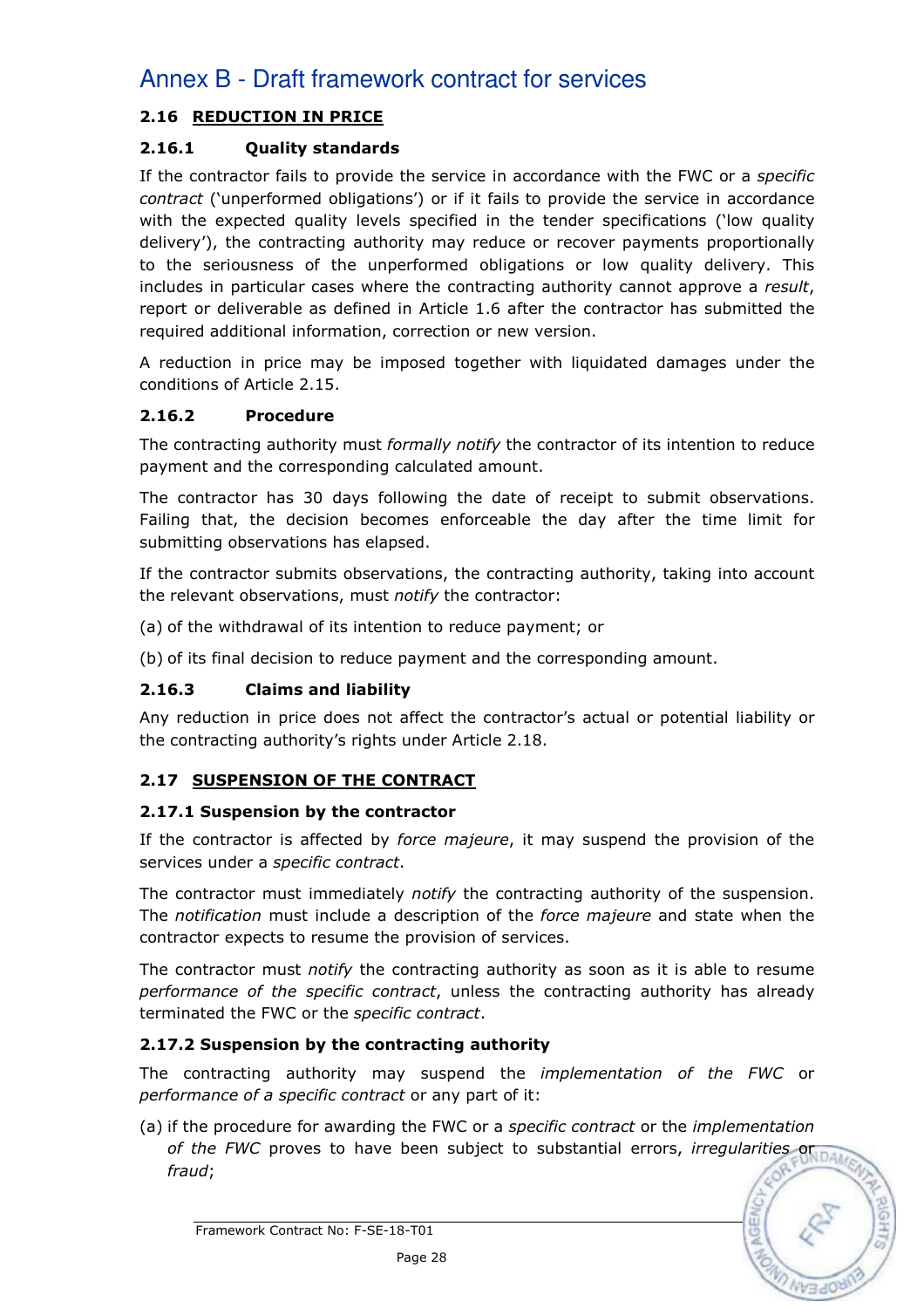# Annex B - Draft framework contract for services

## 2.16 REDUCTION IN PRICE

### 2.16.1 Quality standards

If the contractor fails to provide the service in accordance with the FWC or a *specific contract* ('unperformed obligations') or if it fails to provide the service in accordance with the expected quality levels specified in the tender specifications ('low quality delivery'), the contracting authority may reduce or recover payments proportionally to the seriousness of the unperformed obligations or low quality delivery. This includes in particular cases where the contracting authority cannot approve a *result*, report or deliverable as defined in Article 1.6 after the contractor has submitted the required additional information, correction or new version.

A reduction in price may be imposed together with liquidated damages under the conditions of Article 2.15.

### 2.16.2 Procedure

The contracting authority must *formally notify* the contractor of its intention to reduce payment and the corresponding calculated amount.

The contractor has 30 days following the date of receipt to submit observations. Failing that, the decision becomes enforceable the day after the time limit for submitting observations has elapsed.

If the contractor submits observations, the contracting authority, taking into account the relevant observations, must *notify* the contractor:

(a) of the withdrawal of its intention to reduce payment; or

(b) of its final decision to reduce payment and the corresponding amount.

### 2.16.3 Claims and liability

Any reduction in price does not affect the contractor's actual or potential liability or the contracting authority's rights under Article 2.18.

## 2.17 SUSPENSION OF THE CONTRACT

### 2.17.1 Suspension by the contractor

If the contractor is affected by *force majeure*, it may suspend the provision of the services under a *specific contract*.

The contractor must immediately *notify* the contracting authority of the suspension. The *notification* must include a description of the *force majeure* and state when the contractor expects to resume the provision of services.

The contractor must *notify* the contracting authority as soon as it is able to resume *performance of the specific contract*, unless the contracting authority has already terminated the FWC or the *specific contract*.

### 2.17.2 Suspension by the contracting authority

The contracting authority may suspend the *implementation of the FWC* or *performance of a specific contract* or any part of it:

(a) if the procedure for awarding the FWC or a *specific contract* or the *implementation of the FWC* proves to have been subject to substantial errors, *irregularities* or *fraud*;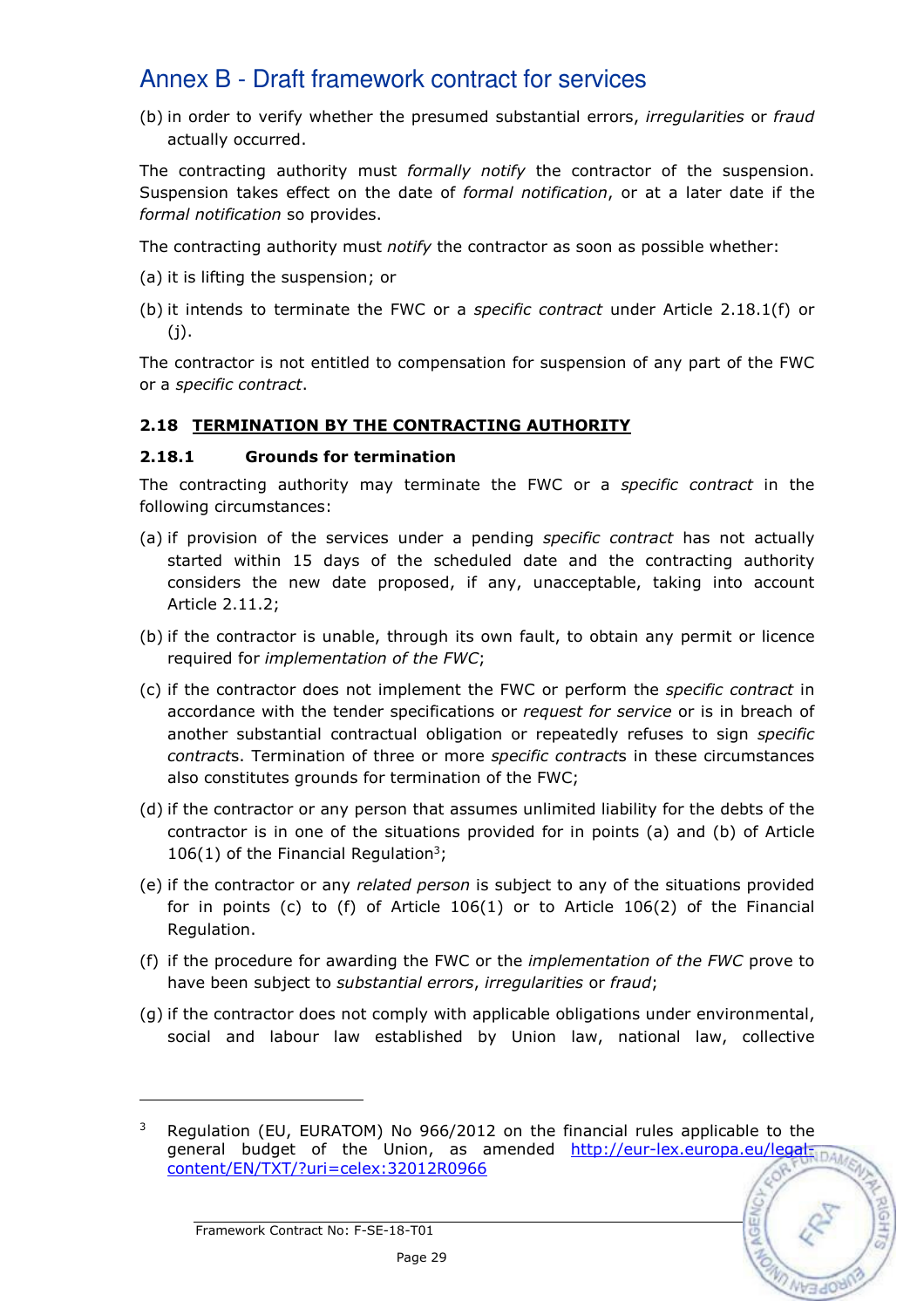(b) in order to verify whether the presumed substantial errors, *irregularities* or *fraud* actually occurred.

The contracting authority must *formally notify* the contractor of the suspension. Suspension takes effect on the date of *formal notification*, or at a later date if the *formal notification* so provides.

The contracting authority must *notify* the contractor as soon as possible whether:

(a) it is lifting the suspension; or

(b) it intends to terminate the FWC or a *specific contract* under Article 2.18.1(f) or (j).

The contractor is not entitled to compensation for suspension of any part of the FWC or a *specific contract*.

### 2.18 TERMINATION BY THE CONTRACTING AUTHORITY

#### 2.18.1 Grounds for termination

The contracting authority may terminate the FWC or a *specific contract* in the following circumstances:

(a) if provision of the services under a pending *specific contract* has not actually started within 15 days of the scheduled date and the contracting authority considers the new date proposed, if any, unacceptable, taking into account Article 2.11.2;

(b) if the contractor is unable, through its own fault, to obtain any permit or licence required for *implementation of the FWC*;

(c) if the contractor does not implement the FWC or perform the *specific contract* in accordance with the tender specifications or *request for service* or is in breach of another substantial contractual obligation or repeatedly refuses to sign *specific contracts*. Termination of three or more *specific contracts* in these circumstances also constitutes grounds for termination of the FWC;

(d) if the contractor or any person that assumes unlimited liability for the debts of the contractor is in one of the situations provided for in points (a) and (b) of Article 106(1) of the Financial Regulation[3];

(e) if the contractor or any *related person* is subject to any of the situations provided for in points (c) to (f) of Article 106(1) or to Article 106(2) of the Financial Regulation.

(f) if the procedure for awarding the FWC or the *implementation of the FWC* prove to have been subject to *substantial errors*, *irregularities* or *fraud*;

(g) if the contractor does not comply with applicable obligations under environmental, social and labour law established by Union law, national law, collective

---

[3] Regulation (EU, EURATOM) No 966/2012 on the financial rules applicable to the general budget of the Union, as amended http://eur-lex.europa.eu/legal-content/EN/TXT/?uri=celex:32012R0966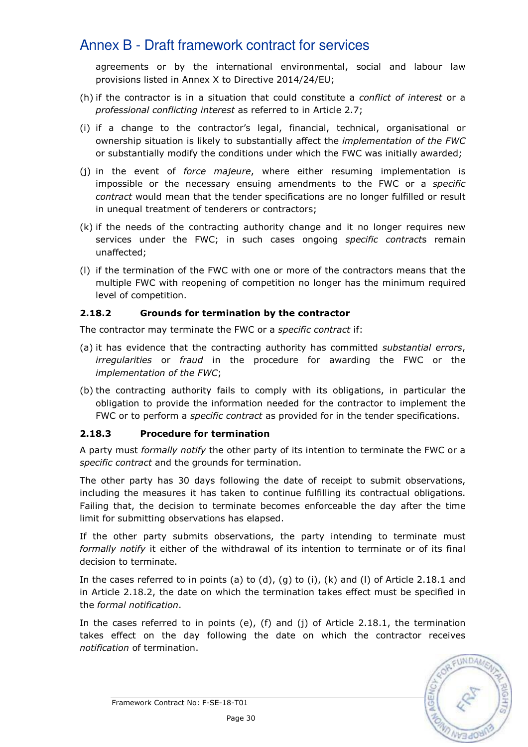agreements or by the international environmental, social and labour law provisions listed in Annex X to Directive 2014/24/EU;

(h) if the contractor is in a situation that could constitute a *conflict of interest* or a *professional conflicting interest* as referred to in Article 2.7;

(i) if a change to the contractor's legal, financial, technical, organisational or ownership situation is likely to substantially affect the *implementation of the FWC* or substantially modify the conditions under which the FWC was initially awarded;

(j) in the event of *force majeure*, where either resuming implementation is impossible or the necessary ensuing amendments to the FWC or a *specific contract* would mean that the tender specifications are no longer fulfilled or result in unequal treatment of tenderers or contractors;

(k) if the needs of the contracting authority change and it no longer requires new services under the FWC; in such cases ongoing *specific contract*s remain unaffected;

(l) if the termination of the FWC with one or more of the contractors means that the multiple FWC with reopening of competition no longer has the minimum required level of competition.

### 2.18.2 Grounds for termination by the contractor

The contractor may terminate the FWC or a *specific contract* if:

(a) it has evidence that the contracting authority has committed *substantial errors*, *irregularities* or *fraud* in the procedure for awarding the FWC or the *implementation of the FWC*;

(b) the contracting authority fails to comply with its obligations, in particular the obligation to provide the information needed for the contractor to implement the FWC or to perform a *specific contract* as provided for in the tender specifications.

### 2.18.3 Procedure for termination

A party must *formally notify* the other party of its intention to terminate the FWC or a *specific contract* and the grounds for termination.

The other party has 30 days following the date of receipt to submit observations, including the measures it has taken to continue fulfilling its contractual obligations. Failing that, the decision to terminate becomes enforceable the day after the time limit for submitting observations has elapsed.

If the other party submits observations, the party intending to terminate must *formally notify* it either of the withdrawal of its intention to terminate or of its final decision to terminate.

In the cases referred to in points (a) to (d), (g) to (i), (k) and (l) of Article 2.18.1 and in Article 2.18.2, the date on which the termination takes effect must be specified in the *formal notification*.

In the cases referred to in points (e), (f) and (j) of Article 2.18.1, the termination takes effect on the day following the date on which the contractor receives *notification* of termination.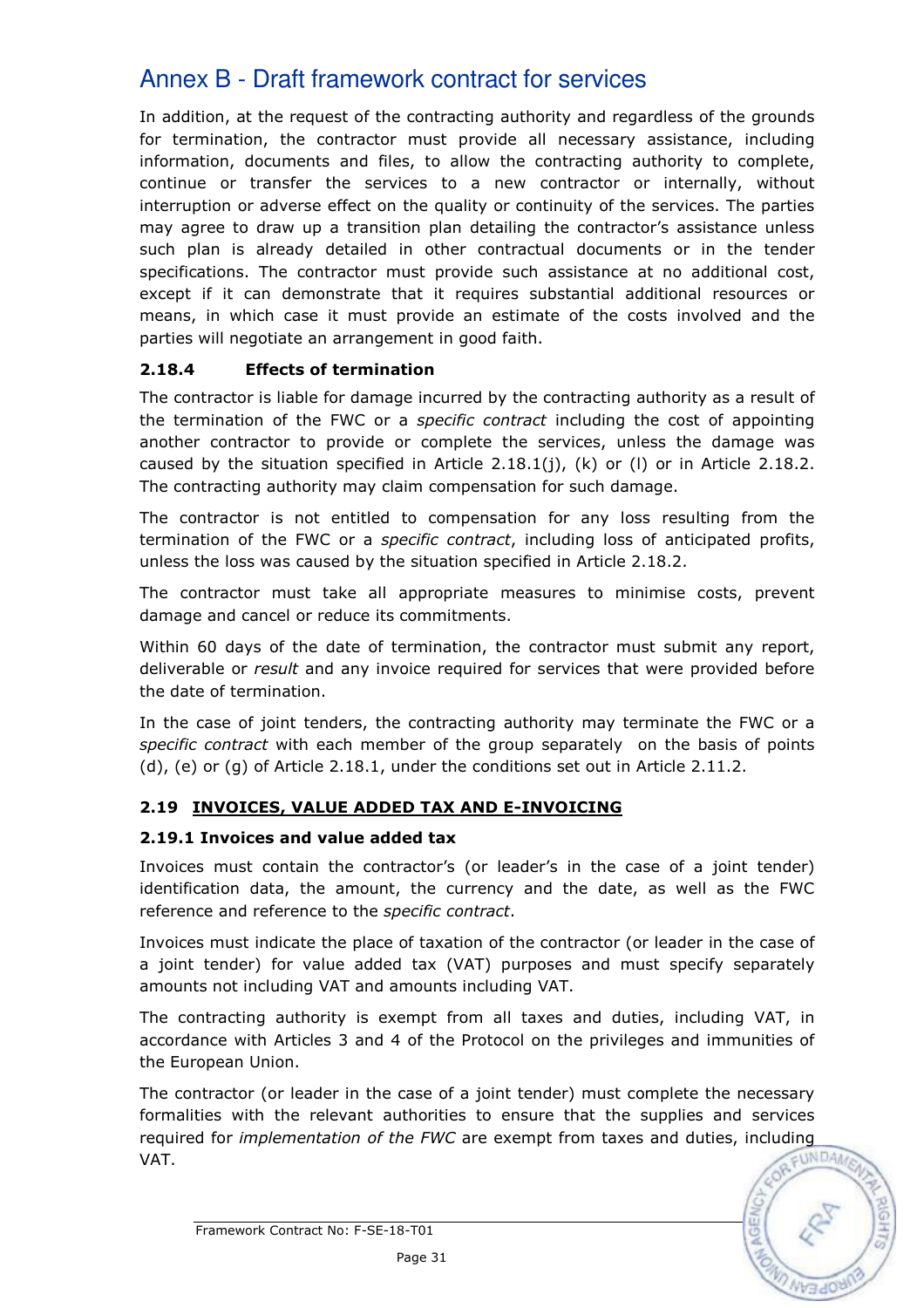In addition, at the request of the contracting authority and regardless of the grounds for termination, the contractor must provide all necessary assistance, including information, documents and files, to allow the contracting authority to complete, continue or transfer the services to a new contractor or internally, without interruption or adverse effect on the quality or continuity of the services. The parties may agree to draw up a transition plan detailing the contractor's assistance unless such plan is already detailed in other contractual documents or in the tender specifications. The contractor must provide such assistance at no additional cost, except if it can demonstrate that it requires substantial additional resources or means, in which case it must provide an estimate of the costs involved and the parties will negotiate an arrangement in good faith.

#### 2.18.4 Effects of termination

The contractor is liable for damage incurred by the contracting authority as a result of the termination of the FWC or a *specific contract* including the cost of appointing another contractor to provide or complete the services, unless the damage was caused by the situation specified in Article 2.18.1(j), (k) or (l) or in Article 2.18.2. The contracting authority may claim compensation for such damage.

The contractor is not entitled to compensation for any loss resulting from the termination of the FWC or a *specific contract*, including loss of anticipated profits, unless the loss was caused by the situation specified in Article 2.18.2.

The contractor must take all appropriate measures to minimise costs, prevent damage and cancel or reduce its commitments.

Within 60 days of the date of termination, the contractor must submit any report, deliverable or *result* and any invoice required for services that were provided before the date of termination.

In the case of joint tenders, the contracting authority may terminate the FWC or a *specific contract* with each member of the group separately on the basis of points (d), (e) or (g) of Article 2.18.1, under the conditions set out in Article 2.11.2.

### 2.19 INVOICES, VALUE ADDED TAX AND E-INVOICING

#### 2.19.1 Invoices and value added tax

Invoices must contain the contractor's (or leader's in the case of a joint tender) identification data, the amount, the currency and the date, as well as the FWC reference and reference to the *specific contract*.

Invoices must indicate the place of taxation of the contractor (or leader in the case of a joint tender) for value added tax (VAT) purposes and must specify separately amounts not including VAT and amounts including VAT.

The contracting authority is exempt from all taxes and duties, including VAT, in accordance with Articles 3 and 4 of the Protocol on the privileges and immunities of the European Union.

The contractor (or leader in the case of a joint tender) must complete the necessary formalities with the relevant authorities to ensure that the supplies and services required for *implementation of the FWC* are exempt from taxes and duties, including VAT.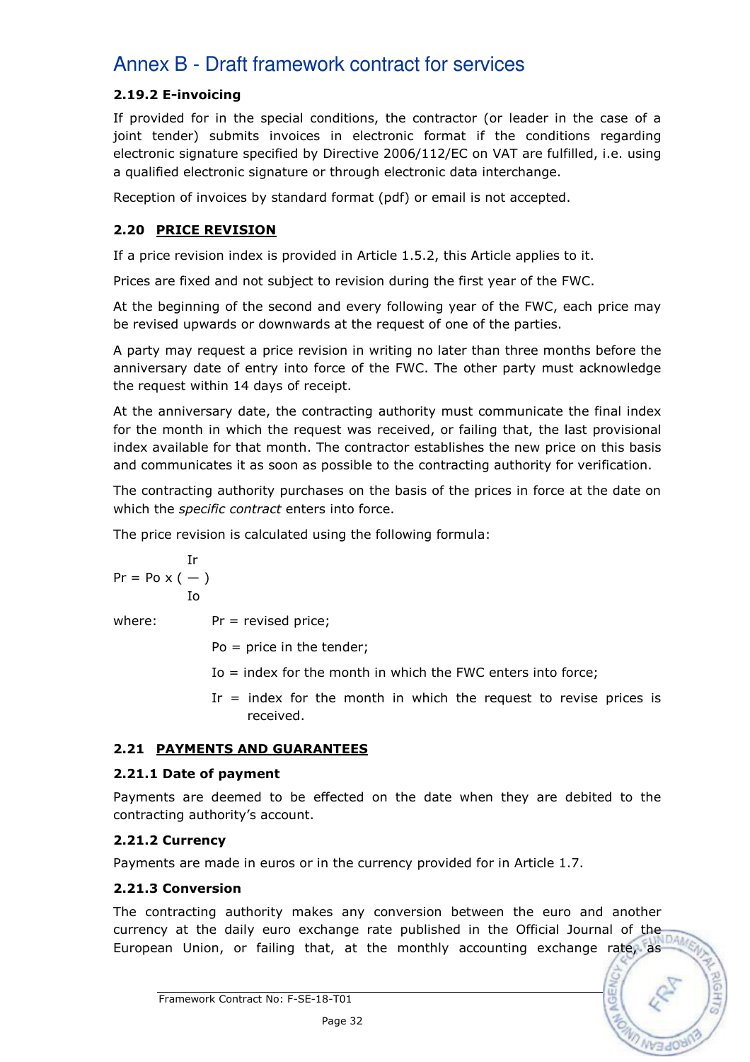# Annex B - Draft framework contract for services

### 2.19.2 E-invoicing

If provided for in the special conditions, the contractor (or leader in the case of a joint tender) submits invoices in electronic format if the conditions regarding electronic signature specified by Directive 2006/112/EC on VAT are fulfilled, i.e. using a qualified electronic signature or through electronic data interchange.

Reception of invoices by standard format (pdf) or email is not accepted.

## 2.20 PRICE REVISION

If a price revision index is provided in Article 1.5.2, this Article applies to it.

Prices are fixed and not subject to revision during the first year of the FWC.

At the beginning of the second and every following year of the FWC, each price may be revised upwards or downwards at the request of one of the parties.

A party may request a price revision in writing no later than three months before the anniversary date of entry into force of the FWC. The other party must acknowledge the request within 14 days of receipt.

At the anniversary date, the contracting authority must communicate the final index for the month in which the request was received, or failing that, the last provisional index available for that month. The contractor establishes the new price on this basis and communicates it as soon as possible to the contracting authority for verification.

The contracting authority purchases on the basis of the prices in force at the date on which the *specific contract* enters into force.

The price revision is calculated using the following formula:

$$Pr = Po \times \left( \frac{Ir}{Io} \right)$$

where:

Pr = revised price;

Po = price in the tender;

Io = index for the month in which the FWC enters into force;

Ir = index for the month in which the request to revise prices is received.

## 2.21 PAYMENTS AND GUARANTEES

### 2.21.1 Date of payment

Payments are deemed to be effected on the date when they are debited to the contracting authority's account.

### 2.21.2 Currency

Payments are made in euros or in the currency provided for in Article 1.7.

### 2.21.3 Conversion

The contracting authority makes any conversion between the euro and another currency at the daily euro exchange rate published in the Official Journal of the European Union, or failing that, at the monthly accounting exchange rate, as

Framework Contract No: F-SE-18-T01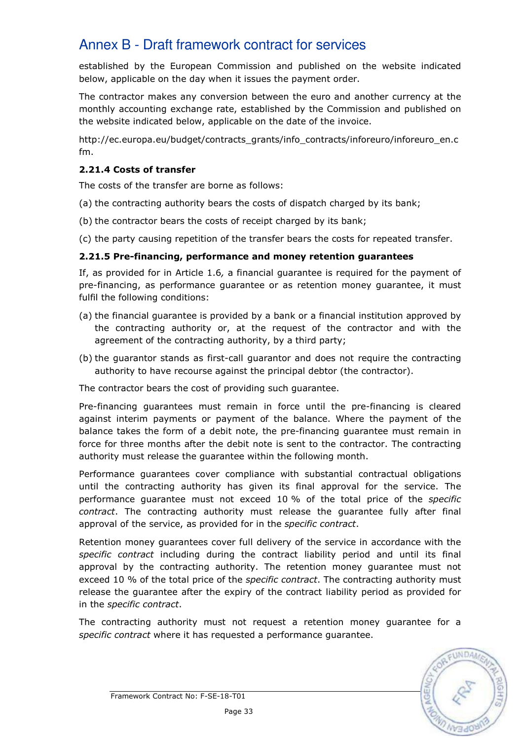established by the European Commission and published on the website indicated below, applicable on the day when it issues the payment order.

The contractor makes any conversion between the euro and another currency at the monthly accounting exchange rate, established by the Commission and published on the website indicated below, applicable on the date of the invoice.

http://ec.europa.eu/budget/contracts_grants/info_contracts/inforeuro/inforeuro_en.cfm.

**2.21.4 Costs of transfer**

The costs of the transfer are borne as follows:

(a) the contracting authority bears the costs of dispatch charged by its bank;

(b) the contractor bears the costs of receipt charged by its bank;

(c) the party causing repetition of the transfer bears the costs for repeated transfer.

**2.21.5 Pre-financing, performance and money retention guarantees**

If, as provided for in Article 1.6, a financial guarantee is required for the payment of pre-financing, as performance guarantee or as retention money guarantee, it must fulfil the following conditions:

(a) the financial guarantee is provided by a bank or a financial institution approved by the contracting authority or, at the request of the contractor and with the agreement of the contracting authority, by a third party;

(b) the guarantor stands as first-call guarantor and does not require the contracting authority to have recourse against the principal debtor (the contractor).

The contractor bears the cost of providing such guarantee.

Pre-financing guarantees must remain in force until the pre-financing is cleared against interim payments or payment of the balance. Where the payment of the balance takes the form of a debit note, the pre-financing guarantee must remain in force for three months after the debit note is sent to the contractor. The contracting authority must release the guarantee within the following month.

Performance guarantees cover compliance with substantial contractual obligations until the contracting authority has given its final approval for the service. The performance guarantee must not exceed 10 % of the total price of the *specific contract*. The contracting authority must release the guarantee fully after final approval of the service, as provided for in the *specific contract*.

Retention money guarantees cover full delivery of the service in accordance with the *specific contract* including during the contract liability period and until its final approval by the contracting authority. The retention money guarantee must not exceed 10 % of the total price of the *specific contract*. The contracting authority must release the guarantee after the expiry of the contract liability period as provided for in the *specific contract*.

The contracting authority must not request a retention money guarantee for a *specific contract* where it has requested a performance guarantee.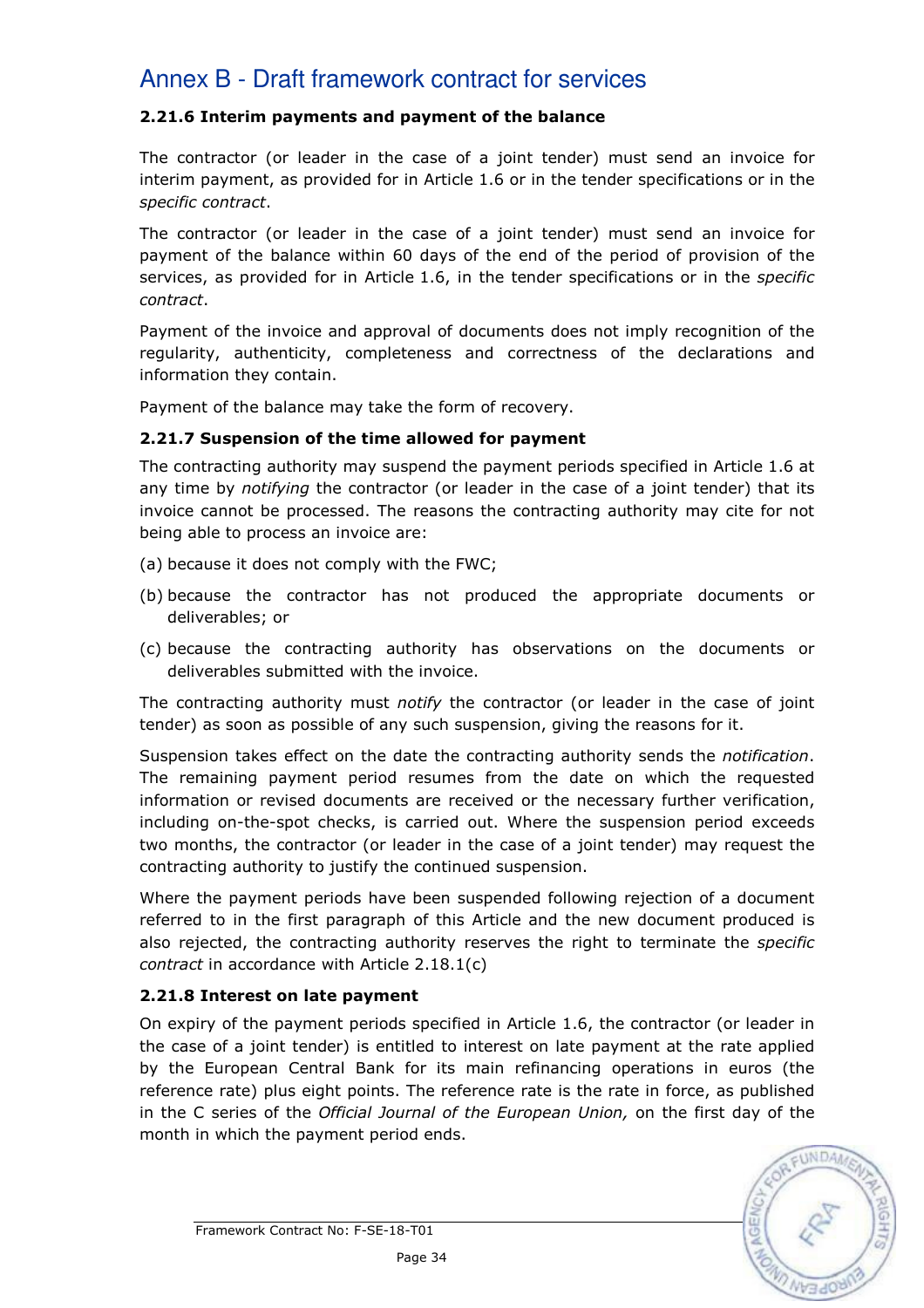# Annex B - Draft framework contract for services

**2.21.6 Interim payments and payment of the balance**

The contractor (or leader in the case of a joint tender) must send an invoice for interim payment, as provided for in Article 1.6 or in the tender specifications or in the *specific contract*.

The contractor (or leader in the case of a joint tender) must send an invoice for payment of the balance within 60 days of the end of the period of provision of the services, as provided for in Article 1.6, in the tender specifications or in the *specific contract*.

Payment of the invoice and approval of documents does not imply recognition of the regularity, authenticity, completeness and correctness of the declarations and information they contain.

Payment of the balance may take the form of recovery.

**2.21.7 Suspension of the time allowed for payment**

The contracting authority may suspend the payment periods specified in Article 1.6 at any time by *notifying* the contractor (or leader in the case of a joint tender) that its invoice cannot be processed. The reasons the contracting authority may cite for not being able to process an invoice are:

(a) because it does not comply with the FWC;

(b) because the contractor has not produced the appropriate documents or deliverables; or

(c) because the contracting authority has observations on the documents or deliverables submitted with the invoice.

The contracting authority must *notify* the contractor (or leader in the case of joint tender) as soon as possible of any such suspension, giving the reasons for it.

Suspension takes effect on the date the contracting authority sends the *notification*. The remaining payment period resumes from the date on which the requested information or revised documents are received or the necessary further verification, including on-the-spot checks, is carried out. Where the suspension period exceeds two months, the contractor (or leader in the case of a joint tender) may request the contracting authority to justify the continued suspension.

Where the payment periods have been suspended following rejection of a document referred to in the first paragraph of this Article and the new document produced is also rejected, the contracting authority reserves the right to terminate the *specific contract* in accordance with Article 2.18.1(c)

**2.21.8 Interest on late payment**

On expiry of the payment periods specified in Article 1.6, the contractor (or leader in the case of a joint tender) is entitled to interest on late payment at the rate applied by the European Central Bank for its main refinancing operations in euros (the reference rate) plus eight points. The reference rate is the rate in force, as published in the C series of the *Official Journal of the European Union,* on the first day of the month in which the payment period ends.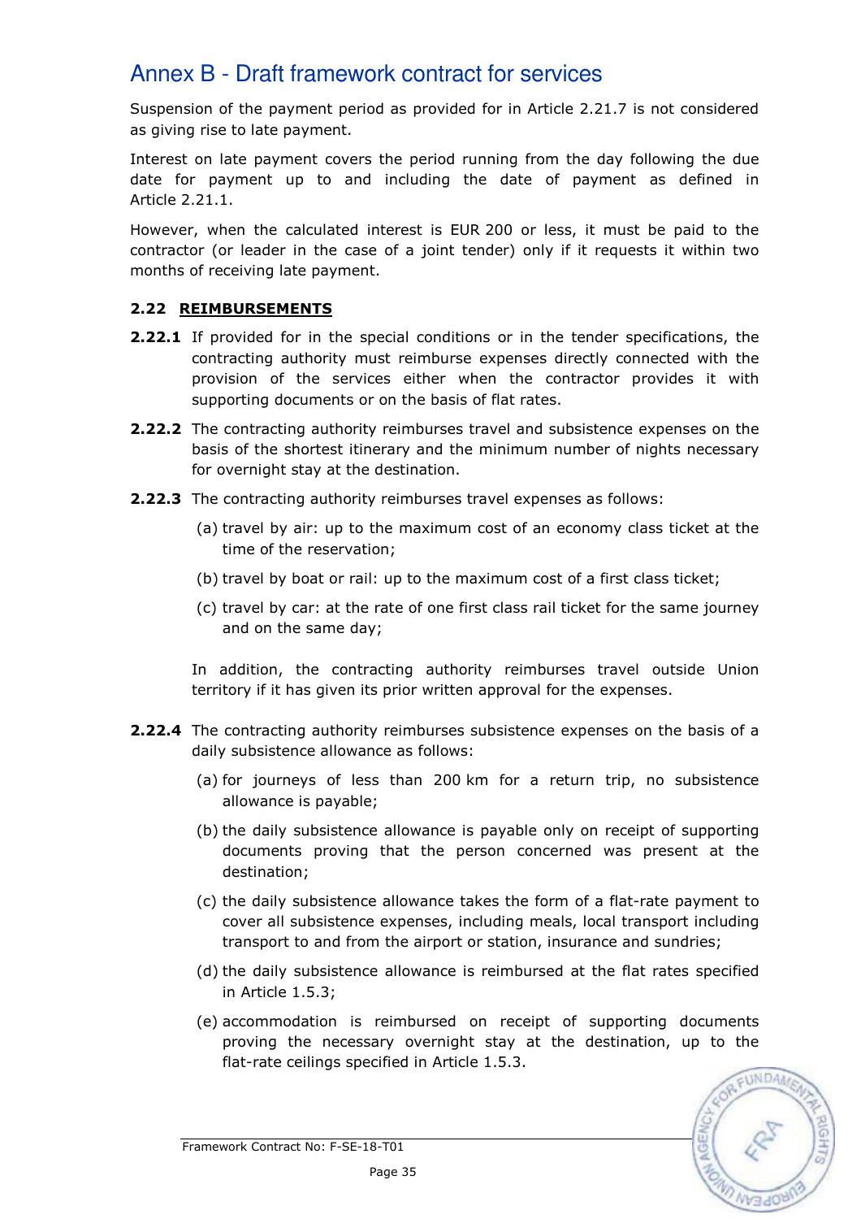Suspension of the payment period as provided for in Article 2.21.7 is not considered as giving rise to late payment.

Interest on late payment covers the period running from the day following the due date for payment up to and including the date of payment as defined in Article 2.21.1.

However, when the calculated interest is EUR 200 or less, it must be paid to the contractor (or leader in the case of a joint tender) only if it requests it within two months of receiving late payment.

### 2.22 REIMBURSEMENTS

**2.22.1** If provided for in the special conditions or in the tender specifications, the contracting authority must reimburse expenses directly connected with the provision of the services either when the contractor provides it with supporting documents or on the basis of flat rates.

**2.22.2** The contracting authority reimburses travel and subsistence expenses on the basis of the shortest itinerary and the minimum number of nights necessary for overnight stay at the destination.

**2.22.3** The contracting authority reimburses travel expenses as follows:

(a) travel by air: up to the maximum cost of an economy class ticket at the time of the reservation;

(b) travel by boat or rail: up to the maximum cost of a first class ticket;

(c) travel by car: at the rate of one first class rail ticket for the same journey and on the same day;

In addition, the contracting authority reimburses travel outside Union territory if it has given its prior written approval for the expenses.

**2.22.4** The contracting authority reimburses subsistence expenses on the basis of a daily subsistence allowance as follows:

(a) for journeys of less than 200 km for a return trip, no subsistence allowance is payable;

(b) the daily subsistence allowance is payable only on receipt of supporting documents proving that the person concerned was present at the destination;

(c) the daily subsistence allowance takes the form of a flat-rate payment to cover all subsistence expenses, including meals, local transport including transport to and from the airport or station, insurance and sundries;

(d) the daily subsistence allowance is reimbursed at the flat rates specified in Article 1.5.3;

(e) accommodation is reimbursed on receipt of supporting documents proving the necessary overnight stay at the destination, up to the flat-rate ceilings specified in Article 1.5.3.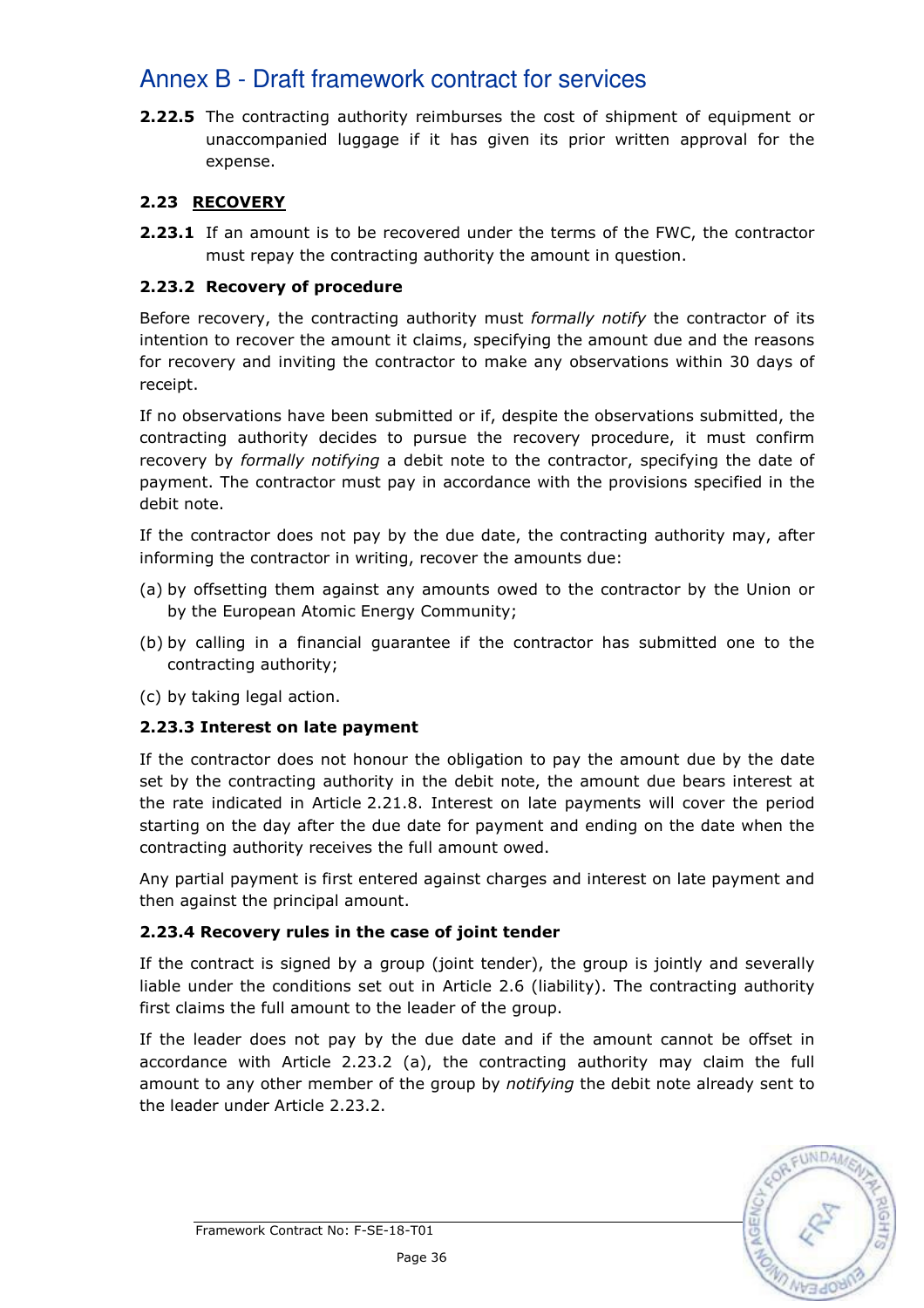**2.22.5** The contracting authority reimburses the cost of shipment of equipment or unaccompanied luggage if it has given its prior written approval for the expense.

### 2.23 RECOVERY

**2.23.1** If an amount is to be recovered under the terms of the FWC, the contractor must repay the contracting authority the amount in question.

**2.23.2 Recovery of procedure**

Before recovery, the contracting authority must *formally notify* the contractor of its intention to recover the amount it claims, specifying the amount due and the reasons for recovery and inviting the contractor to make any observations within 30 days of receipt.

If no observations have been submitted or if, despite the observations submitted, the contracting authority decides to pursue the recovery procedure, it must confirm recovery by *formally notifying* a debit note to the contractor, specifying the date of payment. The contractor must pay in accordance with the provisions specified in the debit note.

If the contractor does not pay by the due date, the contracting authority may, after informing the contractor in writing, recover the amounts due:

(a) by offsetting them against any amounts owed to the contractor by the Union or by the European Atomic Energy Community;

(b) by calling in a financial guarantee if the contractor has submitted one to the contracting authority;

(c) by taking legal action.

**2.23.3 Interest on late payment**

If the contractor does not honour the obligation to pay the amount due by the date set by the contracting authority in the debit note, the amount due bears interest at the rate indicated in Article 2.21.8. Interest on late payments will cover the period starting on the day after the due date for payment and ending on the date when the contracting authority receives the full amount owed.

Any partial payment is first entered against charges and interest on late payment and then against the principal amount.

**2.23.4 Recovery rules in the case of joint tender**

If the contract is signed by a group (joint tender), the group is jointly and severally liable under the conditions set out in Article 2.6 (liability). The contracting authority first claims the full amount to the leader of the group.

If the leader does not pay by the due date and if the amount cannot be offset in accordance with Article 2.23.2 (a), the contracting authority may claim the full amount to any other member of the group by *notifying* the debit note already sent to the leader under Article 2.23.2.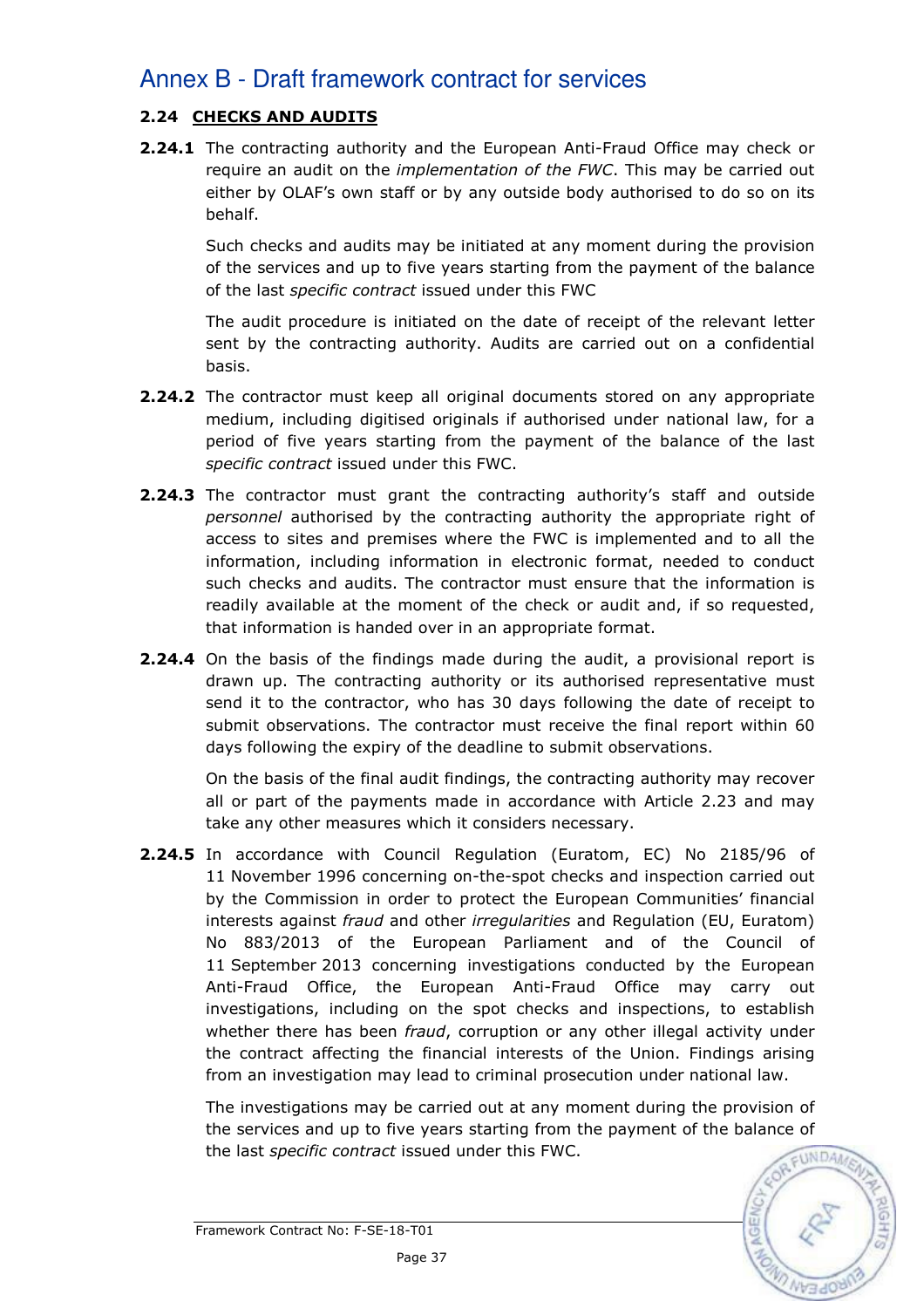# Annex B - Draft framework contract for services

## 2.24 CHECKS AND AUDITS

**2.24.1** The contracting authority and the European Anti-Fraud Office may check or require an audit on the *implementation of the FWC*. This may be carried out either by OLAF's own staff or by any outside body authorised to do so on its behalf.

Such checks and audits may be initiated at any moment during the provision of the services and up to five years starting from the payment of the balance of the last *specific contract* issued under this FWC

The audit procedure is initiated on the date of receipt of the relevant letter sent by the contracting authority. Audits are carried out on a confidential basis.

**2.24.2** The contractor must keep all original documents stored on any appropriate medium, including digitised originals if authorised under national law, for a period of five years starting from the payment of the balance of the last *specific contract* issued under this FWC.

**2.24.3** The contractor must grant the contracting authority's staff and outside *personnel* authorised by the contracting authority the appropriate right of access to sites and premises where the FWC is implemented and to all the information, including information in electronic format, needed to conduct such checks and audits. The contractor must ensure that the information is readily available at the moment of the check or audit and, if so requested, that information is handed over in an appropriate format.

**2.24.4** On the basis of the findings made during the audit, a provisional report is drawn up. The contracting authority or its authorised representative must send it to the contractor, who has 30 days following the date of receipt to submit observations. The contractor must receive the final report within 60 days following the expiry of the deadline to submit observations.

On the basis of the final audit findings, the contracting authority may recover all or part of the payments made in accordance with Article 2.23 and may take any other measures which it considers necessary.

**2.24.5** In accordance with Council Regulation (Euratom, EC) No 2185/96 of 11 November 1996 concerning on-the-spot checks and inspection carried out by the Commission in order to protect the European Communities' financial interests against *fraud* and other *irregularities* and Regulation (EU, Euratom) No 883/2013 of the European Parliament and of the Council of 11 September 2013 concerning investigations conducted by the European Anti-Fraud Office, the European Anti-Fraud Office may carry out investigations, including on the spot checks and inspections, to establish whether there has been *fraud*, corruption or any other illegal activity under the contract affecting the financial interests of the Union. Findings arising from an investigation may lead to criminal prosecution under national law.

The investigations may be carried out at any moment during the provision of the services and up to five years starting from the payment of the balance of the last *specific contract* issued under this FWC.

Framework Contract No: F-SE-18-T01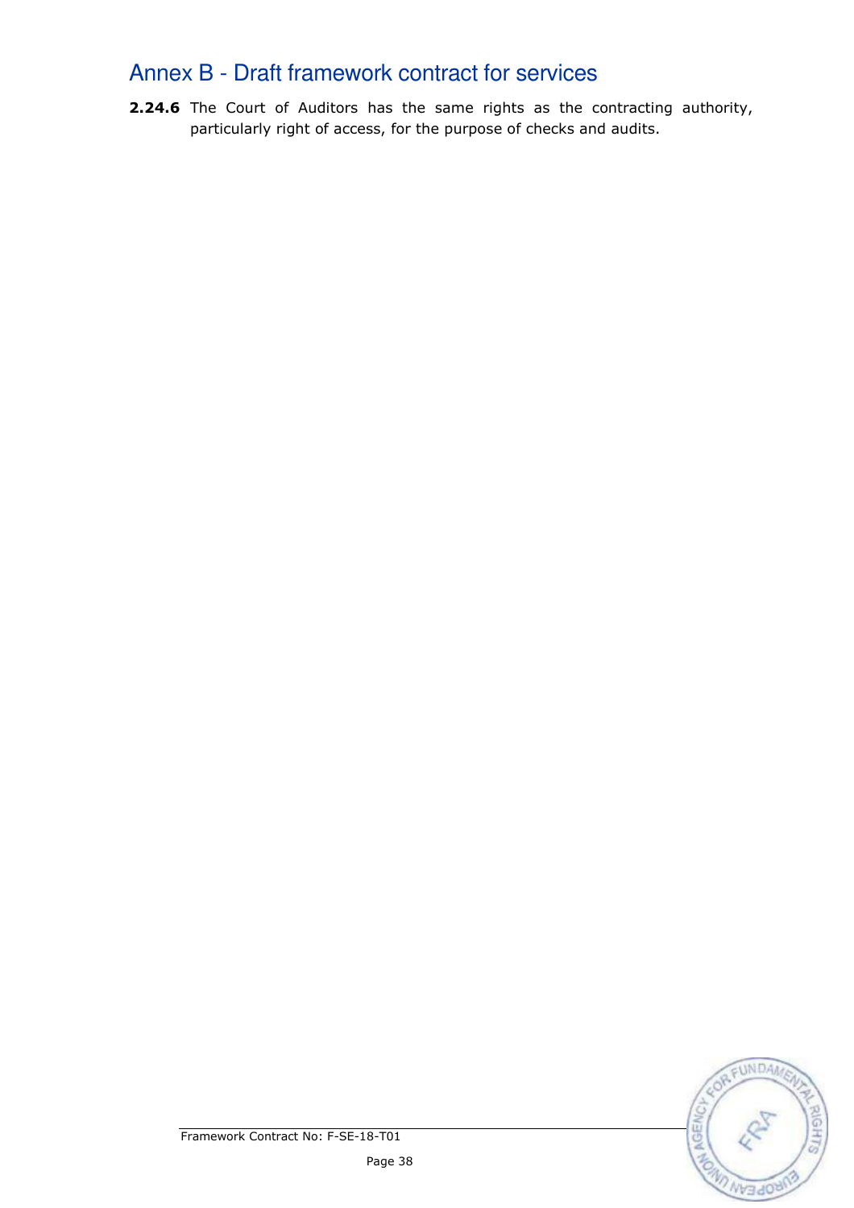**2.24.6** The Court of Auditors has the same rights as the contracting authority, particularly right of access, for the purpose of checks and audits.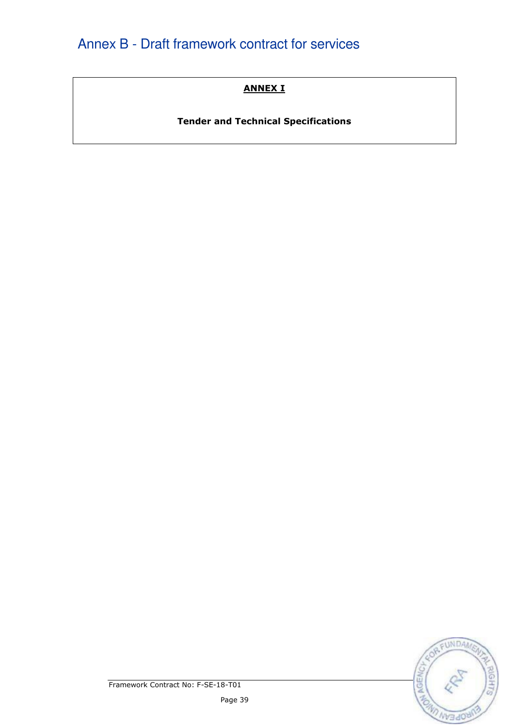# Annex B - Draft framework contract for services

**ANNEX I**

**Tender and Technical Specifications**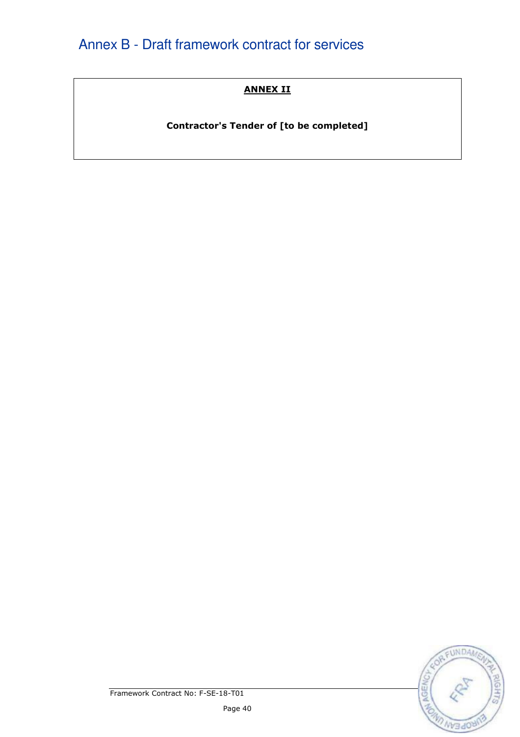# Annex B - Draft framework contract for services

**ANNEX II**

**Contractor's Tender of [to be completed]**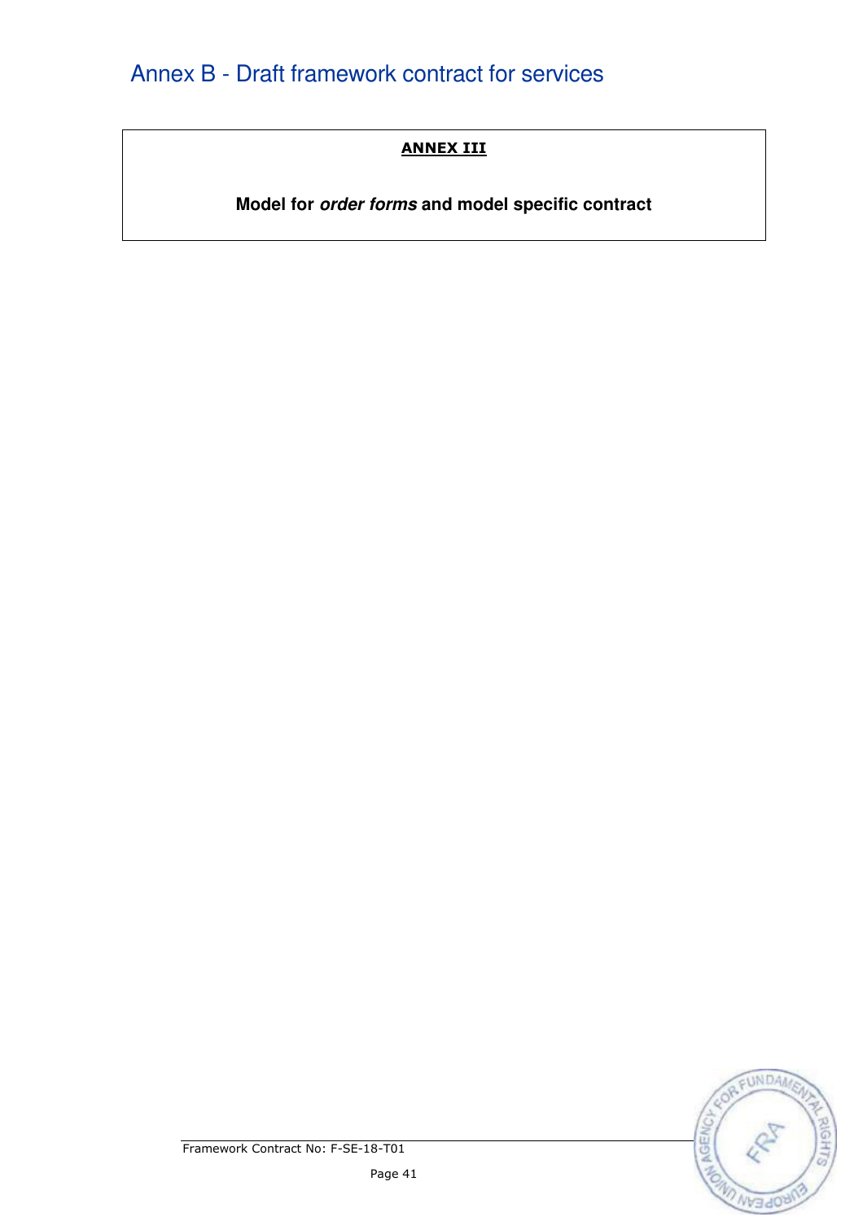**ANNEX III**

**Model for *order forms* and model specific contract**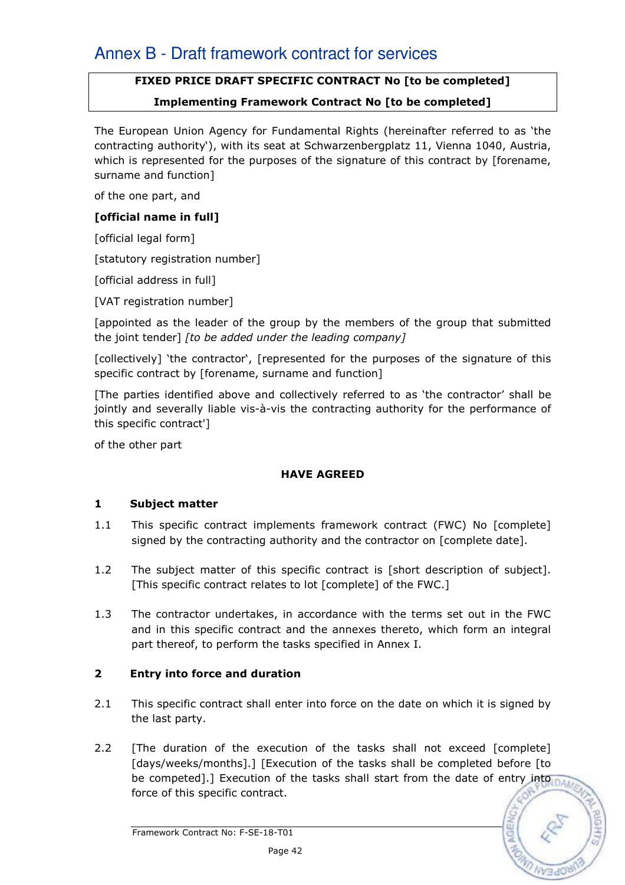# Annex B - Draft framework contract for services

**FIXED PRICE DRAFT SPECIFIC CONTRACT No [to be completed]**

**Implementing Framework Contract No [to be completed]**

The European Union Agency for Fundamental Rights (hereinafter referred to as 'the contracting authority'), with its seat at Schwarzenbergplatz 11, Vienna 1040, Austria, which is represented for the purposes of the signature of this contract by [forename, surname and function]

of the one part, and

**[official name in full]**

[official legal form]

[statutory registration number]

[official address in full]

[VAT registration number]

[appointed as the leader of the group by the members of the group that submitted the joint tender] *[to be added under the leading company]*

[collectively] 'the contractor', [represented for the purposes of the signature of this specific contract by [forename, surname and function]

[The parties identified above and collectively referred to as 'the contractor' shall be jointly and severally liable vis-à-vis the contracting authority for the performance of this specific contract']

of the other part

**HAVE AGREED**

## 1 Subject matter

1.1 This specific contract implements framework contract (FWC) No [complete] signed by the contracting authority and the contractor on [complete date].

1.2 The subject matter of this specific contract is [short description of subject]. [This specific contract relates to lot [complete] of the FWC.]

1.3 The contractor undertakes, in accordance with the terms set out in the FWC and in this specific contract and the annexes thereto, which form an integral part thereof, to perform the tasks specified in Annex I.

## 2 Entry into force and duration

2.1 This specific contract shall enter into force on the date on which it is signed by the last party.

2.2 [The duration of the execution of the tasks shall not exceed [complete] [days/weeks/months].] [Execution of the tasks shall be completed before [to be competed].] Execution of the tasks shall start from the date of entry into force of this specific contract.

Framework Contract No: F-SE-18-T01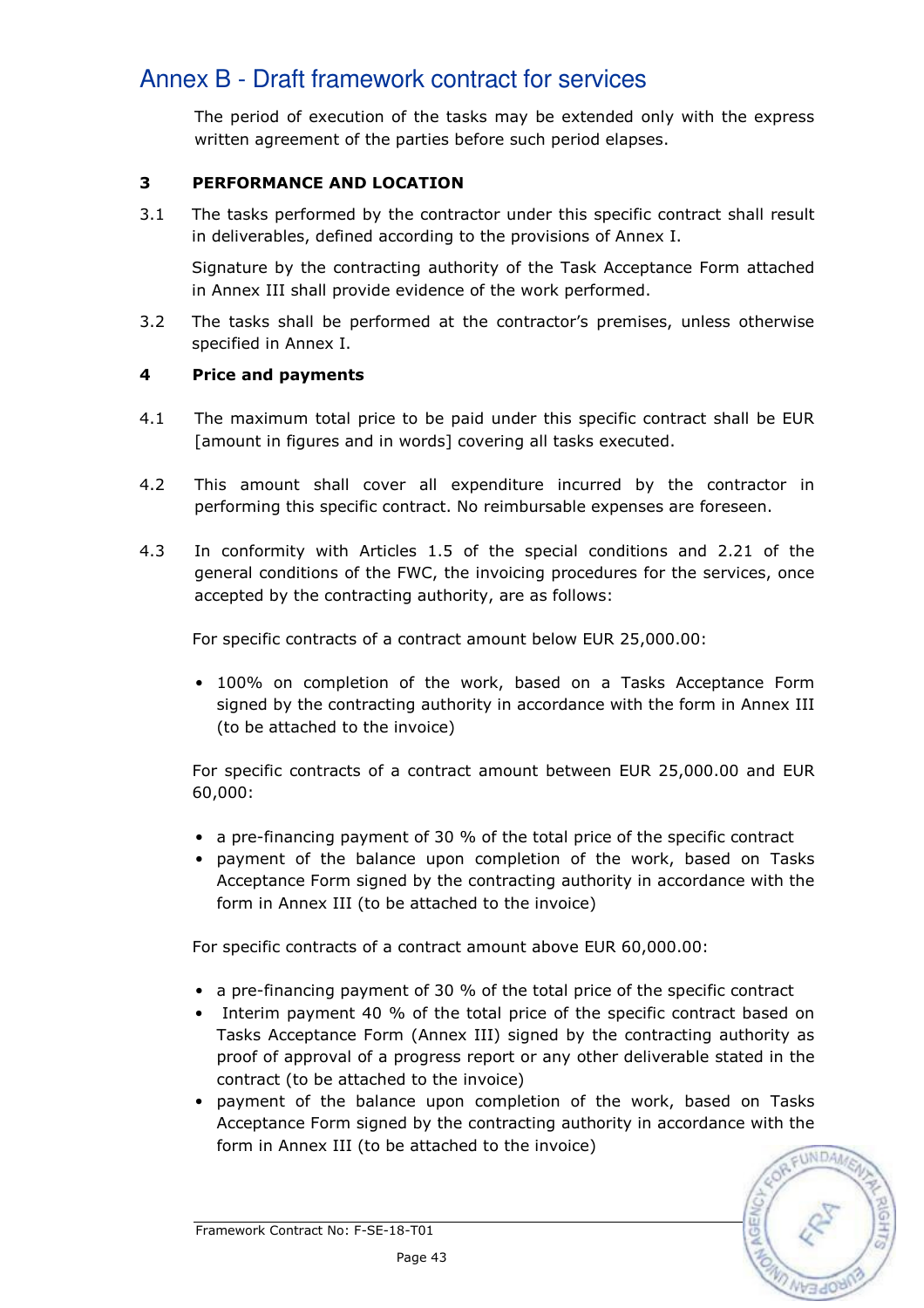# Annex B - Draft framework contract for services

The period of execution of the tasks may be extended only with the express written agreement of the parties before such period elapses.

**3 PERFORMANCE AND LOCATION**

3.1 The tasks performed by the contractor under this specific contract shall result in deliverables, defined according to the provisions of Annex I.

Signature by the contracting authority of the Task Acceptance Form attached in Annex III shall provide evidence of the work performed.

3.2 The tasks shall be performed at the contractor's premises, unless otherwise specified in Annex I.

**4 Price and payments**

4.1 The maximum total price to be paid under this specific contract shall be EUR [amount in figures and in words] covering all tasks executed.

4.2 This amount shall cover all expenditure incurred by the contractor in performing this specific contract. No reimbursable expenses are foreseen.

4.3 In conformity with Articles 1.5 of the special conditions and 2.21 of the general conditions of the FWC, the invoicing procedures for the services, once accepted by the contracting authority, are as follows:

For specific contracts of a contract amount below EUR 25,000.00:

- 100% on completion of the work, based on a Tasks Acceptance Form signed by the contracting authority in accordance with the form in Annex III (to be attached to the invoice)

For specific contracts of a contract amount between EUR 25,000.00 and EUR 60,000:

- a pre-financing payment of 30 % of the total price of the specific contract
- payment of the balance upon completion of the work, based on Tasks Acceptance Form signed by the contracting authority in accordance with the form in Annex III (to be attached to the invoice)

For specific contracts of a contract amount above EUR 60,000.00:

- a pre-financing payment of 30 % of the total price of the specific contract
- Interim payment 40 % of the total price of the specific contract based on Tasks Acceptance Form (Annex III) signed by the contracting authority as proof of approval of a progress report or any other deliverable stated in the contract (to be attached to the invoice)
- payment of the balance upon completion of the work, based on Tasks Acceptance Form signed by the contracting authority in accordance with the form in Annex III (to be attached to the invoice)

Framework Contract No: F-SE-18-T01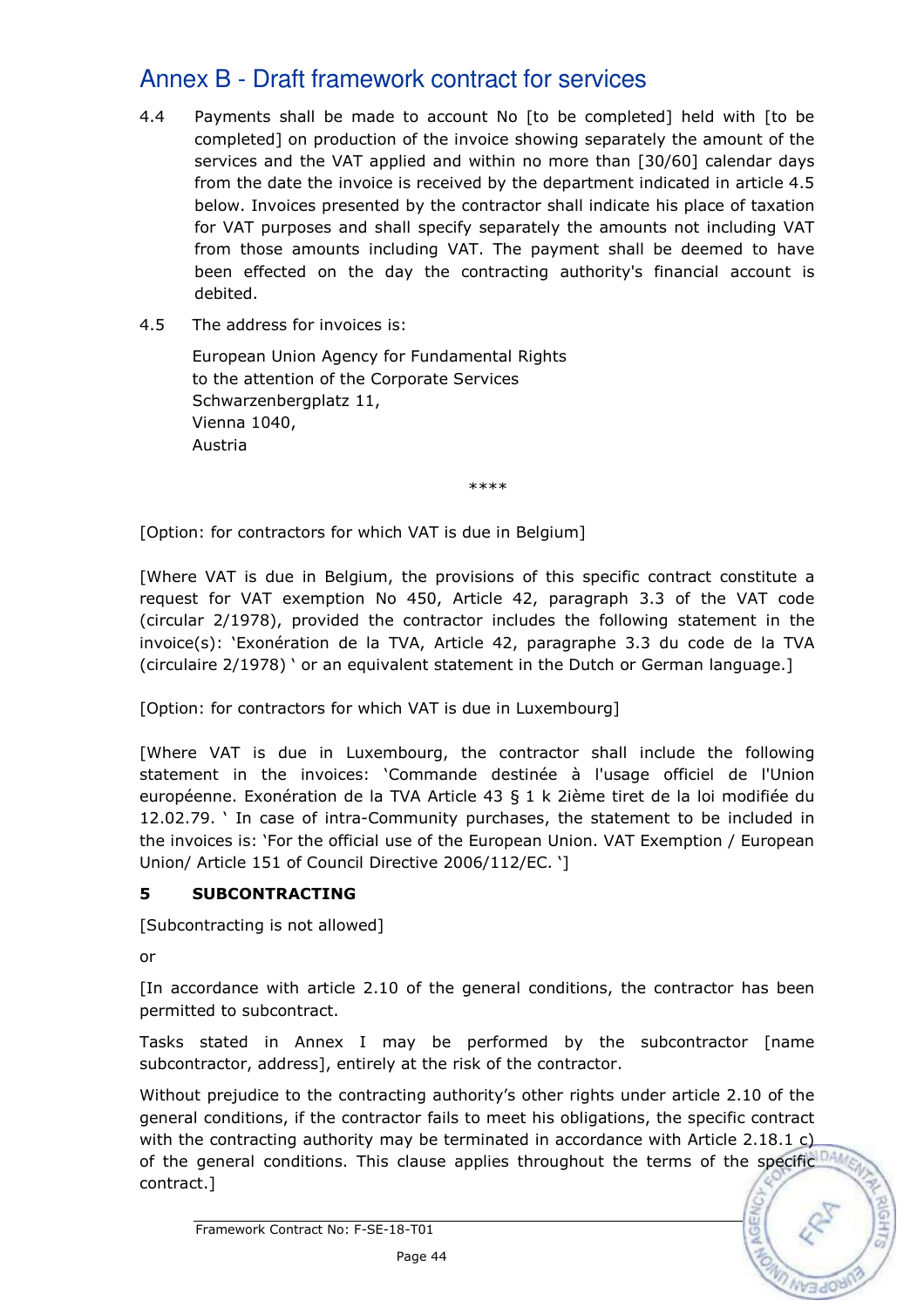# Annex B - Draft framework contract for services

4.4 Payments shall be made to account No [to be completed] held with [to be completed] on production of the invoice showing separately the amount of the services and the VAT applied and within no more than [30/60] calendar days from the date the invoice is received by the department indicated in article 4.5 below. Invoices presented by the contractor shall indicate his place of taxation for VAT purposes and shall specify separately the amounts not including VAT from those amounts including VAT. The payment shall be deemed to have been effected on the day the contracting authority's financial account is debited.

4.5 The address for invoices is:

European Union Agency for Fundamental Rights
to the attention of the Corporate Services
Schwarzenbergplatz 11,
Vienna 1040,
Austria

****

[Option: for contractors for which VAT is due in Belgium]

[Where VAT is due in Belgium, the provisions of this specific contract constitute a request for VAT exemption No 450, Article 42, paragraph 3.3 of the VAT code (circular 2/1978), provided the contractor includes the following statement in the invoice(s): 'Exonération de la TVA, Article 42, paragraphe 3.3 du code de la TVA (circulaire 2/1978) ' or an equivalent statement in the Dutch or German language.]

[Option: for contractors for which VAT is due in Luxembourg]

[Where VAT is due in Luxembourg, the contractor shall include the following statement in the invoices: 'Commande destinée à l'usage officiel de l'Union européenne. Exonération de la TVA Article 43 § 1 k 2ième tiret de la loi modifiée du 12.02.79. ' In case of intra-Community purchases, the statement to be included in the invoices is: 'For the official use of the European Union. VAT Exemption / European Union/ Article 151 of Council Directive 2006/112/EC. ']

**5 SUBCONTRACTING**

[Subcontracting is not allowed]

or

[In accordance with article 2.10 of the general conditions, the contractor has been permitted to subcontract.

Tasks stated in Annex I may be performed by the subcontractor [name subcontractor, address], entirely at the risk of the contractor.

Without prejudice to the contracting authority's other rights under article 2.10 of the general conditions, if the contractor fails to meet his obligations, the specific contract with the contracting authority may be terminated in accordance with Article 2.18.1 c) of the general conditions. This clause applies throughout the terms of the specific contract.]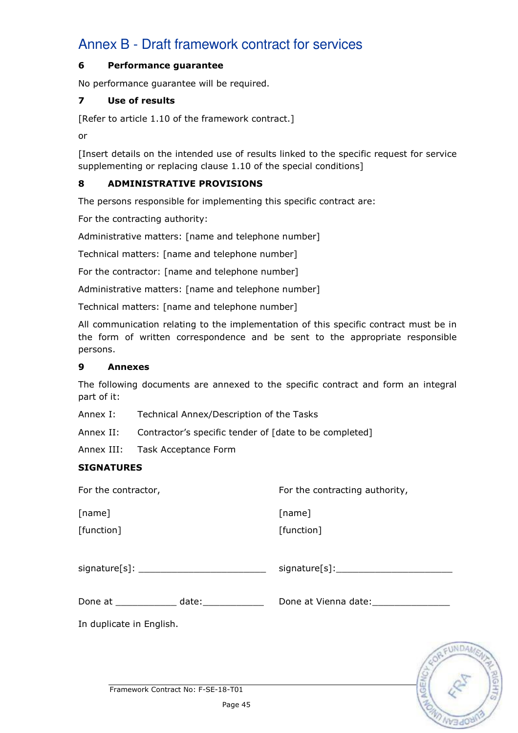# Annex B - Draft framework contract for services

### 6 Performance guarantee

No performance guarantee will be required.

### 7 Use of results

[Refer to article 1.10 of the framework contract.]

or

[Insert details on the intended use of results linked to the specific request for service supplementing or replacing clause 1.10 of the special conditions]

### 8 ADMINISTRATIVE PROVISIONS

The persons responsible for implementing this specific contract are:

For the contracting authority:

Administrative matters: [name and telephone number]

Technical matters: [name and telephone number]

For the contractor: [name and telephone number]

Administrative matters: [name and telephone number]

Technical matters: [name and telephone number]

All communication relating to the implementation of this specific contract must be in the form of written correspondence and be sent to the appropriate responsible persons.

### 9 Annexes

The following documents are annexed to the specific contract and form an integral part of it:

Annex I: Technical Annex/Description of the Tasks

Annex II: Contractor's specific tender of [date to be completed]

Annex III: Task Acceptance Form

**SIGNATURES**

For the contractor,

[name]

[function]

signature[s]: _______________________

Done at ___________ date:___________

For the contracting authority,

[name]

[function]

signature[s]:_____________________

Done at Vienna date:______________

In duplicate in English.

Framework Contract No: F-SE-18-T01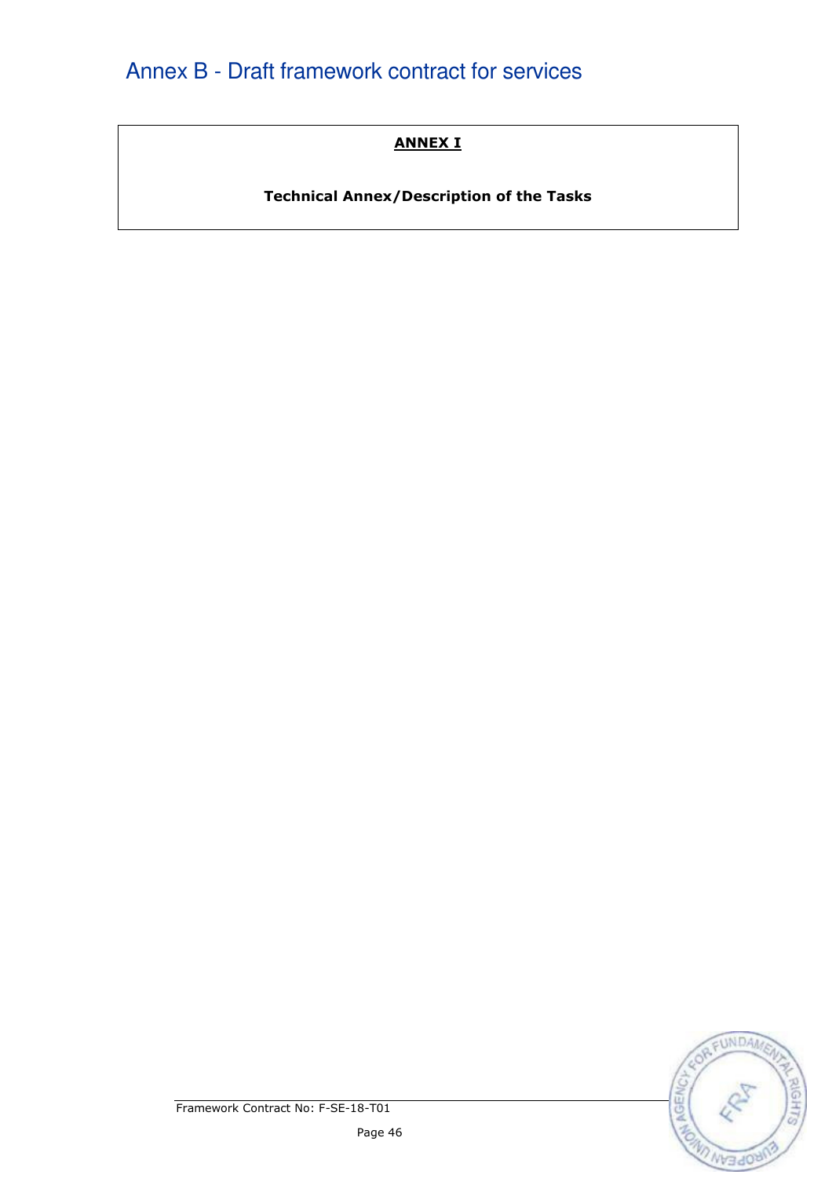# Annex B - Draft framework contract for services

**<u>ANNEX I</u>**

**Technical Annex/Description of the Tasks**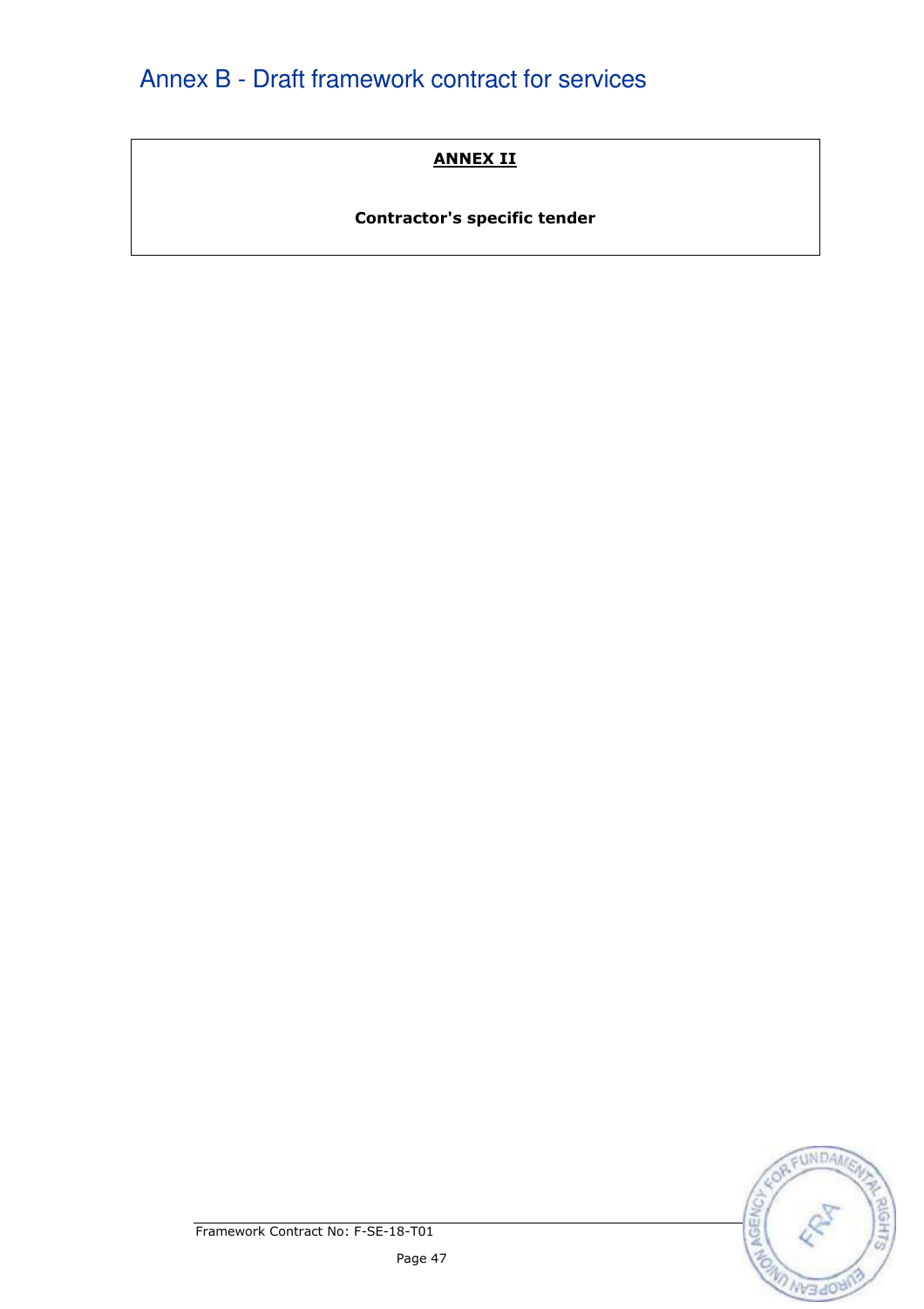# Annex B - Draft framework contract for services

**ANNEX II**

**Contractor's specific tender**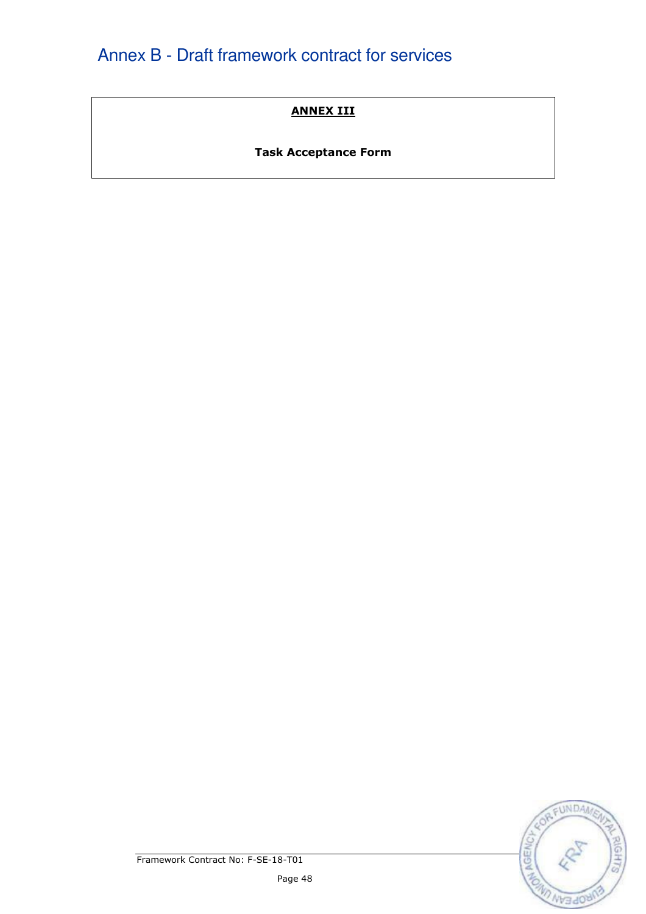# Annex B - Draft framework contract for services

**<u>ANNEX III</u>**

**Task Acceptance Form**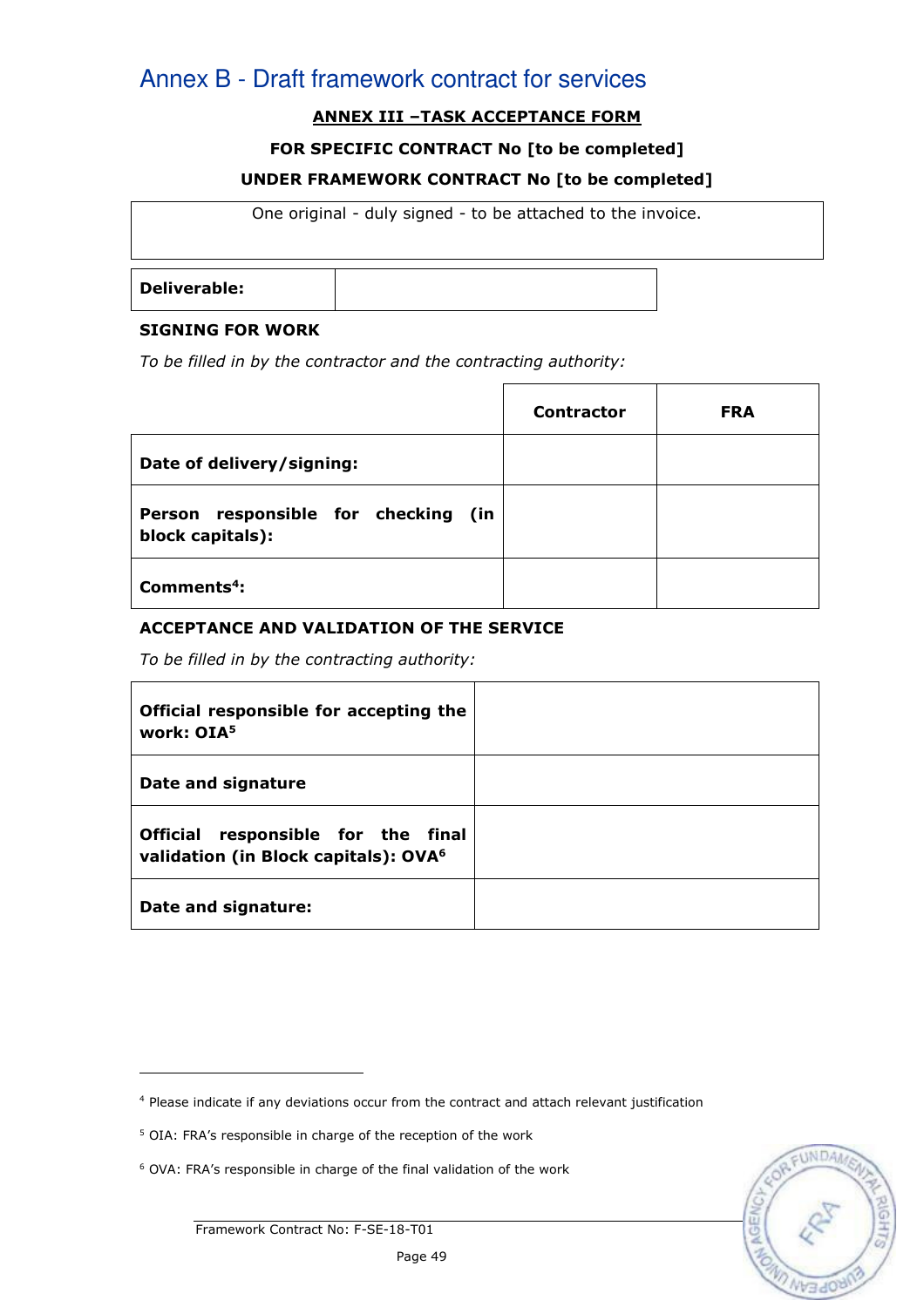# Annex B - Draft framework contract for services

**ANNEX III –TASK ACCEPTANCE FORM**

**FOR SPECIFIC CONTRACT No [to be completed]**

**UNDER FRAMEWORK CONTRACT No [to be completed]**

| One original - duly signed - to be attached to the invoice. |
|---|

| **Deliverable:** | |
|---|---|

**SIGNING FOR WORK**

*To be filled in by the contractor and the contracting authority:*

| | **Contractor** | **FRA** |
|---|---|---|
| **Date of delivery/signing:** | | |
| **Person responsible for checking (in block capitals):** | | |
| **Comments[4]:** | | |

**ACCEPTANCE AND VALIDATION OF THE SERVICE**

*To be filled in by the contracting authority:*

| | |
|---|---|
| **Official responsible for accepting the work: OIA[5]** | |
| **Date and signature** | |
| **Official responsible for the final validation (in Block capitals): OVA[6]** | |
| **Date and signature:** | |

[4] Please indicate if any deviations occur from the contract and attach relevant justification

[5] OIA: FRA's responsible in charge of the reception of the work

[6] OVA: FRA's responsible in charge of the final validation of the work

Framework Contract No: F-SE-18-T01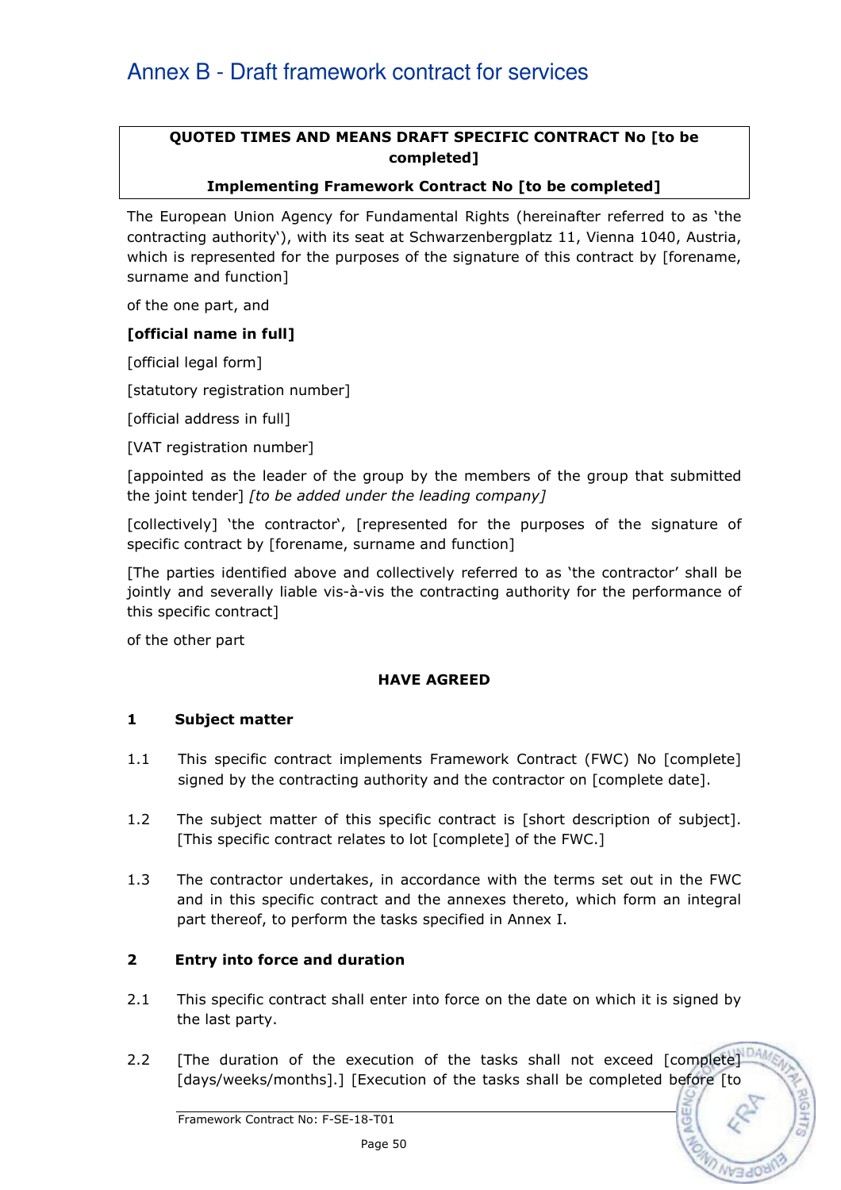# Annex B - Draft framework contract for services

**QUOTED TIMES AND MEANS DRAFT SPECIFIC CONTRACT No [to be completed]**

**Implementing Framework Contract No [to be completed]**

The European Union Agency for Fundamental Rights (hereinafter referred to as 'the contracting authority'), with its seat at Schwarzenbergplatz 11, Vienna 1040, Austria, which is represented for the purposes of the signature of this contract by [forename, surname and function]

of the one part, and

**[official name in full]**

[official legal form]

[statutory registration number]

[official address in full]

[VAT registration number]

[appointed as the leader of the group by the members of the group that submitted the joint tender] *[to be added under the leading company]*

[collectively] 'the contractor', [represented for the purposes of the signature of specific contract by [forename, surname and function]

[The parties identified above and collectively referred to as 'the contractor' shall be jointly and severally liable vis-à-vis the contracting authority for the performance of this specific contract]

of the other part

**HAVE AGREED**

**1 Subject matter**

1.1 This specific contract implements Framework Contract (FWC) No [complete] signed by the contracting authority and the contractor on [complete date].

1.2 The subject matter of this specific contract is [short description of subject]. [This specific contract relates to lot [complete] of the FWC.]

1.3 The contractor undertakes, in accordance with the terms set out in the FWC and in this specific contract and the annexes thereto, which form an integral part thereof, to perform the tasks specified in Annex I.

**2 Entry into force and duration**

2.1 This specific contract shall enter into force on the date on which it is signed by the last party.

2.2 [The duration of the execution of the tasks shall not exceed [complete] [days/weeks/months].] [Execution of the tasks shall be completed before [to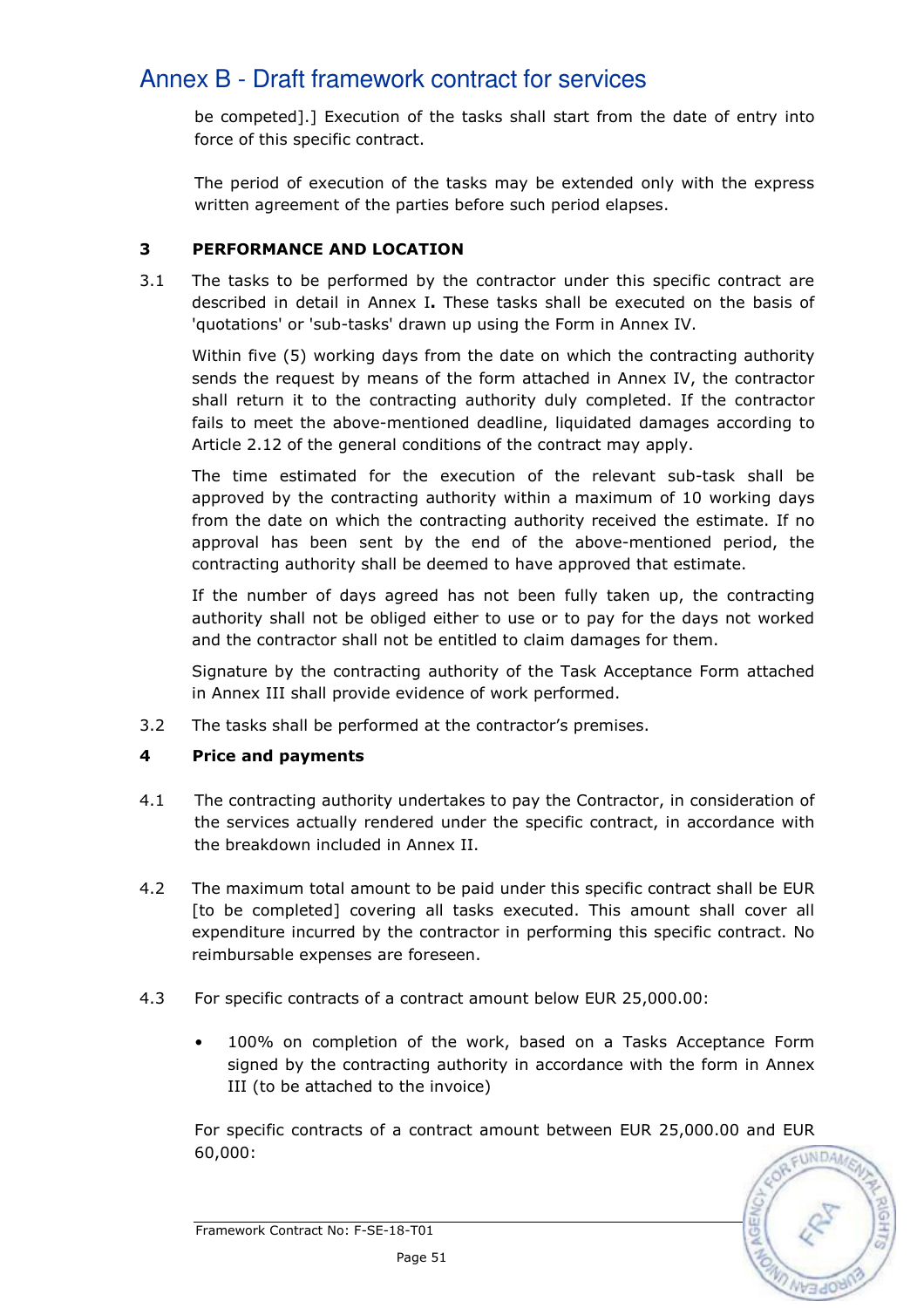be competed].] Execution of the tasks shall start from the date of entry into force of this specific contract.

The period of execution of the tasks may be extended only with the express written agreement of the parties before such period elapses.

## 3 PERFORMANCE AND LOCATION

3.1 The tasks to be performed by the contractor under this specific contract are described in detail in Annex I**.** These tasks shall be executed on the basis of 'quotations' or 'sub-tasks' drawn up using the Form in Annex IV.

Within five (5) working days from the date on which the contracting authority sends the request by means of the form attached in Annex IV, the contractor shall return it to the contracting authority duly completed. If the contractor fails to meet the above-mentioned deadline, liquidated damages according to Article 2.12 of the general conditions of the contract may apply.

The time estimated for the execution of the relevant sub-task shall be approved by the contracting authority within a maximum of 10 working days from the date on which the contracting authority received the estimate. If no approval has been sent by the end of the above-mentioned period, the contracting authority shall be deemed to have approved that estimate.

If the number of days agreed has not been fully taken up, the contracting authority shall not be obliged either to use or to pay for the days not worked and the contractor shall not be entitled to claim damages for them.

Signature by the contracting authority of the Task Acceptance Form attached in Annex III shall provide evidence of work performed.

3.2 The tasks shall be performed at the contractor's premises.

## 4 Price and payments

4.1 The contracting authority undertakes to pay the Contractor, in consideration of the services actually rendered under the specific contract, in accordance with the breakdown included in Annex II.

4.2 The maximum total amount to be paid under this specific contract shall be EUR [to be completed] covering all tasks executed. This amount shall cover all expenditure incurred by the contractor in performing this specific contract. No reimbursable expenses are foreseen.

4.3 For specific contracts of a contract amount below EUR 25,000.00:

- 100% on completion of the work, based on a Tasks Acceptance Form signed by the contracting authority in accordance with the form in Annex III (to be attached to the invoice)

For specific contracts of a contract amount between EUR 25,000.00 and EUR 60,000: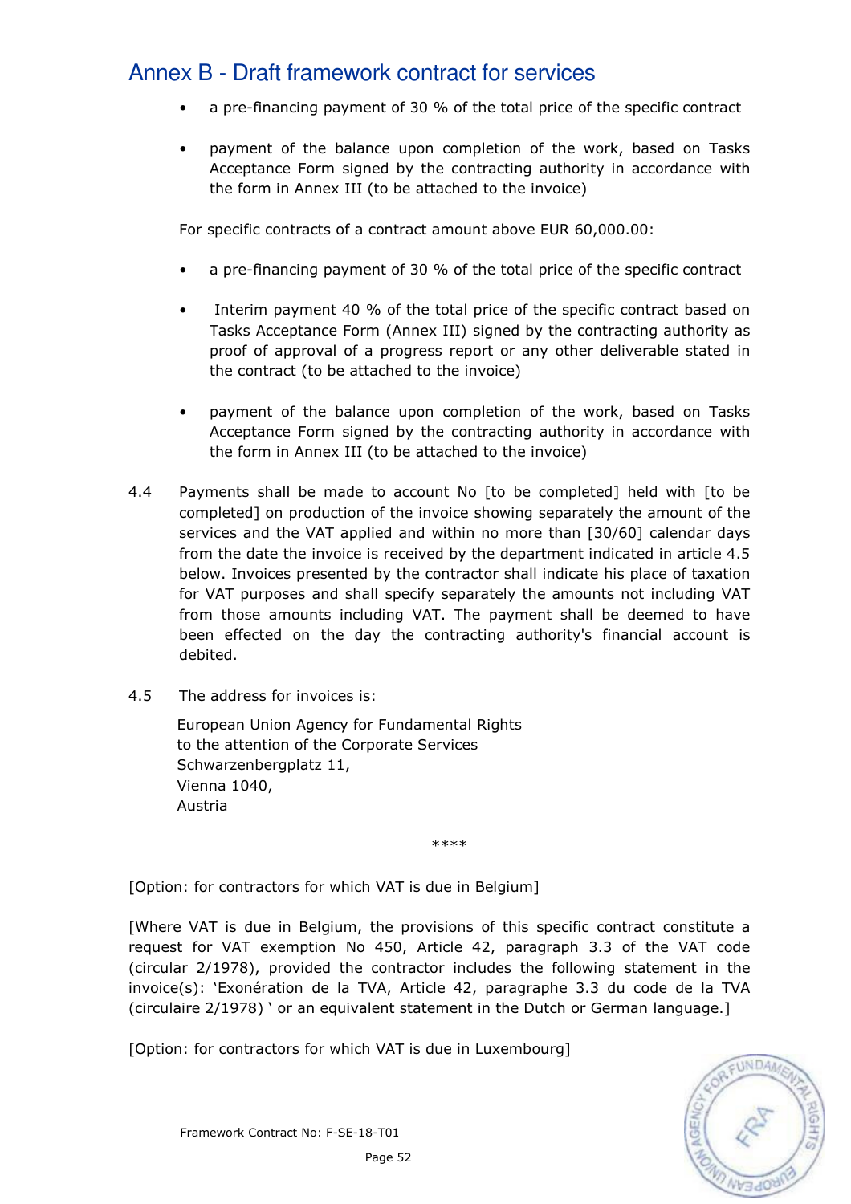- a pre-financing payment of 30 % of the total price of the specific contract
- payment of the balance upon completion of the work, based on Tasks Acceptance Form signed by the contracting authority in accordance with the form in Annex III (to be attached to the invoice)

For specific contracts of a contract amount above EUR 60,000.00:

- a pre-financing payment of 30 % of the total price of the specific contract
- Interim payment 40 % of the total price of the specific contract based on Tasks Acceptance Form (Annex III) signed by the contracting authority as proof of approval of a progress report or any other deliverable stated in the contract (to be attached to the invoice)
- payment of the balance upon completion of the work, based on Tasks Acceptance Form signed by the contracting authority in accordance with the form in Annex III (to be attached to the invoice)

4.4 Payments shall be made to account No [to be completed] held with [to be completed] on production of the invoice showing separately the amount of the services and the VAT applied and within no more than [30/60] calendar days from the date the invoice is received by the department indicated in article 4.5 below. Invoices presented by the contractor shall indicate his place of taxation for VAT purposes and shall specify separately the amounts not including VAT from those amounts including VAT. The payment shall be deemed to have been effected on the day the contracting authority's financial account is debited.

4.5 The address for invoices is:

European Union Agency for Fundamental Rights
to the attention of the Corporate Services
Schwarzenbergplatz 11,
Vienna 1040,
Austria

****

[Option: for contractors for which VAT is due in Belgium]

[Where VAT is due in Belgium, the provisions of this specific contract constitute a request for VAT exemption No 450, Article 42, paragraph 3.3 of the VAT code (circular 2/1978), provided the contractor includes the following statement in the invoice(s): 'Exonération de la TVA, Article 42, paragraphe 3.3 du code de la TVA (circulaire 2/1978) ' or an equivalent statement in the Dutch or German language.]

[Option: for contractors for which VAT is due in Luxembourg]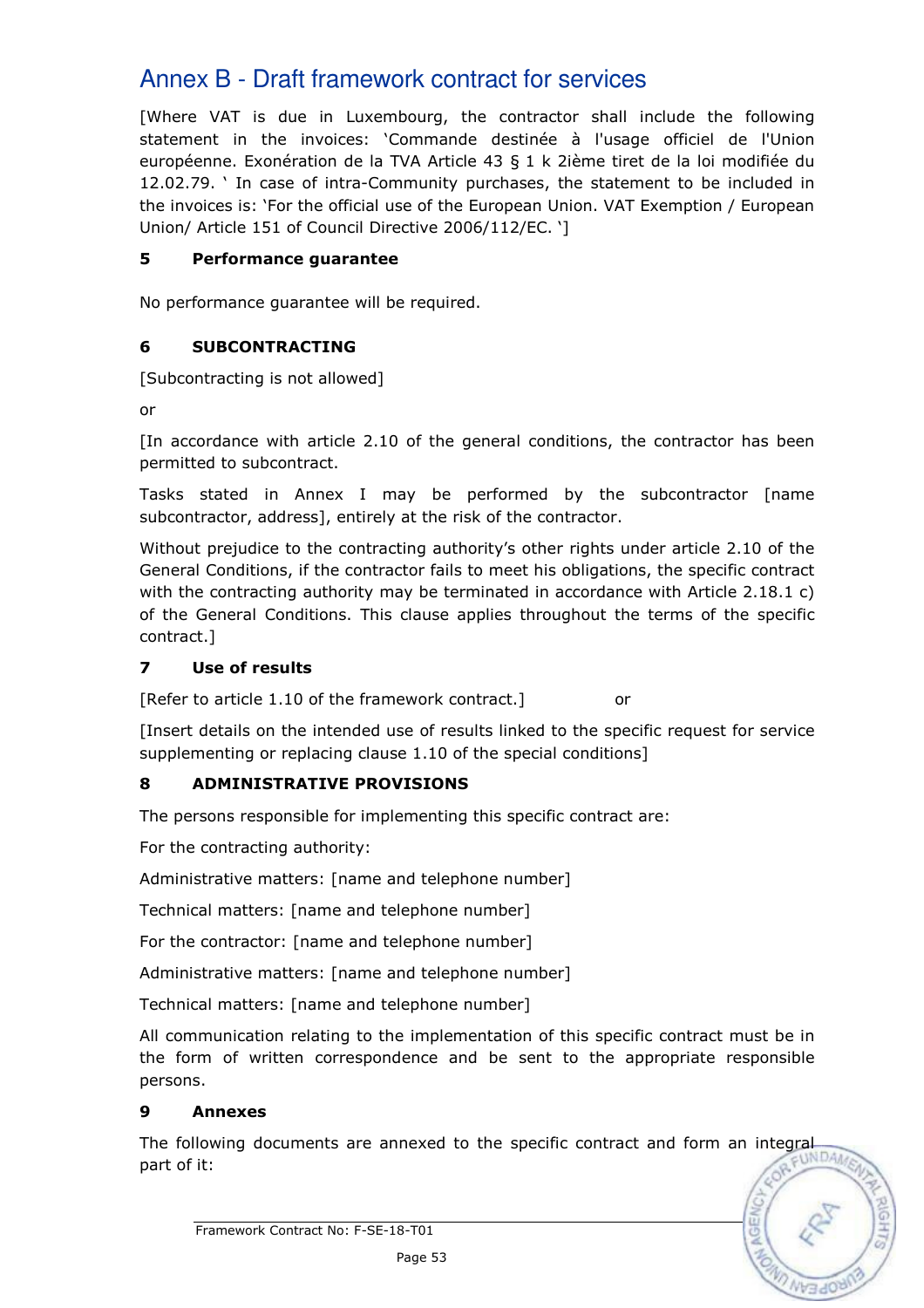# Annex B - Draft framework contract for services

[Where VAT is due in Luxembourg, the contractor shall include the following statement in the invoices: 'Commande destinée à l'usage officiel de l'Union européenne. Exonération de la TVA Article 43 § 1 k 2ième tiret de la loi modifiée du 12.02.79. ' In case of intra-Community purchases, the statement to be included in the invoices is: 'For the official use of the European Union. VAT Exemption / European Union/ Article 151 of Council Directive 2006/112/EC. ']

### 5 Performance guarantee

No performance guarantee will be required.

### 6 SUBCONTRACTING

[Subcontracting is not allowed]

or

[In accordance with article 2.10 of the general conditions, the contractor has been permitted to subcontract.

Tasks stated in Annex I may be performed by the subcontractor [name subcontractor, address], entirely at the risk of the contractor.

Without prejudice to the contracting authority's other rights under article 2.10 of the General Conditions, if the contractor fails to meet his obligations, the specific contract with the contracting authority may be terminated in accordance with Article 2.18.1 c) of the General Conditions. This clause applies throughout the terms of the specific contract.]

### 7 Use of results

[Refer to article 1.10 of the framework contract.] or

[Insert details on the intended use of results linked to the specific request for service supplementing or replacing clause 1.10 of the special conditions]

### 8 ADMINISTRATIVE PROVISIONS

The persons responsible for implementing this specific contract are:

For the contracting authority:

Administrative matters: [name and telephone number]

Technical matters: [name and telephone number]

For the contractor: [name and telephone number]

Administrative matters: [name and telephone number]

Technical matters: [name and telephone number]

All communication relating to the implementation of this specific contract must be in the form of written correspondence and be sent to the appropriate responsible persons.

### 9 Annexes

The following documents are annexed to the specific contract and form an integral part of it: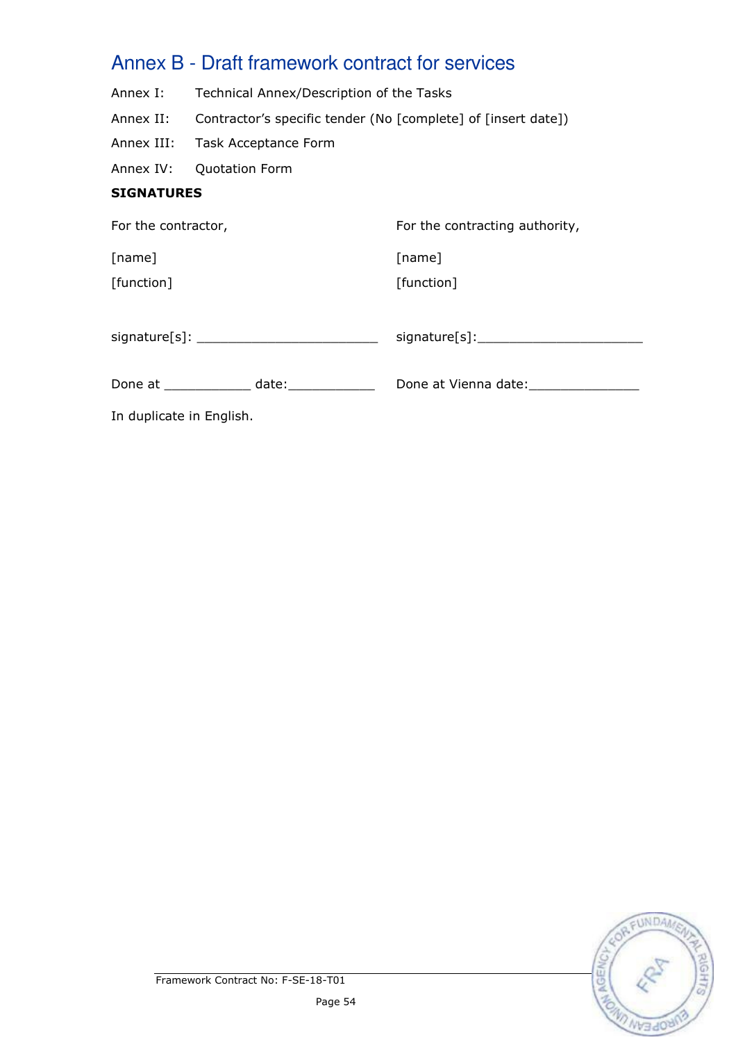# Annex B - Draft framework contract for services

Annex I: Technical Annex/Description of the Tasks

Annex II: Contractor's specific tender (No [complete] of [insert date])

Annex III: Task Acceptance Form

Annex IV: Quotation Form

**SIGNATURES**

| For the contractor, | For the contracting authority, |
|---|---|
| [name] | [name] |
| [function] | [function] |
| signature[s]: _______________________ | signature[s]:_____________________ |
| Done at ___________ date:___________ | Done at Vienna date:______________ |

In duplicate in English.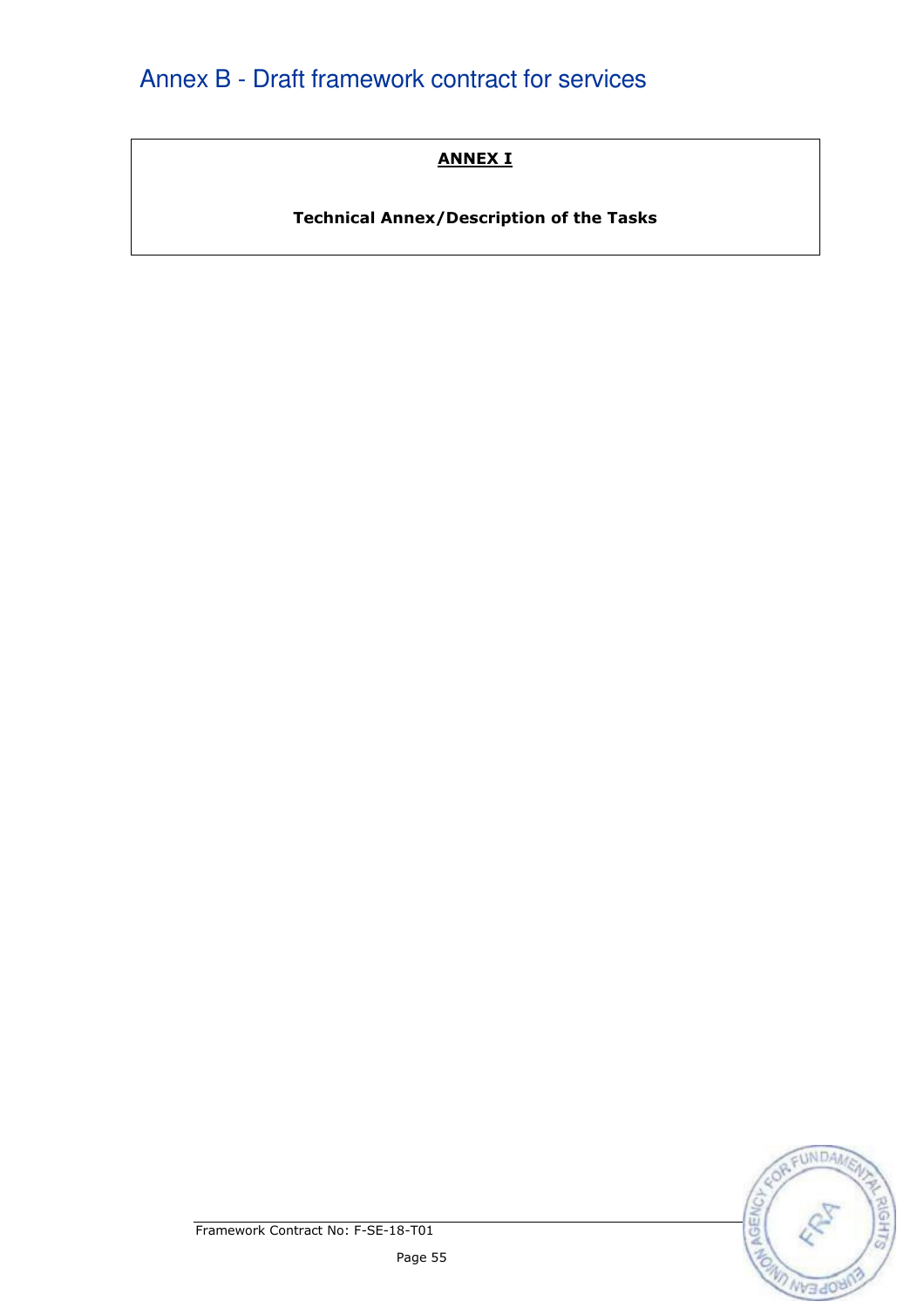# Annex B - Draft framework contract for services

**ANNEX I**

**Technical Annex/Description of the Tasks**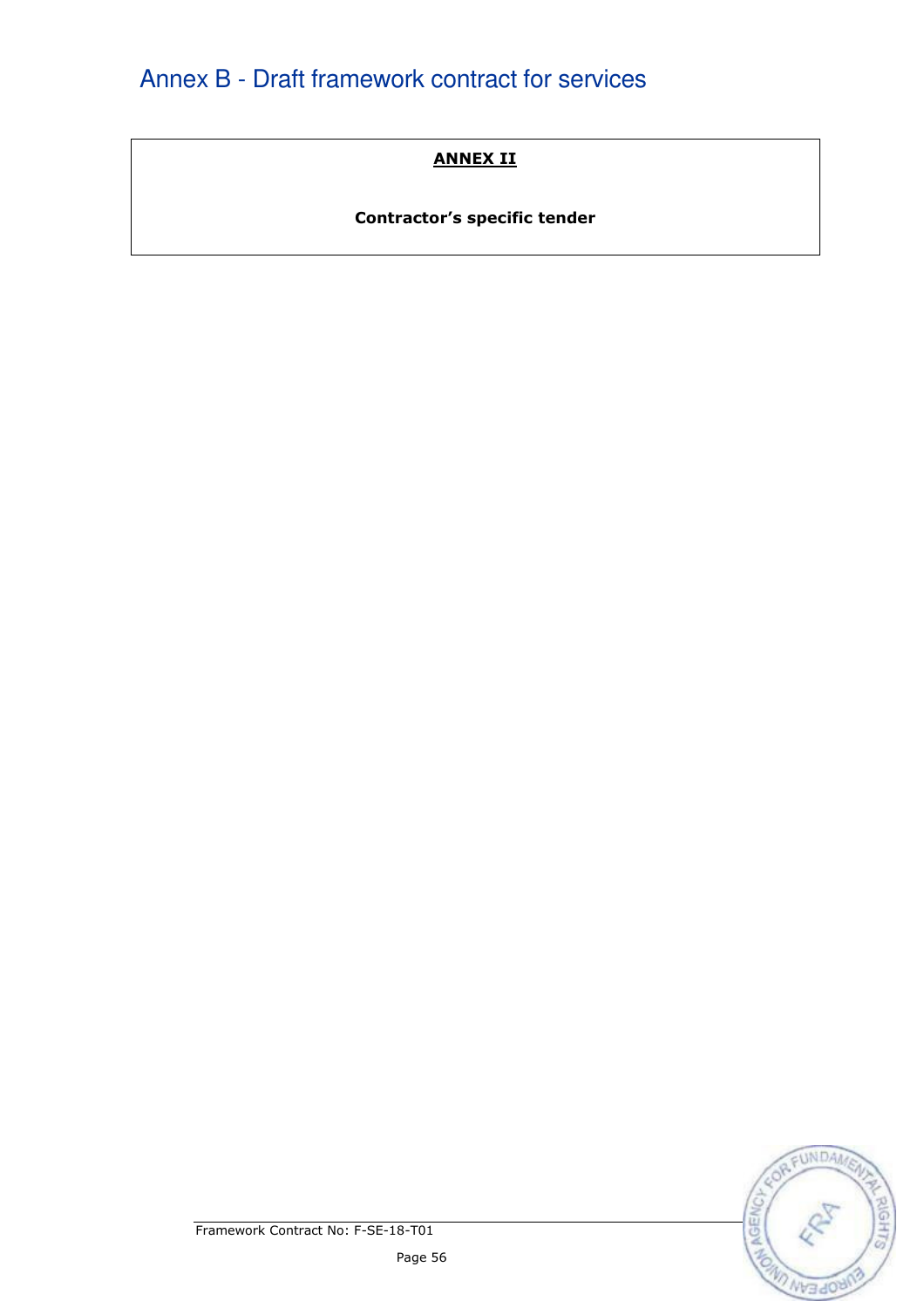**ANNEX II**

**Contractor's specific tender**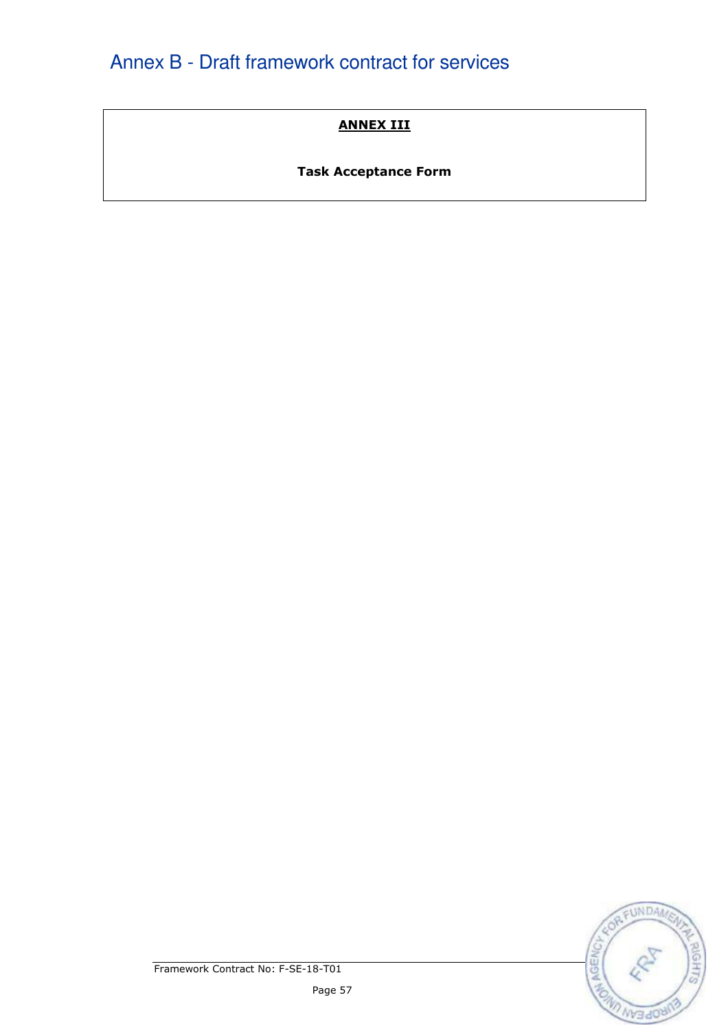**ANNEX III**

**Task Acceptance Form**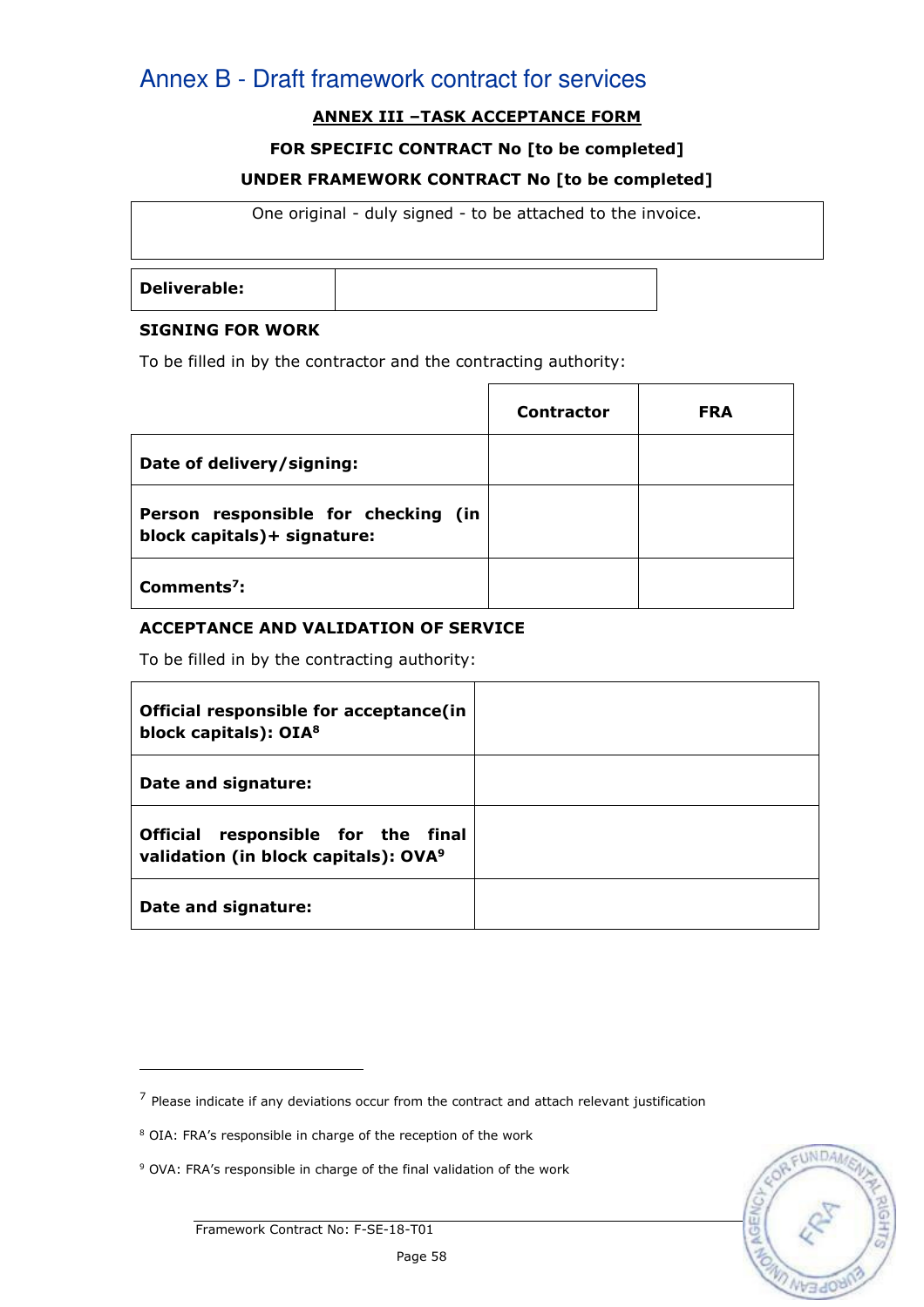# Annex B - Draft framework contract for services

**ANNEX III –TASK ACCEPTANCE FORM**

**FOR SPECIFIC CONTRACT No [to be completed]**

**UNDER FRAMEWORK CONTRACT No [to be completed]**

| One original - duly signed - to be attached to the invoice. |
|---|

| **Deliverable:** | |
|---|---|

**SIGNING FOR WORK**

To be filled in by the contractor and the contracting authority:

| | **Contractor** | **FRA** |
|---|---|---|
| **Date of delivery/signing:** | | |
| **Person responsible for checking (in block capitals)+ signature:** | | |
| **Comments[7]:** | | |

**ACCEPTANCE AND VALIDATION OF SERVICE**

To be filled in by the contracting authority:

| | |
|---|---|
| **Official responsible for acceptance(in block capitals): OIA[8]** | |
| **Date and signature:** | |
| **Official responsible for the final validation (in block capitals): OVA[9]** | |
| **Date and signature:** | |

[7] Please indicate if any deviations occur from the contract and attach relevant justification

[8] OIA: FRA's responsible in charge of the reception of the work

[9] OVA: FRA's responsible in charge of the final validation of the work

Framework Contract No: F-SE-18-T01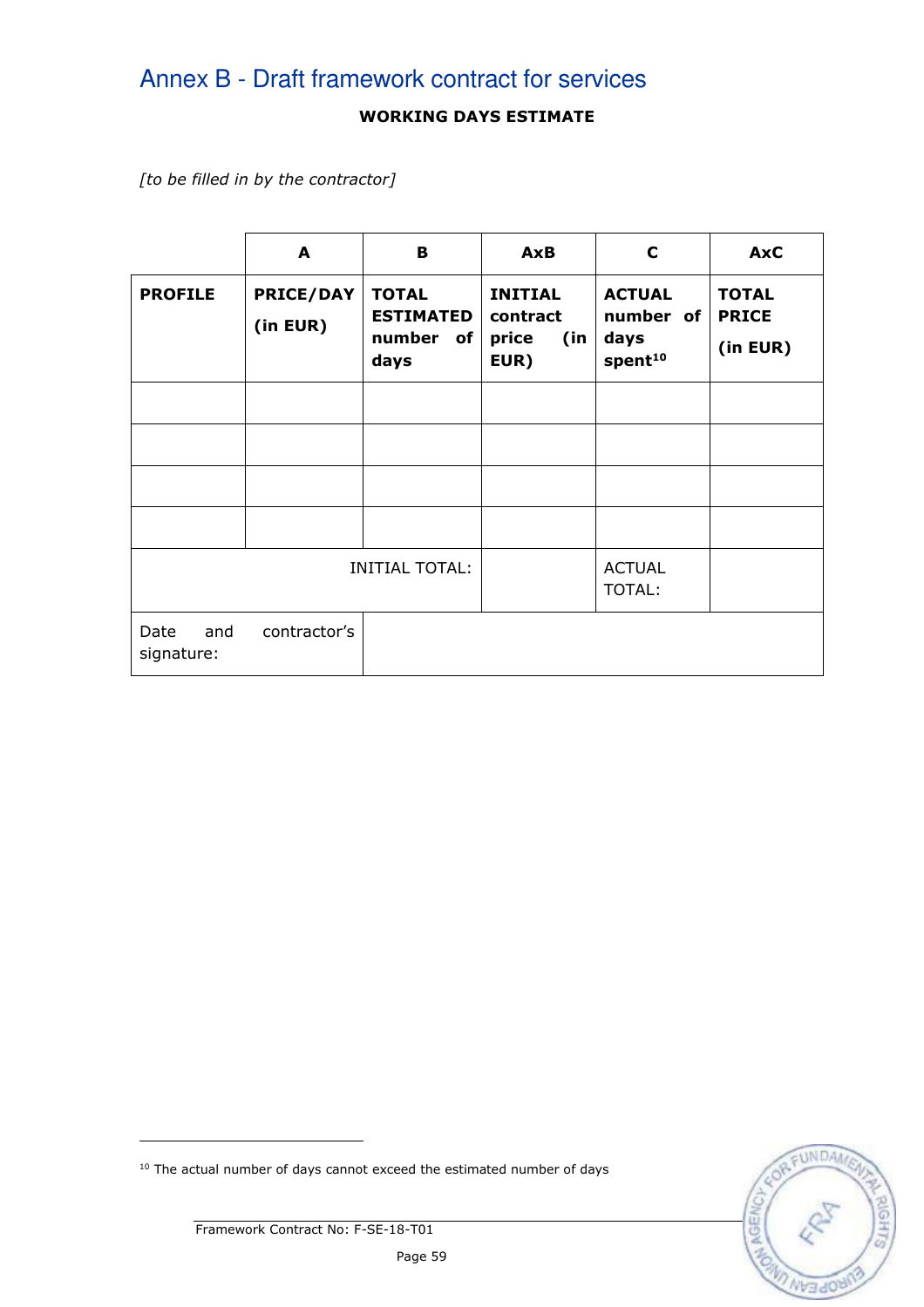# Annex B - Draft framework contract for services

**WORKING DAYS ESTIMATE**

*[to be filled in by the contractor]*

| | A | B | AxB | C | AxC |
|---|---|---|---|---|---|
| **PROFILE** | **PRICE/DAY (in EUR)** | **TOTAL ESTIMATED number of days** | **INITIAL contract price (in EUR)** | **ACTUAL number of days spent**[10] | **TOTAL PRICE (in EUR)** |
| | | | | | |
| | | | | | |
| | | | | | |
| | | | | | |
| | | INITIAL TOTAL: | | ACTUAL TOTAL: | |
| Date and contractor's signature: | | | | | |

[10] The actual number of days cannot exceed the estimated number of days

Framework Contract No: F-SE-18-T01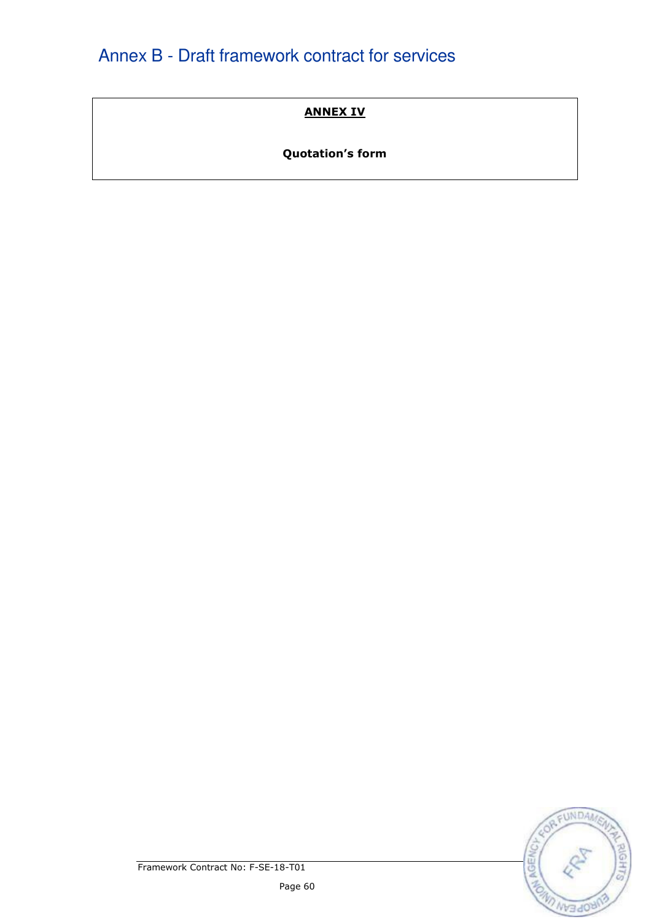**ANNEX IV**

**Quotation's form**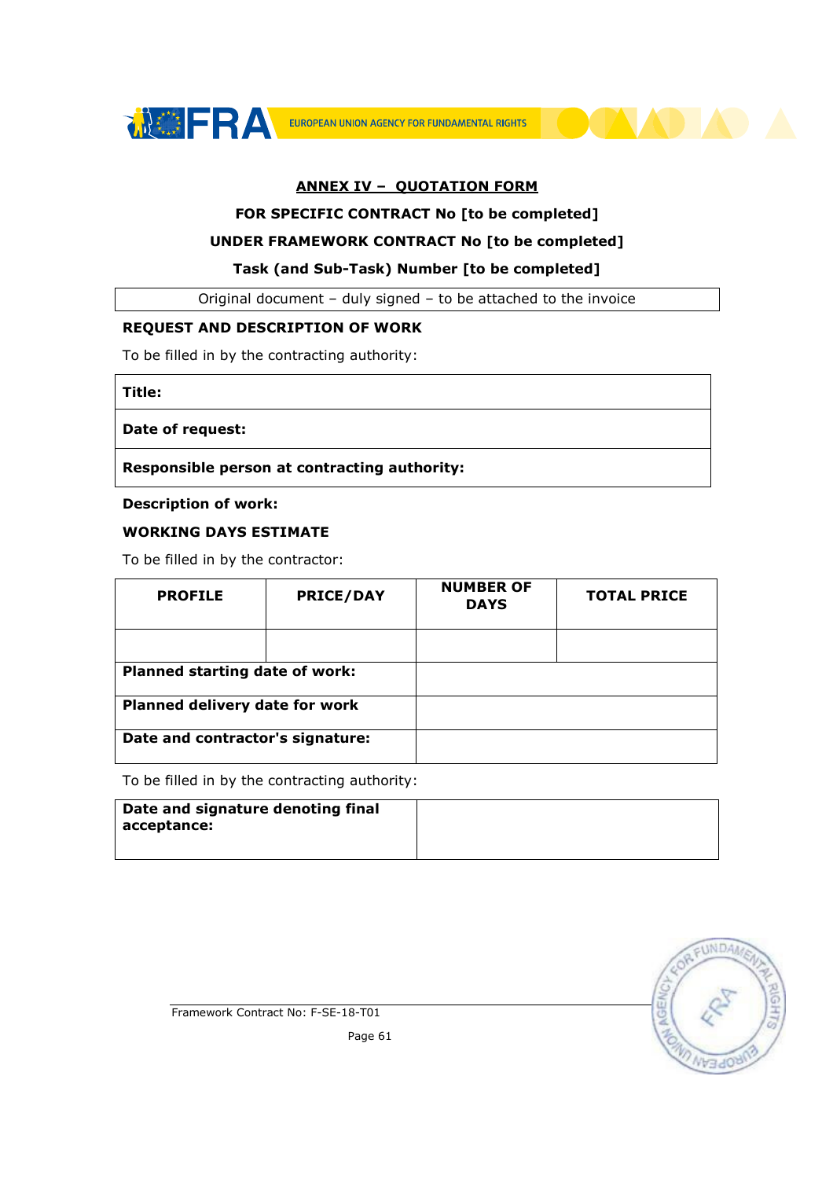## ANNEX IV – QUOTATION FORM

**FOR SPECIFIC CONTRACT No [to be completed]**

**UNDER FRAMEWORK CONTRACT No [to be completed]**

**Task (and Sub-Task) Number [to be completed]**

| Original document – duly signed – to be attached to the invoice |
|---|

**REQUEST AND DESCRIPTION OF WORK**

To be filled in by the contracting authority:

| **Title:** |
|---|
| **Date of request:** |
| **Responsible person at contracting authority:** |

**Description of work:**

**WORKING DAYS ESTIMATE**

To be filled in by the contractor:

| PROFILE | PRICE/DAY | NUMBER OF DAYS | TOTAL PRICE |
|---|---|---|---|
| | | | |
| **Planned starting date of work:** | | | |
| **Planned delivery date for work** | | | |
| **Date and contractor's signature:** | | | |

To be filled in by the contracting authority:

| **Date and signature denoting final acceptance:** | |
|---|---|

Framework Contract No: F-SE-18-T01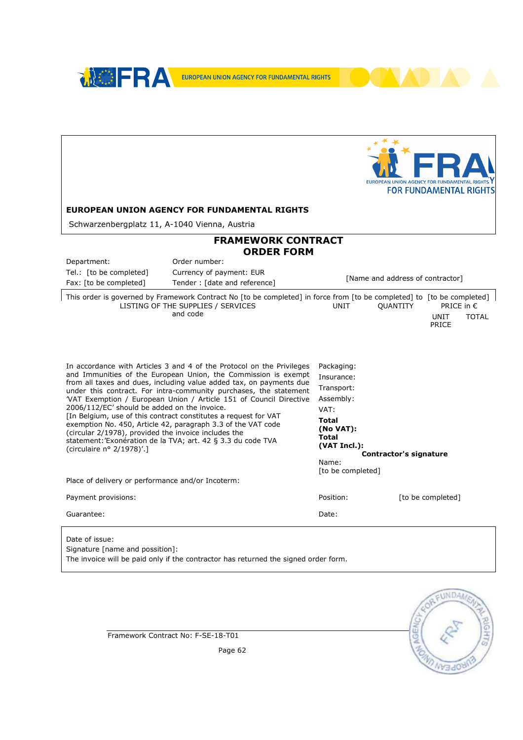**EUROPEAN UNION AGENCY FOR FUNDAMENTAL RIGHTS**

Schwarzenbergplatz 11, A-1040 Vienna, Austria

## FRAMEWORK CONTRACT
## ORDER FORM

| | | |
|---|---|---|
| Department: | Order number: | [Name and address of contractor] |
| Tel.: [to be completed] | Currency of payment: EUR | |
| Fax: [to be completed] | Tender : [date and reference] | |

This order is governed by Framework Contract No [to be completed] in force from [to be completed] to [to be completed]

| LISTING OF THE SUPPLIES / SERVICES and code | UNIT | QUANTITY | PRICE in € | |
|---|---|---|---|---|
| | | | UNIT PRICE | TOTAL |
| | | | | |

In accordance with Articles 3 and 4 of the Protocol on the Privileges and Immunities of the European Union, the Commission is exempt from all taxes and dues, including value added tax, on payments due under this contract. For intra-community purchases, the statement 'VAT Exemption / European Union / Article 151 of Council Directive 2006/112/EC' should be added on the invoice.
[In Belgium, use of this contract constitutes a request for VAT exemption No. 450, Article 42, paragraph 3.3 of the VAT code (circular 2/1978), provided the invoice includes the statement:'Exonération de la TVA; art. 42 § 3.3 du code TVA (circulaire n° 2/1978)'.]

Packaging:

Insurance:

Transport:

Assembly:

VAT:

**Total (No VAT):**

**Total (VAT Incl.):**

**Contractor's signature**

Name:
[to be completed]

Position: [to be completed]

Date:

Place of delivery or performance and/or Incoterm:

Payment provisions:

Guarantee:

Date of issue:

Signature [name and possition]:

The invoice will be paid only if the contractor has returned the signed order form.

Framework Contract No: F-SE-18-T01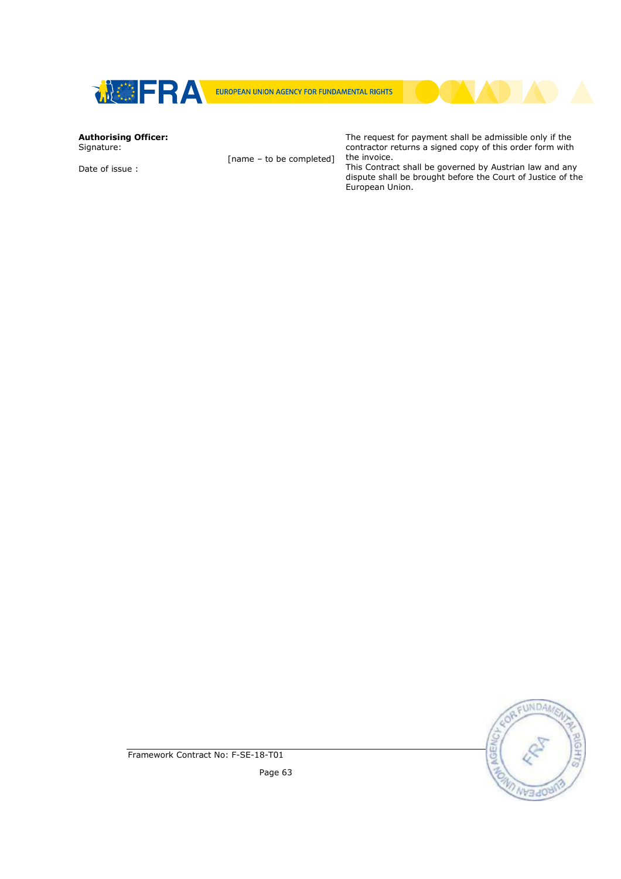**Authorising Officer:**
Signature:

[name – to be completed]

Date of issue :

The request for payment shall be admissible only if the contractor returns a signed copy of this order form with the invoice.
This Contract shall be governed by Austrian law and any dispute shall be brought before the Court of Justice of the European Union.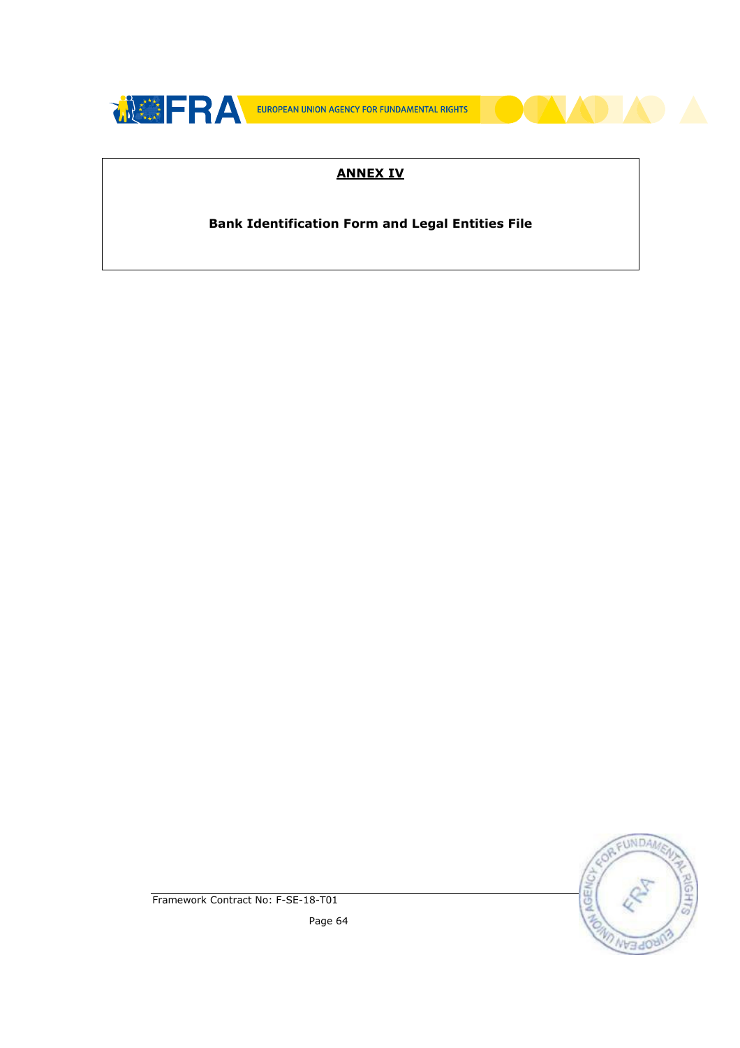## ANNEX IV

**Bank Identification Form and Legal Entities File**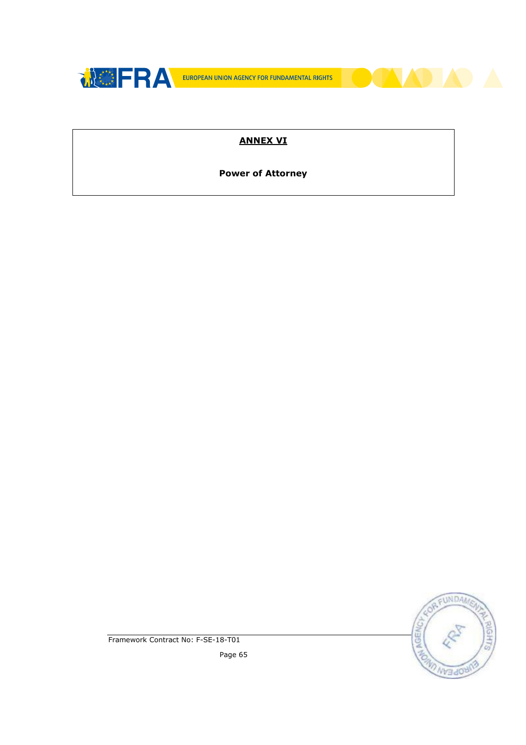**ANNEX VI**

**Power of Attorney**